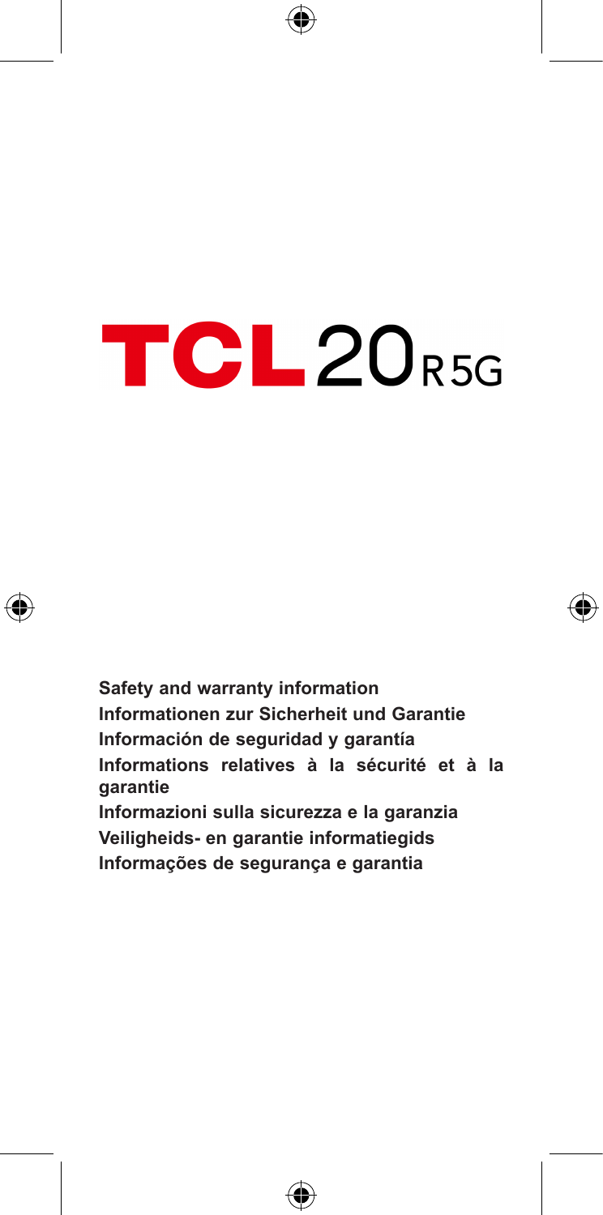# TCL 20 R 5G

**Safety and warranty information**

**Informationen zur Sicherheit und Garantie**

**Información de seguridad y garantía**

**Informations relatives à la sécurité et à la garantie**

**Informazioni sulla sicurezza e la garanzia**

**Veiligheids- en garantie informatiegids**

**Informações de segurança e garantia**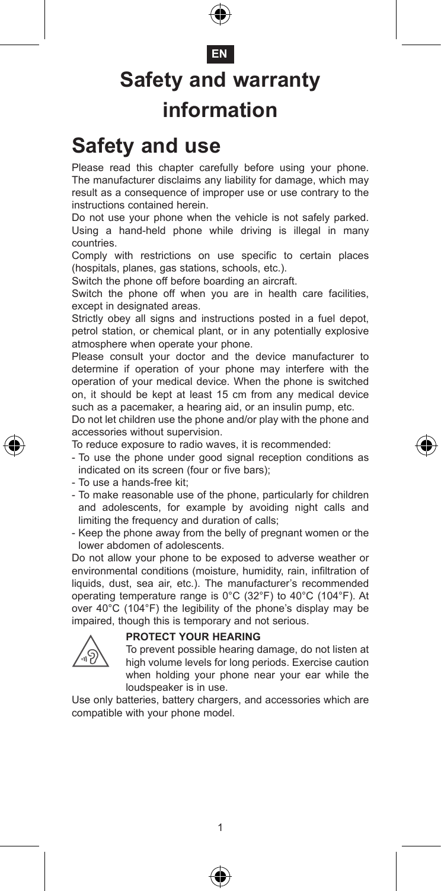EN

# Safety and warranty information

## Safety and use

Please read this chapter carefully before using your phone. The manufacturer disclaims any liability for damage, which may result as a consequence of improper use or use contrary to the instructions contained herein.

Do not use your phone when the vehicle is not safely parked. Using a hand-held phone while driving is illegal in many countries.

Comply with restrictions on use specific to certain places (hospitals, planes, gas stations, schools, etc.).

Switch the phone off before boarding an aircraft.

Switch the phone off when you are in health care facilities, except in designated areas.

Strictly obey all signs and instructions posted in a fuel depot, petrol station, or chemical plant, or in any potentially explosive atmosphere when operate your phone.

Please consult your doctor and the device manufacturer to determine if operation of your phone may interfere with the operation of your medical device. When the phone is switched on, it should be kept at least 15 cm from any medical device such as a pacemaker, a hearing aid, or an insulin pump, etc.

Do not let children use the phone and/or play with the phone and accessories without supervision.

To reduce exposure to radio waves, it is recommended:

- To use the phone under good signal reception conditions as indicated on its screen (four or five bars);
- To use a hands-free kit;
- To make reasonable use of the phone, particularly for children and adolescents, for example by avoiding night calls and limiting the frequency and duration of calls;
- Keep the phone away from the belly of pregnant women or the lower abdomen of adolescents.

Do not allow your phone to be exposed to adverse weather or environmental conditions (moisture, humidity, rain, infiltration of liquids, dust, sea air, etc.). The manufacturer's recommended operating temperature range is 0°C (32°F) to 40°C (104°F). At over 40°C (104°F) the legibility of the phone's display may be impaired, though this is temporary and not serious.

**PROTECT YOUR HEARING**

To prevent possible hearing damage, do not listen at high volume levels for long periods. Exercise caution when holding your phone near your ear while the loudspeaker is in use.

Use only batteries, battery chargers, and accessories which are compatible with your phone model.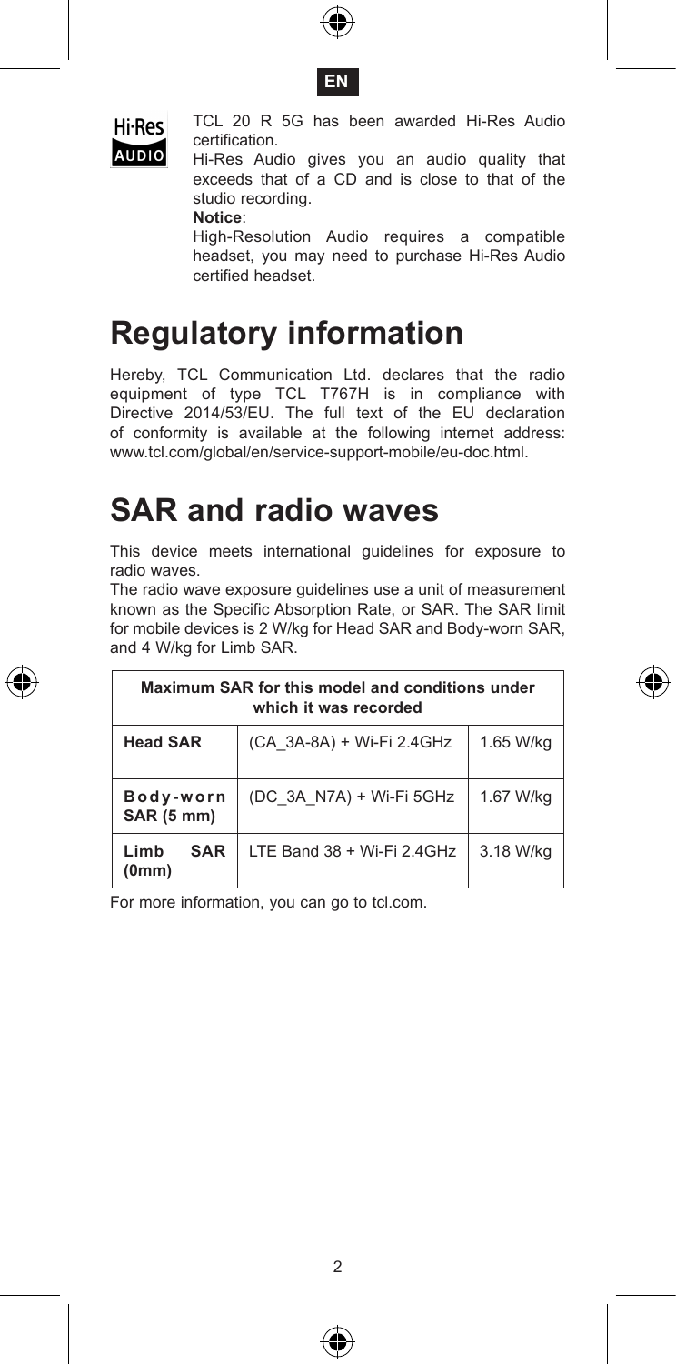EN

Hi-Res AUDIO

TCL 20 R 5G has been awarded Hi-Res Audio certification.

Hi-Res Audio gives you an audio quality that exceeds that of a CD and is close to that of the studio recording.

**Notice**:

High-Resolution Audio requires a compatible headset, you may need to purchase Hi-Res Audio certified headset.

# Regulatory information

Hereby, TCL Communication Ltd. declares that the radio equipment of type TCL T767H is in compliance with Directive 2014/53/EU. The full text of the EU declaration of conformity is available at the following internet address: www.tcl.com/global/en/service-support-mobile/eu-doc.html.

# SAR and radio waves

This device meets international guidelines for exposure to radio waves.

The radio wave exposure guidelines use a unit of measurement known as the Specific Absorption Rate, or SAR. The SAR limit for mobile devices is 2 W/kg for Head SAR and Body-worn SAR, and 4 W/kg for Limb SAR.

| **Maximum SAR for this model and conditions under which it was recorded** | | |
|---|---|---|
| **Head SAR** | (CA_3A-8A) + Wi-Fi 2.4GHz | 1.65 W/kg |
| **Body-worn SAR (5 mm)** | (DC_3A_N7A) + Wi-Fi 5GHz | 1.67 W/kg |
| **Limb SAR (0mm)** | LTE Band 38 + Wi-Fi 2.4GHz | 3.18 W/kg |

For more information, you can go to tcl.com.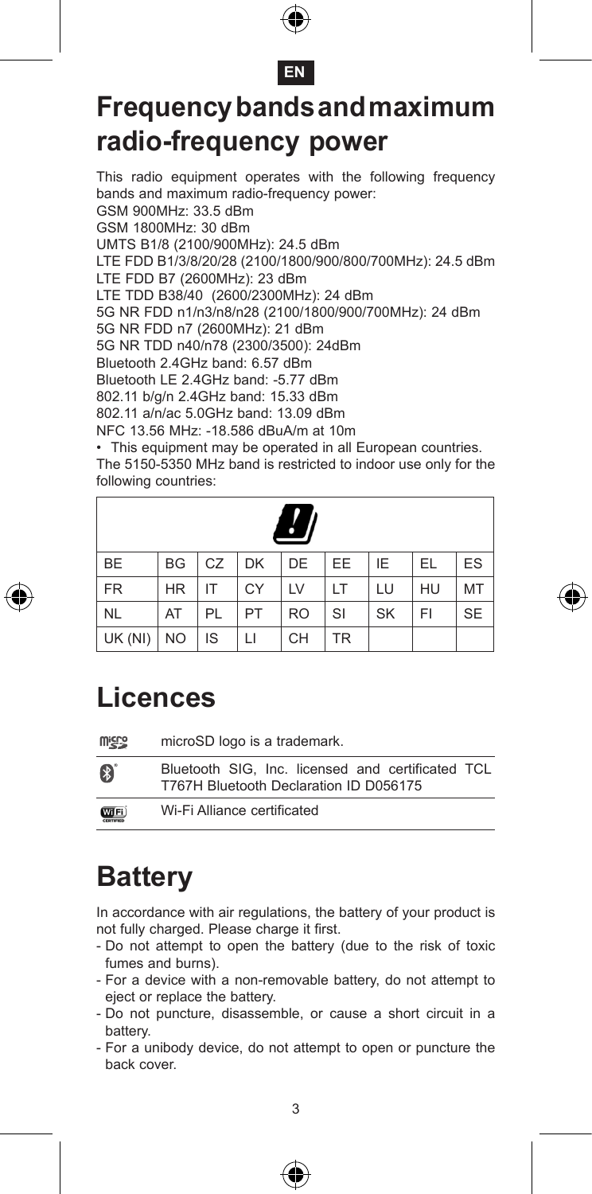# Frequency bands and maximum radio-frequency power

This radio equipment operates with the following frequency bands and maximum radio-frequency power:

GSM 900MHz: 33.5 dBm
GSM 1800MHz: 30 dBm
UMTS B1/8 (2100/900MHz): 24.5 dBm
LTE FDD B1/3/8/20/28 (2100/1800/900/800/700MHz): 24.5 dBm
LTE FDD B7 (2600MHz): 23 dBm
LTE TDD B38/40 (2600/2300MHz): 24 dBm
5G NR FDD n1/n3/n8/n28 (2100/1800/900/700MHz): 24 dBm
5G NR FDD n7 (2600MHz): 21 dBm
5G NR TDD n40/n78 (2300/3500): 24dBm
Bluetooth 2.4GHz band: 6.57 dBm
Bluetooth LE 2.4GHz band: -5.77 dBm
802.11 b/g/n 2.4GHz band: 15.33 dBm
802.11 a/n/ac 5.0GHz band: 13.09 dBm
NFC 13.56 MHz: -18.586 dBuA/m at 10m

• This equipment may be operated in all European countries.

The 5150-5350 MHz band is restricted to indoor use only for the following countries:

| BE | BG | CZ | DK | DE | EE | IE | EL | ES |
|---|---|---|---|---|---|---|---|---|
| FR | HR | IT | CY | LV | LT | LU | HU | MT |
| NL | AT | PL | PT | RO | SI | SK | FI | SE |
| UK (NI) | NO | IS | LI | CH | TR | | | |

# Licences

| | |
|---|---|
| microSD | microSD logo is a trademark. |
| Bluetooth | Bluetooth SIG, Inc. licensed and certificated TCL T767H Bluetooth Declaration ID D056175 |
| Wi-Fi | Wi-Fi Alliance certificated |

# Battery

In accordance with air regulations, the battery of your product is not fully charged. Please charge it first.

- Do not attempt to open the battery (due to the risk of toxic fumes and burns).
- For a device with a non-removable battery, do not attempt to eject or replace the battery.
- Do not puncture, disassemble, or cause a short circuit in a battery.
- For a unibody device, do not attempt to open or puncture the back cover.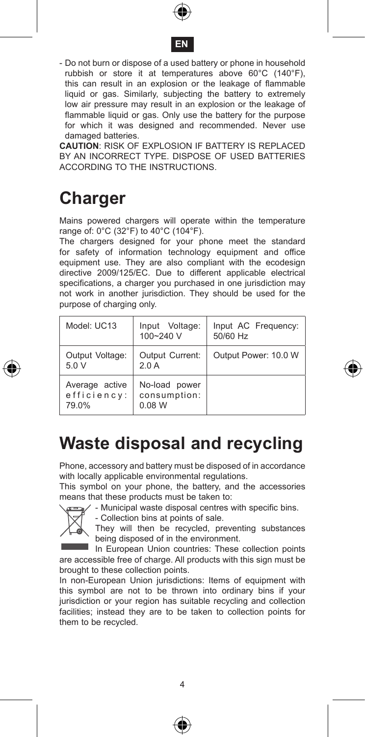- Do not burn or dispose of a used battery or phone in household rubbish or store it at temperatures above 60°C (140°F), this can result in an explosion or the leakage of flammable liquid or gas. Similarly, subjecting the battery to extremely low air pressure may result in an explosion or the leakage of flammable liquid or gas. Only use the battery for the purpose for which it was designed and recommended. Never use damaged batteries.

**CAUTION**: RISK OF EXPLOSION IF BATTERY IS REPLACED BY AN INCORRECT TYPE. DISPOSE OF USED BATTERIES ACCORDING TO THE INSTRUCTIONS.

# Charger

Mains powered chargers will operate within the temperature range of: 0°C (32°F) to 40°C (104°F).

The chargers designed for your phone meet the standard for safety of information technology equipment and office equipment use. They are also compliant with the ecodesign directive 2009/125/EC. Due to different applicable electrical specifications, a charger you purchased in one jurisdiction may not work in another jurisdiction. They should be used for the purpose of charging only.

| Model: UC13 | Input Voltage: 100~240 V | Input AC Frequency: 50/60 Hz |
|---|---|---|
| Output Voltage: 5.0 V | Output Current: 2.0 A | Output Power: 10.0 W |
| Average active efficiency: 79.0% | No-load power consumption: 0.08 W | |

# Waste disposal and recycling

Phone, accessory and battery must be disposed of in accordance with locally applicable environmental regulations.

This symbol on your phone, the battery, and the accessories means that these products must be taken to:

- Municipal waste disposal centres with specific bins.
- Collection bins at points of sale.

They will then be recycled, preventing substances being disposed of in the environment.

In European Union countries: These collection points are accessible free of charge. All products with this sign must be brought to these collection points.

In non-European Union jurisdictions: Items of equipment with this symbol are not to be thrown into ordinary bins if your jurisdiction or your region has suitable recycling and collection facilities; instead they are to be taken to collection points for them to be recycled.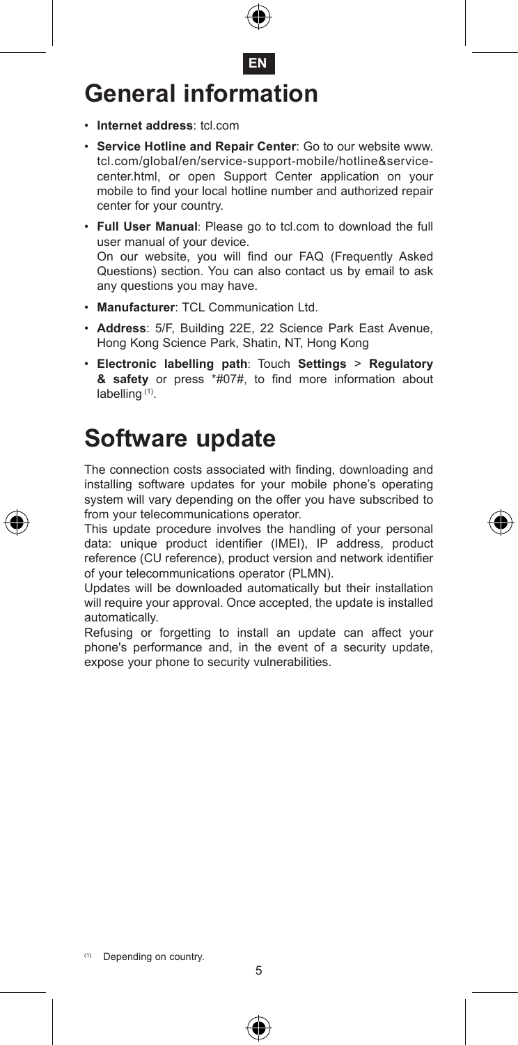EN

# General information

- **Internet address**: tcl.com
- **Service Hotline and Repair Center**: Go to our website www.tcl.com/global/en/service-support-mobile/hotline&service-center.html, or open Support Center application on your mobile to find your local hotline number and authorized repair center for your country.
- **Full User Manual**: Please go to tcl.com to download the full user manual of your device.
  On our website, you will find our FAQ (Frequently Asked Questions) section. You can also contact us by email to ask any questions you may have.
- **Manufacturer**: TCL Communication Ltd.
- **Address**: 5/F, Building 22E, 22 Science Park East Avenue, Hong Kong Science Park, Shatin, NT, Hong Kong
- **Electronic labelling path**: Touch **Settings** > **Regulatory & safety** or press *#07#, to find more information about labelling [(1)].

# Software update

The connection costs associated with finding, downloading and installing software updates for your mobile phone's operating system will vary depending on the offer you have subscribed to from your telecommunications operator.
This update procedure involves the handling of your personal data: unique product identifier (IMEI), IP address, product reference (CU reference), product version and network identifier of your telecommunications operator (PLMN).
Updates will be downloaded automatically but their installation will require your approval. Once accepted, the update is installed automatically.
Refusing or forgetting to install an update can affect your phone's performance and, in the event of a security update, expose your phone to security vulnerabilities.

[(1)] Depending on country.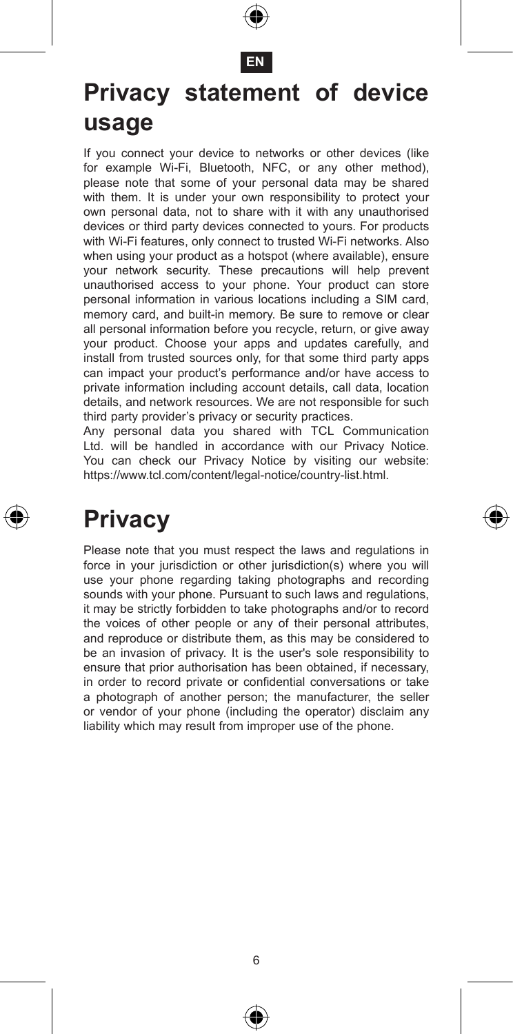# Privacy statement of device usage

If you connect your device to networks or other devices (like for example Wi-Fi, Bluetooth, NFC, or any other method), please note that some of your personal data may be shared with them. It is under your own responsibility to protect your own personal data, not to share with it with any unauthorised devices or third party devices connected to yours. For products with Wi-Fi features, only connect to trusted Wi-Fi networks. Also when using your product as a hotspot (where available), ensure your network security. These precautions will help prevent unauthorised access to your phone. Your product can store personal information in various locations including a SIM card, memory card, and built-in memory. Be sure to remove or clear all personal information before you recycle, return, or give away your product. Choose your apps and updates carefully, and install from trusted sources only, for that some third party apps can impact your product's performance and/or have access to private information including account details, call data, location details, and network resources. We are not responsible for such third party provider's privacy or security practices.

Any personal data you shared with TCL Communication Ltd. will be handled in accordance with our Privacy Notice. You can check our Privacy Notice by visiting our website: https://www.tcl.com/content/legal-notice/country-list.html.

# Privacy

Please note that you must respect the laws and regulations in force in your jurisdiction or other jurisdiction(s) where you will use your phone regarding taking photographs and recording sounds with your phone. Pursuant to such laws and regulations, it may be strictly forbidden to take photographs and/or to record the voices of other people or any of their personal attributes, and reproduce or distribute them, as this may be considered to be an invasion of privacy. It is the user's sole responsibility to ensure that prior authorisation has been obtained, if necessary, in order to record private or confidential conversations or take a photograph of another person; the manufacturer, the seller or vendor of your phone (including the operator) disclaim any liability which may result from improper use of the phone.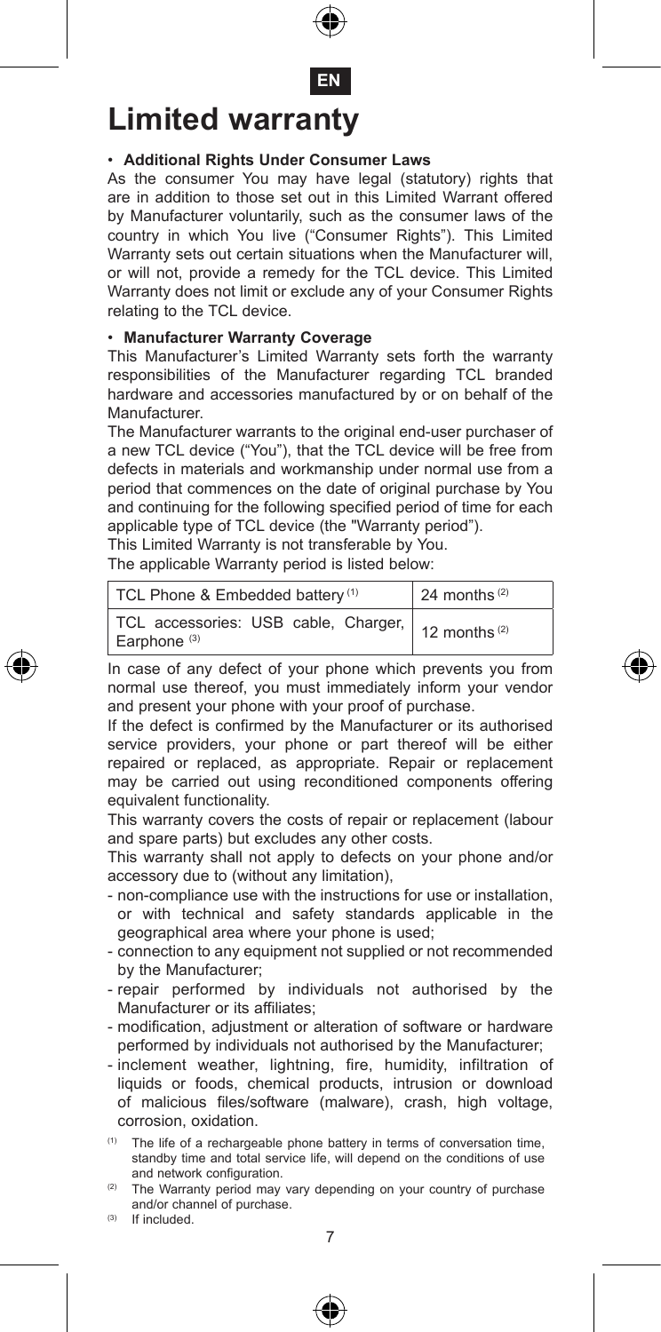EN

# Limited warranty

- **Additional Rights Under Consumer Laws**

As the consumer You may have legal (statutory) rights that are in addition to those set out in this Limited Warrant offered by Manufacturer voluntarily, such as the consumer laws of the country in which You live ("Consumer Rights"). This Limited Warranty sets out certain situations when the Manufacturer will, or will not, provide a remedy for the TCL device. This Limited Warranty does not limit or exclude any of your Consumer Rights relating to the TCL device.

- **Manufacturer Warranty Coverage**

This Manufacturer's Limited Warranty sets forth the warranty responsibilities of the Manufacturer regarding TCL branded hardware and accessories manufactured by or on behalf of the Manufacturer.

The Manufacturer warrants to the original end-user purchaser of a new TCL device ("You"), that the TCL device will be free from defects in materials and workmanship under normal use from a period that commences on the date of original purchase by You and continuing for the following specified period of time for each applicable type of TCL device (the "Warranty period").

This Limited Warranty is not transferable by You.

The applicable Warranty period is listed below:

| TCL Phone & Embedded battery [1] | 24 months [2] |
|---|---|
| TCL accessories: USB cable, Charger, Earphone [3] | 12 months [2] |

In case of any defect of your phone which prevents you from normal use thereof, you must immediately inform your vendor and present your phone with your proof of purchase.

If the defect is confirmed by the Manufacturer or its authorised service providers, your phone or part thereof will be either repaired or replaced, as appropriate. Repair or replacement may be carried out using reconditioned components offering equivalent functionality.

This warranty covers the costs of repair or replacement (labour and spare parts) but excludes any other costs.

This warranty shall not apply to defects on your phone and/or accessory due to (without any limitation),

- non-compliance use with the instructions for use or installation, or with technical and safety standards applicable in the geographical area where your phone is used;
- connection to any equipment not supplied or not recommended by the Manufacturer;
- repair performed by individuals not authorised by the Manufacturer or its affiliates;
- modification, adjustment or alteration of software or hardware performed by individuals not authorised by the Manufacturer;
- inclement weather, lightning, fire, humidity, infiltration of liquids or foods, chemical products, intrusion or download of malicious files/software (malware), crash, high voltage, corrosion, oxidation.

[1] The life of a rechargeable phone battery in terms of conversation time, standby time and total service life, will depend on the conditions of use and network configuration.

[2] The Warranty period may vary depending on your country of purchase and/or channel of purchase.

[3] If included.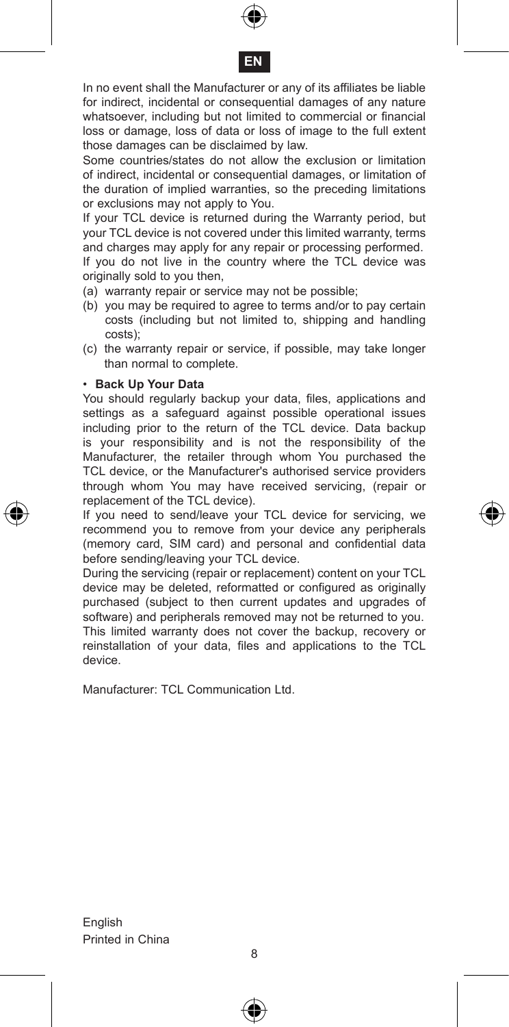In no event shall the Manufacturer or any of its affiliates be liable for indirect, incidental or consequential damages of any nature whatsoever, including but not limited to commercial or financial loss or damage, loss of data or loss of image to the full extent those damages can be disclaimed by law.

Some countries/states do not allow the exclusion or limitation of indirect, incidental or consequential damages, or limitation of the duration of implied warranties, so the preceding limitations or exclusions may not apply to You.

If your TCL device is returned during the Warranty period, but your TCL device is not covered under this limited warranty, terms and charges may apply for any repair or processing performed.

If you do not live in the country where the TCL device was originally sold to you then,

(a) warranty repair or service may not be possible;
(b) you may be required to agree to terms and/or to pay certain costs (including but not limited to, shipping and handling costs);
(c) the warranty repair or service, if possible, may take longer than normal to complete.

- **Back Up Your Data**

You should regularly backup your data, files, applications and settings as a safeguard against possible operational issues including prior to the return of the TCL device. Data backup is your responsibility and is not the responsibility of the Manufacturer, the retailer through whom You purchased the TCL device, or the Manufacturer's authorised service providers through whom You may have received servicing, (repair or replacement of the TCL device).

If you need to send/leave your TCL device for servicing, we recommend you to remove from your device any peripherals (memory card, SIM card) and personal and confidential data before sending/leaving your TCL device.

During the servicing (repair or replacement) content on your TCL device may be deleted, reformatted or configured as originally purchased (subject to then current updates and upgrades of software) and peripherals removed may not be returned to you.

This limited warranty does not cover the backup, recovery or reinstallation of your data, files and applications to the TCL device.

Manufacturer: TCL Communication Ltd.

English
Printed in China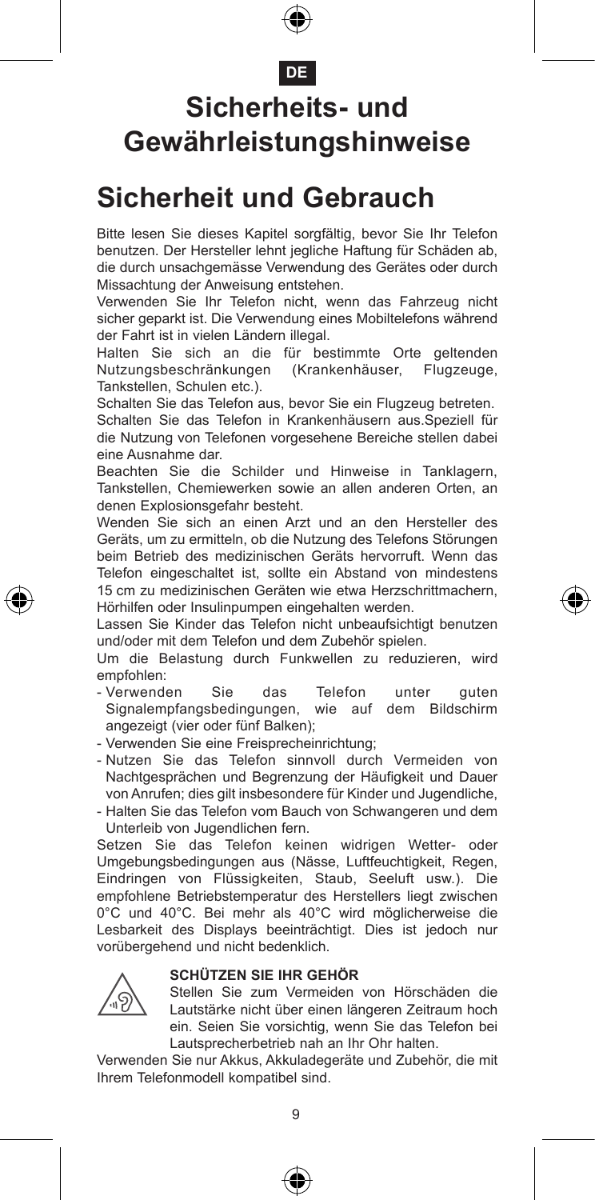DE

# Sicherheits- und Gewährleistungshinweise

# Sicherheit und Gebrauch

Bitte lesen Sie dieses Kapitel sorgfältig, bevor Sie Ihr Telefon benutzen. Der Hersteller lehnt jegliche Haftung für Schäden ab, die durch unsachgemässe Verwendung des Gerätes oder durch Missachtung der Anweisung entstehen.

Verwenden Sie Ihr Telefon nicht, wenn das Fahrzeug nicht sicher geparkt ist. Die Verwendung eines Mobiltelefons während der Fahrt ist in vielen Ländern illegal.

Halten Sie sich an die für bestimmte Orte geltenden Nutzungsbeschränkungen (Krankenhäuser, Flugzeuge, Tankstellen, Schulen etc.).

Schalten Sie das Telefon aus, bevor Sie ein Flugzeug betreten.

Schalten Sie das Telefon in Krankenhäusern aus.Speziell für die Nutzung von Telefonen vorgesehene Bereiche stellen dabei eine Ausnahme dar.

Beachten Sie die Schilder und Hinweise in Tanklagern, Tankstellen, Chemiewerken sowie an allen anderen Orten, an denen Explosionsgefahr besteht.

Wenden Sie sich an einen Arzt und an den Hersteller des Geräts, um zu ermitteln, ob die Nutzung des Telefons Störungen beim Betrieb des medizinischen Geräts hervorruft. Wenn das Telefon eingeschaltet ist, sollte ein Abstand von mindestens 15 cm zu medizinischen Geräten wie etwa Herzschrittmachern, Hörhilfen oder Insulinpumpen eingehalten werden.

Lassen Sie Kinder das Telefon nicht unbeaufsichtigt benutzen und/oder mit dem Telefon und dem Zubehör spielen.

Um die Belastung durch Funkwellen zu reduzieren, wird empfohlen:

- Verwenden Sie das Telefon unter guten Signalempfangsbedingungen, wie auf dem Bildschirm angezeigt (vier oder fünf Balken);
- Verwenden Sie eine Freisprecheinrichtung;
- Nutzen Sie das Telefon sinnvoll durch Vermeiden von Nachtgesprächen und Begrenzung der Häufigkeit und Dauer von Anrufen; dies gilt insbesondere für Kinder und Jugendliche,
- Halten Sie das Telefon vom Bauch von Schwangeren und dem Unterleib von Jugendlichen fern.

Setzen Sie das Telefon keinen widrigen Wetter- oder Umgebungsbedingungen aus (Nässe, Luftfeuchtigkeit, Regen, Eindringen von Flüssigkeiten, Staub, Seeluft usw.). Die empfohlene Betriebstemperatur des Herstellers liegt zwischen 0°C und 40°C. Bei mehr als 40°C wird möglicherweise die Lesbarkeit des Displays beeinträchtigt. Dies ist jedoch nur vorübergehend und nicht bedenklich.

**SCHÜTZEN SIE IHR GEHÖR**

Stellen Sie zum Vermeiden von Hörschäden die Lautstärke nicht über einen längeren Zeitraum hoch ein. Seien Sie vorsichtig, wenn Sie das Telefon bei Lautsprecherbetrieb nah an Ihr Ohr halten.

Verwenden Sie nur Akkus, Akkuladegeräte und Zubehör, die mit Ihrem Telefonmodell kompatibel sind.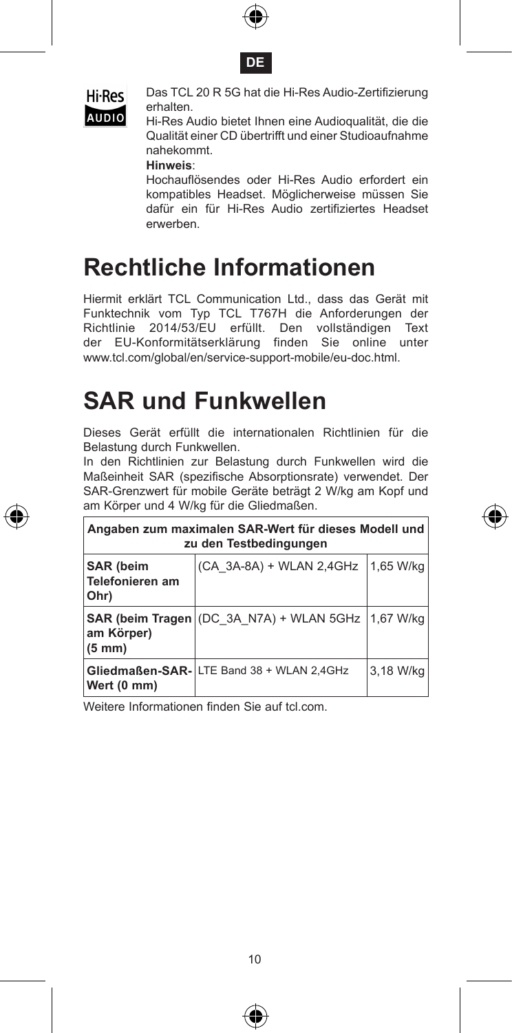DE

Das TCL 20 R 5G hat die Hi-Res Audio-Zertifizierung erhalten.

Hi-Res Audio bietet Ihnen eine Audioqualität, die die Qualität einer CD übertrifft und einer Studioaufnahme nahekommt.

**Hinweis**:

Hochauflösendes oder Hi-Res Audio erfordert ein kompatibles Headset. Möglicherweise müssen Sie dafür ein für Hi-Res Audio zertifiziertes Headset erwerben.

# Rechtliche Informationen

Hiermit erklärt TCL Communication Ltd., dass das Gerät mit Funktechnik vom Typ TCL T767H die Anforderungen der Richtlinie 2014/53/EU erfüllt. Den vollständigen Text der EU-Konformitätserklärung finden Sie online unter www.tcl.com/global/en/service-support-mobile/eu-doc.html.

# SAR und Funkwellen

Dieses Gerät erfüllt die internationalen Richtlinien für die Belastung durch Funkwellen.

In den Richtlinien zur Belastung durch Funkwellen wird die Maßeinheit SAR (spezifische Absorptionsrate) verwendet. Der SAR-Grenzwert für mobile Geräte beträgt 2 W/kg am Kopf und am Körper und 4 W/kg für die Gliedmaßen.

| Angaben zum maximalen SAR-Wert für dieses Modell und zu den Testbedingungen | | |
|---|---|---|
| **SAR (beim Telefonieren am Ohr)** | (CA_3A-8A) + WLAN 2,4GHz | 1,65 W/kg |
| **SAR (beim Tragen am Körper) (5 mm)** | (DC_3A_N7A) + WLAN 5GHz | 1,67 W/kg |
| **Gliedmaßen-SAR-Wert (0 mm)** | LTE Band 38 + WLAN 2,4GHz | 3,18 W/kg |

Weitere Informationen finden Sie auf tcl.com.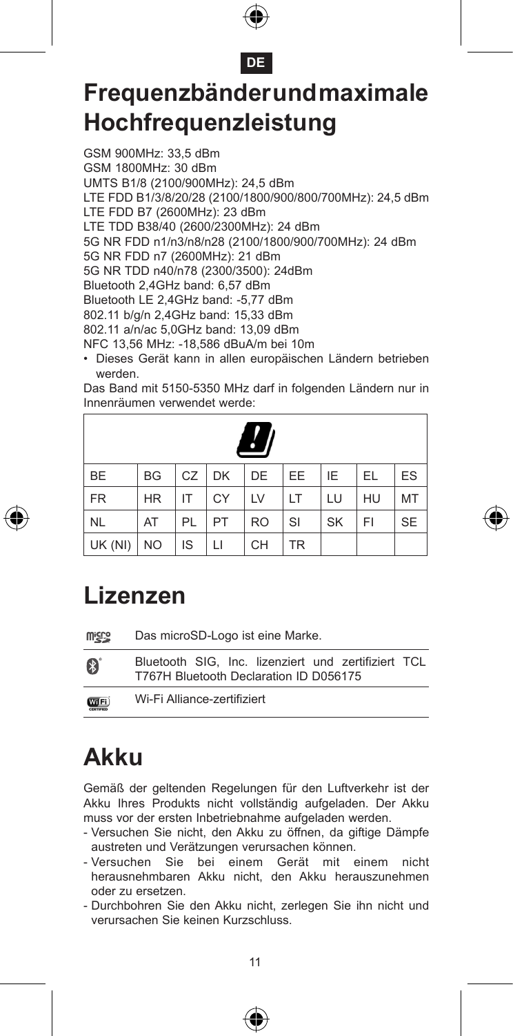DE

# Frequenzbänderundmaximale Hochfrequenzleistung

GSM 900MHz: 33,5 dBm
GSM 1800MHz: 30 dBm
UMTS B1/8 (2100/900MHz): 24,5 dBm
LTE FDD B1/3/8/20/28 (2100/1800/900/800/700MHz): 24,5 dBm
LTE FDD B7 (2600MHz): 23 dBm
LTE TDD B38/40 (2600/2300MHz): 24 dBm
5G NR FDD n1/n3/n8/n28 (2100/1800/900/700MHz): 24 dBm
5G NR FDD n7 (2600MHz): 21 dBm
5G NR TDD n40/n78 (2300/3500): 24dBm
Bluetooth 2,4GHz band: 6,57 dBm
Bluetooth LE 2,4GHz band: -5,77 dBm
802.11 b/g/n 2,4GHz band: 15,33 dBm
802.11 a/n/ac 5,0GHz band: 13,09 dBm
NFC 13,56 MHz: -18,586 dBuA/m bei 10m

- Dieses Gerät kann in allen europäischen Ländern betrieben werden.

Das Band mit 5150-5350 MHz darf in folgenden Ländern nur in Innenräumen verwendet werde:

| | | | | | | | | |
|---|---|---|---|---|---|---|---|---|
| BE | BG | CZ | DK | DE | EE | IE | EL | ES |
| FR | HR | IT | CY | LV | LT | LU | HU | MT |
| NL | AT | PL | PT | RO | SI | SK | FI | SE |
| UK (NI) | NO | IS | LI | CH | TR | | | |

# Lizenzen

Das microSD-Logo ist eine Marke.

Bluetooth SIG, Inc. lizenziert und zertifiziert TCL T767H Bluetooth Declaration ID D056175

Wi-Fi Alliance-zertifiziert

# Akku

Gemäß der geltenden Regelungen für den Luftverkehr ist der Akku Ihres Produkts nicht vollständig aufgeladen. Der Akku muss vor der ersten Inbetriebnahme aufgeladen werden.

- Versuchen Sie nicht, den Akku zu öffnen, da giftige Dämpfe austreten und Verätzungen verursachen können.
- Versuchen Sie bei einem Gerät mit einem nicht herausnehmbaren Akku nicht, den Akku herauszunehmen oder zu ersetzen.
- Durchbohren Sie den Akku nicht, zerlegen Sie ihn nicht und verursachen Sie keinen Kurzschluss.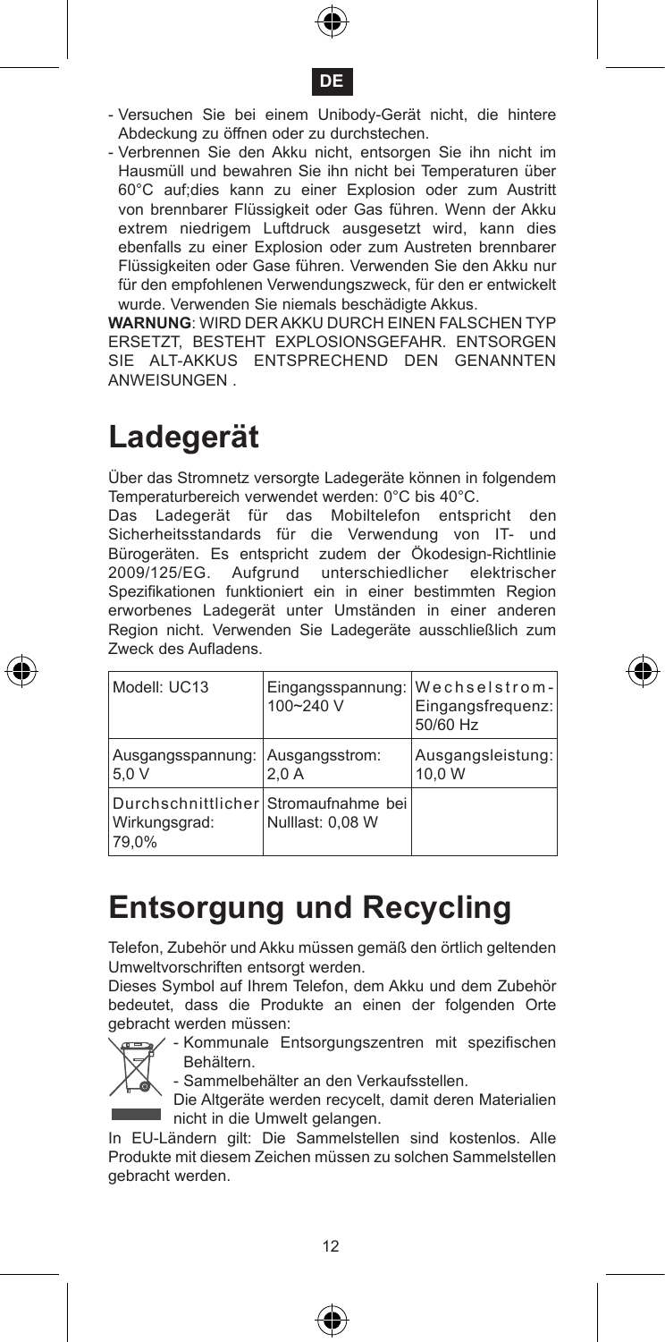- Versuchen Sie bei einem Unibody-Gerät nicht, die hintere Abdeckung zu öffnen oder zu durchstechen.
- Verbrennen Sie den Akku nicht, entsorgen Sie ihn nicht im Hausmüll und bewahren Sie ihn nicht bei Temperaturen über 60°C auf;dies kann zu einer Explosion oder zum Austritt von brennbarer Flüssigkeit oder Gas führen. Wenn der Akku extrem niedrigem Luftdruck ausgesetzt wird, kann dies ebenfalls zu einer Explosion oder zum Austreten brennbarer Flüssigkeiten oder Gase führen. Verwenden Sie den Akku nur für den empfohlenen Verwendungszweck, für den er entwickelt wurde. Verwenden Sie niemals beschädigte Akkus.

**WARNUNG**: WIRD DER AKKU DURCH EINEN FALSCHEN TYP ERSETZT, BESTEHT EXPLOSIONSGEFAHR. ENTSORGEN SIE ALT-AKKUS ENTSPRECHEND DEN GENANNTEN ANWEISUNGEN .

# Ladegerät

Über das Stromnetz versorgte Ladegeräte können in folgendem Temperaturbereich verwendet werden: 0°C bis 40°C.

Das Ladegerät für das Mobiltelefon entspricht den Sicherheitsstandards für die Verwendung von IT- und Bürogeräten. Es entspricht zudem der Ökodesign-Richtlinie 2009/125/EG. Aufgrund unterschiedlicher elektrischer Spezifikationen funktioniert ein in einer bestimmten Region erworbenes Ladegerät unter Umständen in einer anderen Region nicht. Verwenden Sie Ladegeräte ausschließlich zum Zweck des Aufladens.

| Modell: UC13 | Eingangsspannung: 100~240 V | Wechselstrom-Eingangsfrequenz: 50/60 Hz |
|---|---|---|
| Ausgangsspannung: 5,0 V | Ausgangsstrom: 2,0 A | Ausgangsleistung: 10,0 W |
| Durchschnittlicher Wirkungsgrad: 79,0% | Stromaufnahme bei Nulllast: 0,08 W | |

# Entsorgung und Recycling

Telefon, Zubehör und Akku müssen gemäß den örtlich geltenden Umweltvorschriften entsorgt werden.

Dieses Symbol auf Ihrem Telefon, dem Akku und dem Zubehör bedeutet, dass die Produkte an einen der folgenden Orte gebracht werden müssen:

- Kommunale Entsorgungszentren mit spezifischen Behältern.
- Sammelbehälter an den Verkaufsstellen.

Die Altgeräte werden recycelt, damit deren Materialien nicht in die Umwelt gelangen.

In EU-Ländern gilt: Die Sammelstellen sind kostenlos. Alle Produkte mit diesem Zeichen müssen zu solchen Sammelstellen gebracht werden.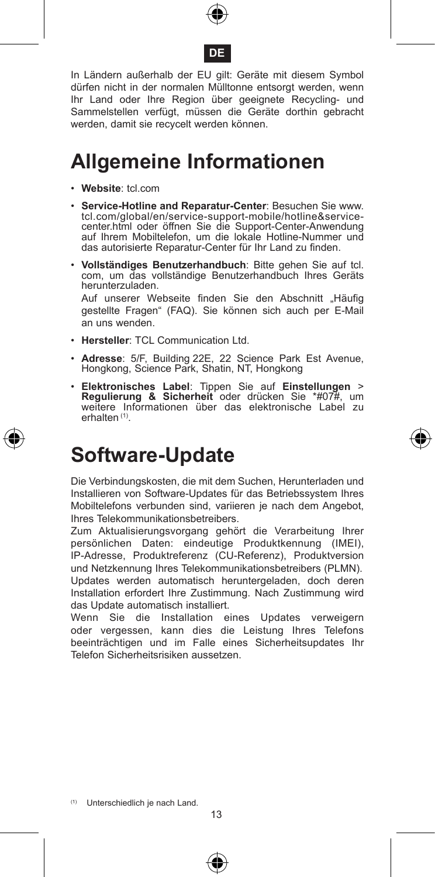In Ländern außerhalb der EU gilt: Geräte mit diesem Symbol dürfen nicht in der normalen Mülltonne entsorgt werden, wenn Ihr Land oder Ihre Region über geeignete Recycling- und Sammelstellen verfügt, müssen die Geräte dorthin gebracht werden, damit sie recycelt werden können.

# Allgemeine Informationen

- **Website**: tcl.com
- **Service-Hotline and Reparatur-Center**: Besuchen Sie www.tcl.com/global/en/service-support-mobile/hotline&service-center.html oder öffnen Sie die Support-Center-Anwendung auf Ihrem Mobiltelefon, um die lokale Hotline-Nummer und das autorisierte Reparatur-Center für Ihr Land zu finden.
- **Vollständiges Benutzerhandbuch**: Bitte gehen Sie auf tcl.com, um das vollständige Benutzerhandbuch Ihres Geräts herunterzuladen.

  Auf unserer Webseite finden Sie den Abschnitt „Häufig gestellte Fragen" (FAQ). Sie können sich auch per E-Mail an uns wenden.
- **Hersteller**: TCL Communication Ltd.
- **Adresse**: 5/F, Building 22E, 22 Science Park Est Avenue, Hongkong, Science Park, Shatin, NT, Hongkong
- **Elektronisches Label**: Tippen Sie auf **Einstellungen** > **Regulierung & Sicherheit** oder drücken Sie *#07#, um weitere Informationen über das elektronische Label zu erhalten [1].

# Software-Update

Die Verbindungskosten, die mit dem Suchen, Herunterladen und Installieren von Software-Updates für das Betriebssystem Ihres Mobiltelefons verbunden sind, variieren je nach dem Angebot, Ihres Telekommunikationsbetreibers.

Zum Aktualisierungsvorgang gehört die Verarbeitung Ihrer persönlichen Daten: eindeutige Produktkennung (IMEI), IP-Adresse, Produktreferenz (CU-Referenz), Produktversion und Netzkennung Ihres Telekommunikationsbetreibers (PLMN).

Updates werden automatisch heruntergeladen, doch deren Installation erfordert Ihre Zustimmung. Nach Zustimmung wird das Update automatisch installiert.

Wenn Sie die Installation eines Updates verweigern oder vergessen, kann dies die Leistung Ihres Telefons beeinträchtigen und im Falle eines Sicherheitsupdates Ihr Telefon Sicherheitsrisiken aussetzen.

[1] Unterschiedlich je nach Land.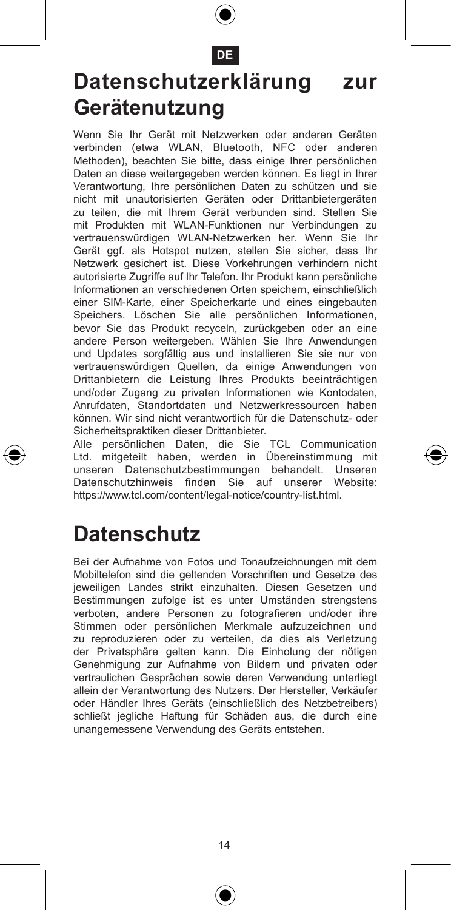# Datenschutzerklärung zur Gerätenutzung

Wenn Sie Ihr Gerät mit Netzwerken oder anderen Geräten verbinden (etwa WLAN, Bluetooth, NFC oder anderen Methoden), beachten Sie bitte, dass einige Ihrer persönlichen Daten an diese weitergegeben werden können. Es liegt in Ihrer Verantwortung, Ihre persönlichen Daten zu schützen und sie nicht mit unautorisierten Geräten oder Drittanbietergeräten zu teilen, die mit Ihrem Gerät verbunden sind. Stellen Sie mit Produkten mit WLAN-Funktionen nur Verbindungen zu vertrauenswürdigen WLAN-Netzwerken her. Wenn Sie Ihr Gerät ggf. als Hotspot nutzen, stellen Sie sicher, dass Ihr Netzwerk gesichert ist. Diese Vorkehrungen verhindern nicht autorisierte Zugriffe auf Ihr Telefon. Ihr Produkt kann persönliche Informationen an verschiedenen Orten speichern, einschließlich einer SIM-Karte, einer Speicherkarte und eines eingebauten Speichers. Löschen Sie alle persönlichen Informationen, bevor Sie das Produkt recyceln, zurückgeben oder an eine andere Person weitergeben. Wählen Sie Ihre Anwendungen und Updates sorgfältig aus und installieren Sie sie nur von vertrauenswürdigen Quellen, da einige Anwendungen von Drittanbietern die Leistung Ihres Produkts beeinträchtigen und/oder Zugang zu privaten Informationen wie Kontodaten, Anrufdaten, Standortdaten und Netzwerkressourcen haben können. Wir sind nicht verantwortlich für die Datenschutz- oder Sicherheitspraktiken dieser Drittanbieter.

Alle persönlichen Daten, die Sie TCL Communication Ltd. mitgeteilt haben, werden in Übereinstimmung mit unseren Datenschutzbestimmungen behandelt. Unseren Datenschutzhinweis finden Sie auf unserer Website: https://www.tcl.com/content/legal-notice/country-list.html.

# Datenschutz

Bei der Aufnahme von Fotos und Tonaufzeichnungen mit dem Mobiltelefon sind die geltenden Vorschriften und Gesetze des jeweiligen Landes strikt einzuhalten. Diesen Gesetzen und Bestimmungen zufolge ist es unter Umständen strengstens verboten, andere Personen zu fotografieren und/oder ihre Stimmen oder persönlichen Merkmale aufzuzeichnen und zu reproduzieren oder zu verteilen, da dies als Verletzung der Privatsphäre gelten kann. Die Einholung der nötigen Genehmigung zur Aufnahme von Bildern und privaten oder vertraulichen Gesprächen sowie deren Verwendung unterliegt allein der Verantwortung des Nutzers. Der Hersteller, Verkäufer oder Händler Ihres Geräts (einschließlich des Netzbetreibers) schließt jegliche Haftung für Schäden aus, die durch eine unangemessene Verwendung des Geräts entstehen.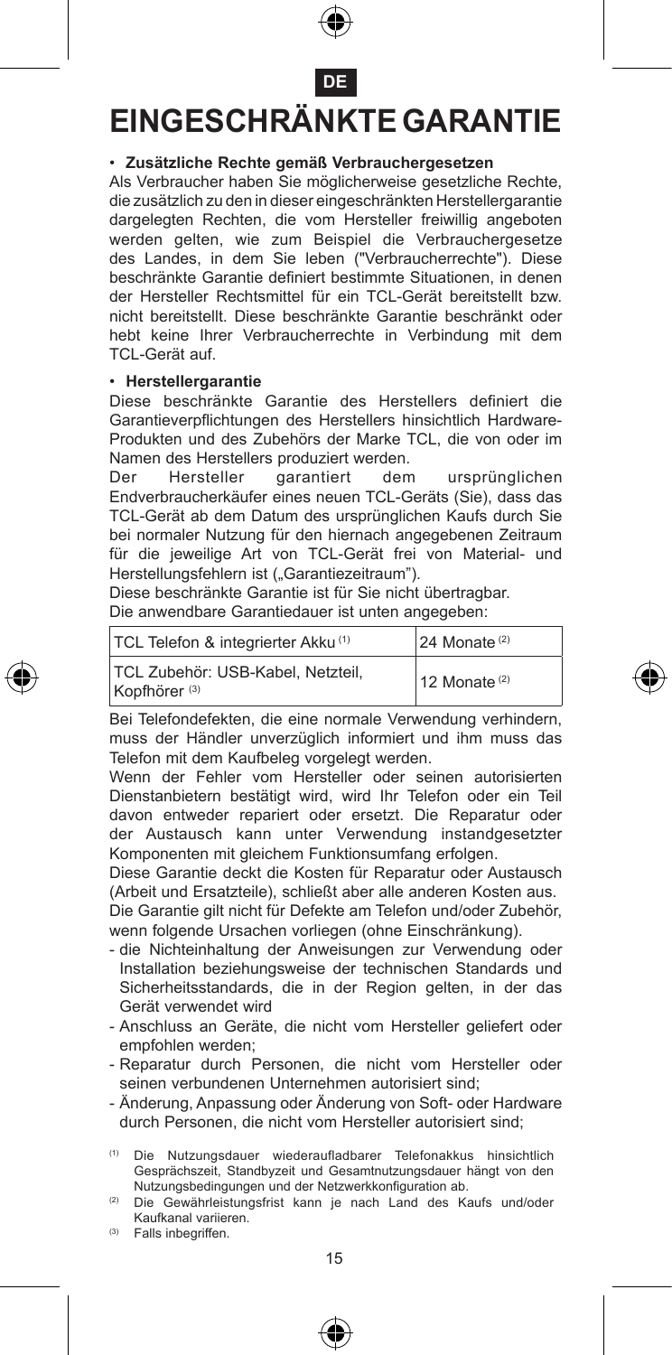DE

# EINGESCHRÄNKTE GARANTIE

- **Zusätzliche Rechte gemäß Verbrauchergesetzen**

Als Verbraucher haben Sie möglicherweise gesetzliche Rechte, die zusätzlich zu den in dieser eingeschränkten Herstellergarantie dargelegten Rechten, die vom Hersteller freiwillig angeboten werden gelten, wie zum Beispiel die Verbrauchergesetze des Landes, in dem Sie leben ("Verbraucherrechte"). Diese beschränkte Garantie definiert bestimmte Situationen, in denen der Hersteller Rechtsmittel für ein TCL-Gerät bereitstellt bzw. nicht bereitstellt. Diese beschränkte Garantie beschränkt oder hebt keine Ihrer Verbraucherrechte in Verbindung mit dem TCL-Gerät auf.

- **Herstellergarantie**

Diese beschränkte Garantie des Herstellers definiert die Garantieverpflichtungen des Herstellers hinsichtlich Hardware-Produkten und des Zubehörs der Marke TCL, die von oder im Namen des Herstellers produziert werden.

Der Hersteller garantiert dem ursprünglichen Endverbraucherkäufer eines neuen TCL-Geräts (Sie), dass das TCL-Gerät ab dem Datum des ursprünglichen Kaufs durch Sie bei normaler Nutzung für den hiernach angegebenen Zeitraum für die jeweilige Art von TCL-Gerät frei von Material- und Herstellungsfehlern ist („Garantiezeitraum").

Diese beschränkte Garantie ist für Sie nicht übertragbar.

Die anwendbare Garantiedauer ist unten angegeben:

| TCL Telefon & integrierter Akku [1] | 24 Monate [2] |
|---|---|
| TCL Zubehör: USB-Kabel, Netzteil, Kopfhörer [3] | 12 Monate [2] |

Bei Telefondefekten, die eine normale Verwendung verhindern, muss der Händler unverzüglich informiert und ihm muss das Telefon mit dem Kaufbeleg vorgelegt werden.

Wenn der Fehler vom Hersteller oder seinen autorisierten Dienstanbietern bestätigt wird, wird Ihr Telefon oder ein Teil davon entweder repariert oder ersetzt. Die Reparatur oder der Austausch kann unter Verwendung instandgesetzter Komponenten mit gleichem Funktionsumfang erfolgen.

Diese Garantie deckt die Kosten für Reparatur oder Austausch (Arbeit und Ersatzteile), schließt aber alle anderen Kosten aus.

Die Garantie gilt nicht für Defekte am Telefon und/oder Zubehör, wenn folgende Ursachen vorliegen (ohne Einschränkung).

- die Nichteinhaltung der Anweisungen zur Verwendung oder Installation beziehungsweise der technischen Standards und Sicherheitsstandards, die in der Region gelten, in der das Gerät verwendet wird
- Anschluss an Geräte, die nicht vom Hersteller geliefert oder empfohlen werden;
- Reparatur durch Personen, die nicht vom Hersteller oder seinen verbundenen Unternehmen autorisiert sind;
- Änderung, Anpassung oder Änderung von Soft- oder Hardware durch Personen, die nicht vom Hersteller autorisiert sind;

[1] Die Nutzungsdauer wiederaufladbarer Telefonakkus hinsichtlich Gesprächszeit, Standbyzeit und Gesamtnutzungsdauer hängt von den Nutzungsbedingungen und der Netzwerkkonfiguration ab.

[2] Die Gewährleistungsfrist kann je nach Land des Kaufs und/oder Kaufkanal variieren.

[3] Falls inbegriffen.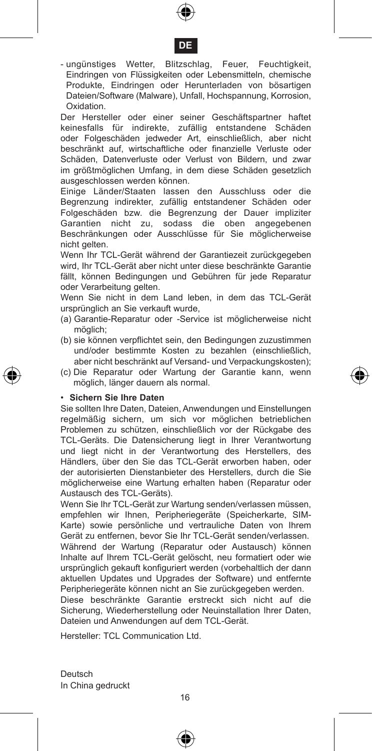- ungünstiges Wetter, Blitzschlag, Feuer, Feuchtigkeit, Eindringen von Flüssigkeiten oder Lebensmitteln, chemische Produkte, Eindringen oder Herunterladen von bösartigen Dateien/Software (Malware), Unfall, Hochspannung, Korrosion, Oxidation.

Der Hersteller oder einer seiner Geschäftspartner haftet keinesfalls für indirekte, zufällig entstandene Schäden oder Folgeschäden jedweder Art, einschließlich, aber nicht beschränkt auf, wirtschaftliche oder finanzielle Verluste oder Schäden, Datenverluste oder Verlust von Bildern, und zwar im größtmöglichen Umfang, in dem diese Schäden gesetzlich ausgeschlossen werden können.

Einige Länder/Staaten lassen den Ausschluss oder die Begrenzung indirekter, zufällig entstandener Schäden oder Folgeschäden bzw. die Begrenzung der Dauer impliziter Garantien nicht zu, sodass die oben angegebenen Beschränkungen oder Ausschlüsse für Sie möglicherweise nicht gelten.

Wenn Ihr TCL-Gerät während der Garantiezeit zurückgegeben wird, Ihr TCL-Gerät aber nicht unter diese beschränkte Garantie fällt, können Bedingungen und Gebühren für jede Reparatur oder Verarbeitung gelten.

Wenn Sie nicht in dem Land leben, in dem das TCL-Gerät ursprünglich an Sie verkauft wurde,

(a) Garantie-Reparatur oder -Service ist möglicherweise nicht möglich;
(b) sie können verpflichtet sein, den Bedingungen zuzustimmen und/oder bestimmte Kosten zu bezahlen (einschließlich, aber nicht beschränkt auf Versand- und Verpackungskosten);
(c) Die Reparatur oder Wartung der Garantie kann, wenn möglich, länger dauern als normal.

- **Sichern Sie Ihre Daten**

Sie sollten Ihre Daten, Dateien, Anwendungen und Einstellungen regelmäßig sichern, um sich vor möglichen betrieblichen Problemen zu schützen, einschließlich vor der Rückgabe des TCL-Geräts. Die Datensicherung liegt in Ihrer Verantwortung und liegt nicht in der Verantwortung des Herstellers, des Händlers, über den Sie das TCL-Gerät erworben haben, oder der autorisierten Dienstanbieter des Herstellers, durch die Sie möglicherweise eine Wartung erhalten haben (Reparatur oder Austausch des TCL-Geräts).

Wenn Sie Ihr TCL-Gerät zur Wartung senden/verlassen müssen, empfehlen wir Ihnen, Peripheriegeräte (Speicherkarte, SIM-Karte) sowie persönliche und vertrauliche Daten von Ihrem Gerät zu entfernen, bevor Sie Ihr TCL-Gerät senden/verlassen.

Während der Wartung (Reparatur oder Austausch) können Inhalte auf Ihrem TCL-Gerät gelöscht, neu formatiert oder wie ursprünglich gekauft konfiguriert werden (vorbehaltlich der dann aktuellen Updates und Upgrades der Software) und entfernte Peripheriegeräte können nicht an Sie zurückgegeben werden.

Diese beschränkte Garantie erstreckt sich nicht auf die Sicherung, Wiederherstellung oder Neuinstallation Ihrer Daten, Dateien und Anwendungen auf dem TCL-Gerät.

Hersteller: TCL Communication Ltd.

Deutsch
In China gedruckt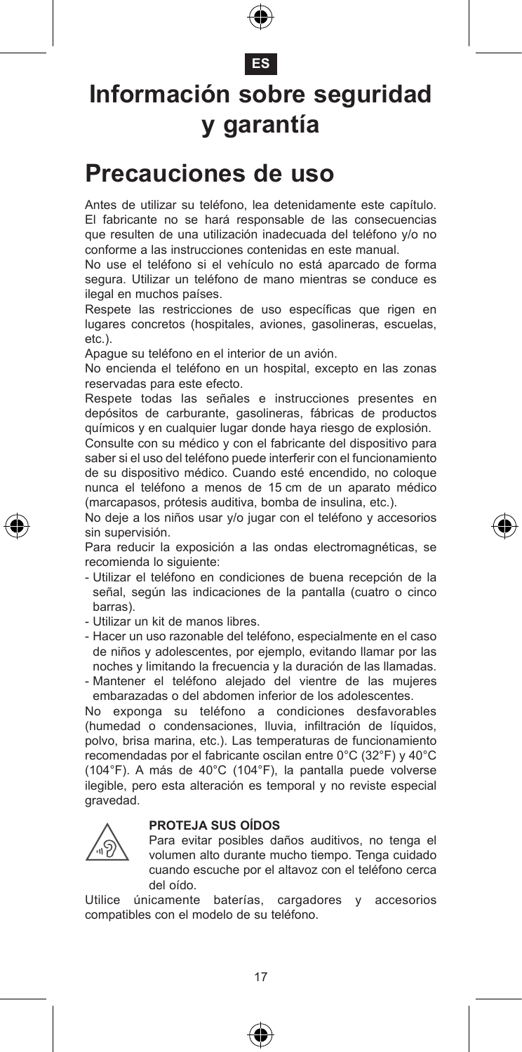ES

# Información sobre seguridad y garantía

# Precauciones de uso

Antes de utilizar su teléfono, lea detenidamente este capítulo. El fabricante no se hará responsable de las consecuencias que resulten de una utilización inadecuada del teléfono y/o no conforme a las instrucciones contenidas en este manual.

No use el teléfono si el vehículo no está aparcado de forma segura. Utilizar un teléfono de mano mientras se conduce es ilegal en muchos países.

Respete las restricciones de uso específicas que rigen en lugares concretos (hospitales, aviones, gasolineras, escuelas, etc.).

Apague su teléfono en el interior de un avión.

No encienda el teléfono en un hospital, excepto en las zonas reservadas para este efecto.

Respete todas las señales e instrucciones presentes en depósitos de carburante, gasolineras, fábricas de productos químicos y en cualquier lugar donde haya riesgo de explosión.

Consulte con su médico y con el fabricante del dispositivo para saber si el uso del teléfono puede interferir con el funcionamiento de su dispositivo médico. Cuando esté encendido, no coloque nunca el teléfono a menos de 15 cm de un aparato médico (marcapasos, prótesis auditiva, bomba de insulina, etc.).

No deje a los niños usar y/o jugar con el teléfono y accesorios sin supervisión.

Para reducir la exposición a las ondas electromagnéticas, se recomienda lo siguiente:

- Utilizar el teléfono en condiciones de buena recepción de la señal, según las indicaciones de la pantalla (cuatro o cinco barras).
- Utilizar un kit de manos libres.
- Hacer un uso razonable del teléfono, especialmente en el caso de niños y adolescentes, por ejemplo, evitando llamar por las noches y limitando la frecuencia y la duración de las llamadas.
- Mantener el teléfono alejado del vientre de las mujeres embarazadas o del abdomen inferior de los adolescentes.

No exponga su teléfono a condiciones desfavorables (humedad o condensaciones, lluvia, infiltración de líquidos, polvo, brisa marina, etc.). Las temperaturas de funcionamiento recomendadas por el fabricante oscilan entre 0°C (32°F) y 40°C (104°F). A más de 40°C (104°F), la pantalla puede volverse ilegible, pero esta alteración es temporal y no reviste especial gravedad.

**PROTEJA SUS OÍDOS**

Para evitar posibles daños auditivos, no tenga el volumen alto durante mucho tiempo. Tenga cuidado cuando escuche por el altavoz con el teléfono cerca del oído.

Utilice únicamente baterías, cargadores y accesorios compatibles con el modelo de su teléfono.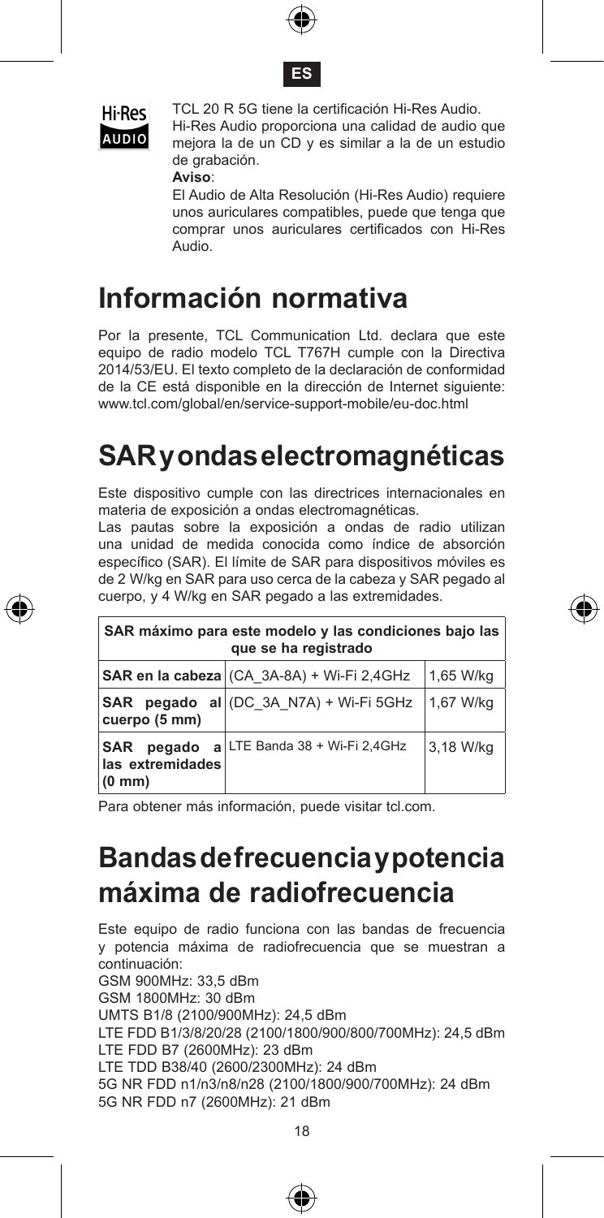ES

Hi-Res AUDIO

TCL 20 R 5G tiene la certificación Hi-Res Audio. Hi-Res Audio proporciona una calidad de audio que mejora la de un CD y es similar a la de un estudio de grabación.

**Aviso**:

El Audio de Alta Resolución (Hi-Res Audio) requiere unos auriculares compatibles, puede que tenga que comprar unos auriculares certificados con Hi-Res Audio.

# Información normativa

Por la presente, TCL Communication Ltd. declara que este equipo de radio modelo TCL T767H cumple con la Directiva 2014/53/EU. El texto completo de la declaración de conformidad de la CE está disponible en la dirección de Internet siguiente: www.tcl.com/global/en/service-support-mobile/eu-doc.html

# SAR y ondas electromagnéticas

Este dispositivo cumple con las directrices internacionales en materia de exposición a ondas electromagnéticas.

Las pautas sobre la exposición a ondas de radio utilizan una unidad de medida conocida como índice de absorción específico (SAR). El límite de SAR para dispositivos móviles es de 2 W/kg en SAR para uso cerca de la cabeza y SAR pegado al cuerpo, y 4 W/kg en SAR pegado a las extremidades.

| **SAR máximo para este modelo y las condiciones bajo las que se ha registrado** | | |
|---|---|---|
| **SAR en la cabeza** | (CA_3A-8A) + Wi-Fi 2,4GHz | 1,65 W/kg |
| **SAR pegado al cuerpo (5 mm)** | (DC_3A_N7A) + Wi-Fi 5GHz | 1,67 W/kg |
| **SAR pegado a las extremidades (0 mm)** | LTE Banda 38 + Wi-Fi 2,4GHz | 3,18 W/kg |

Para obtener más información, puede visitar tcl.com.

# Bandas de frecuencia y potencia máxima de radiofrecuencia

Este equipo de radio funciona con las bandas de frecuencia y potencia máxima de radiofrecuencia que se muestran a continuación:

GSM 900MHz: 33,5 dBm
GSM 1800MHz: 30 dBm
UMTS B1/8 (2100/900MHz): 24,5 dBm
LTE FDD B1/3/8/20/28 (2100/1800/900/800/700MHz): 24,5 dBm
LTE FDD B7 (2600MHz): 23 dBm
LTE TDD B38/40 (2600/2300MHz): 24 dBm
5G NR FDD n1/n3/n8/n28 (2100/1800/900/700MHz): 24 dBm
5G NR FDD n7 (2600MHz): 21 dBm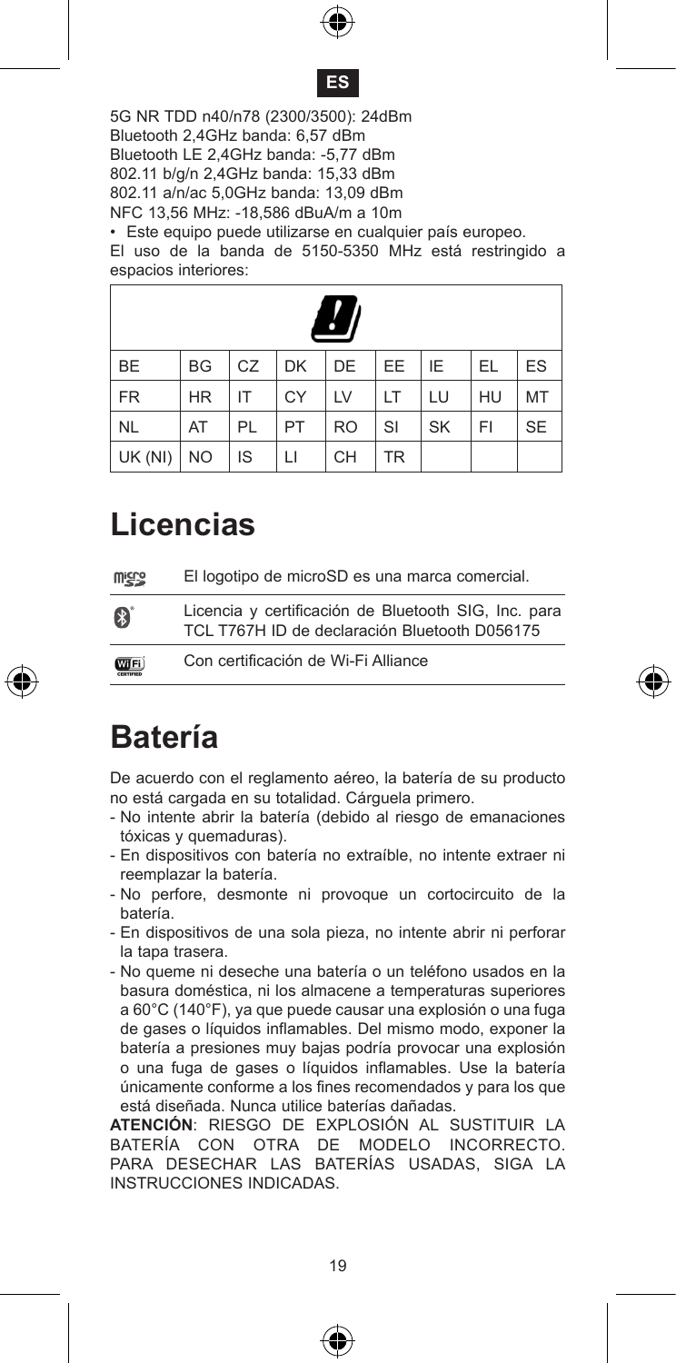5G NR TDD n40/n78 (2300/3500): 24dBm
Bluetooth 2,4GHz banda: 6,57 dBm
Bluetooth LE 2,4GHz banda: -5,77 dBm
802.11 b/g/n 2,4GHz banda: 15,33 dBm
802.11 a/n/ac 5,0GHz banda: 13,09 dBm
NFC 13,56 MHz: -18,586 dBuA/m a 10m

- Este equipo puede utilizarse en cualquier país europeo.

El uso de la banda de 5150-5350 MHz está restringido a espacios interiores:

| BE | BG | CZ | DK | DE | EE | IE | EL | ES |
|---|---|---|---|---|---|---|---|---|
| FR | HR | IT | CY | LV | LT | LU | HU | MT |
| NL | AT | PL | PT | RO | SI | SK | FI | SE |
| UK (NI) | NO | IS | LI | CH | TR | | | |

# Licencias

| | |
|---|---|
| microSD | El logotipo de microSD es una marca comercial. |
| Bluetooth | Licencia y certificación de Bluetooth SIG, Inc. para TCL T767H ID de declaración Bluetooth D056175 |
| Wi-Fi CERTIFIED | Con certificación de Wi-Fi Alliance |

# Batería

De acuerdo con el reglamento aéreo, la batería de su producto no está cargada en su totalidad. Cárguela primero.

- No intente abrir la batería (debido al riesgo de emanaciones tóxicas y quemaduras).
- En dispositivos con batería no extraíble, no intente extraer ni reemplazar la batería.
- No perfore, desmonte ni provoque un cortocircuito de la batería.
- En dispositivos de una sola pieza, no intente abrir ni perforar la tapa trasera.
- No queme ni deseche una batería o un teléfono usados en la basura doméstica, ni los almacene a temperaturas superiores a 60°C (140°F), ya que puede causar una explosión o una fuga de gases o líquidos inflamables. Del mismo modo, exponer la batería a presiones muy bajas podría provocar una explosión o una fuga de gases o líquidos inflamables. Use la batería únicamente conforme a los fines recomendados y para los que está diseñada. Nunca utilice baterías dañadas.

**ATENCIÓN**: RIESGO DE EXPLOSIÓN AL SUSTITUIR LA BATERÍA CON OTRA DE MODELO INCORRECTO. PARA DESECHAR LAS BATERÍAS USADAS, SIGA LA INSTRUCCIONES INDICADAS.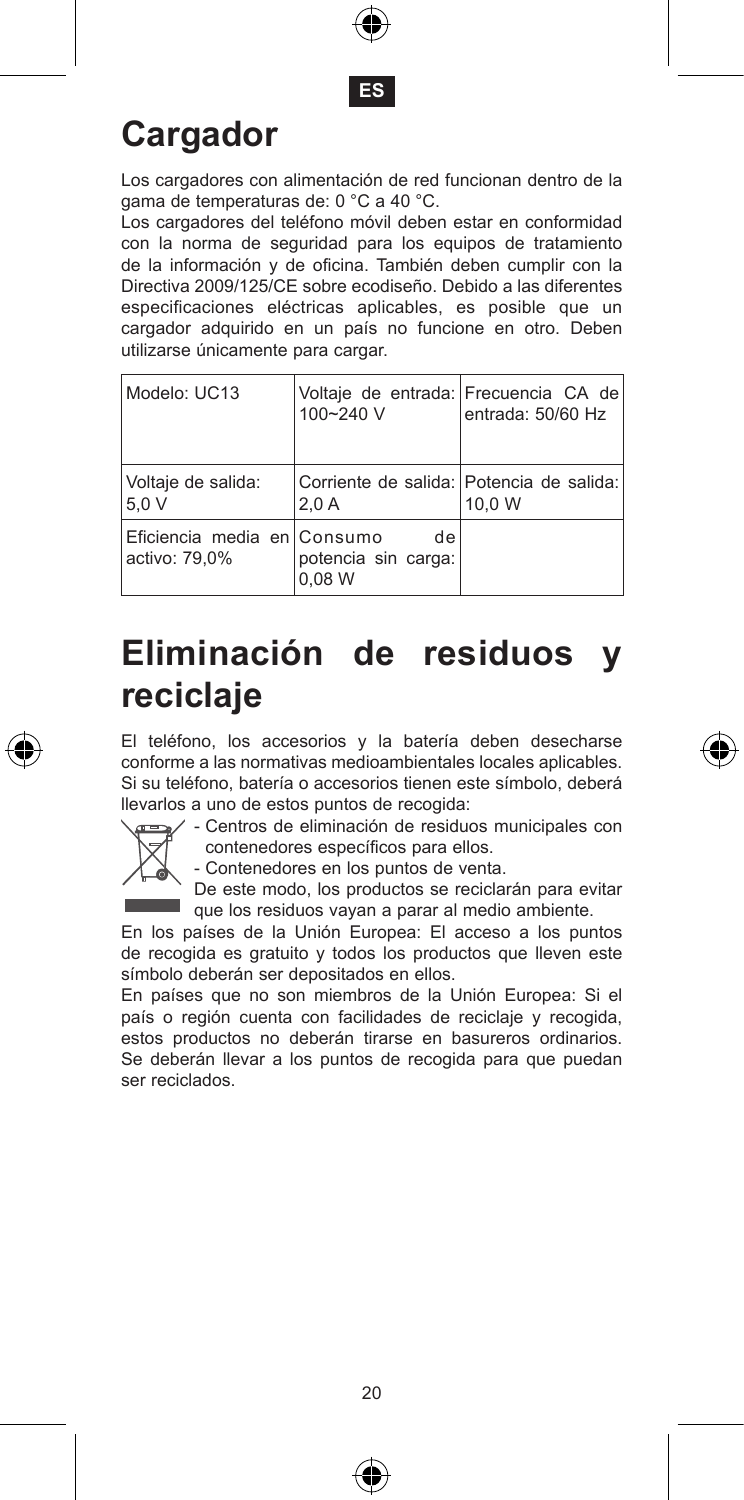ES

# Cargador

Los cargadores con alimentación de red funcionan dentro de la gama de temperaturas de: 0 °C a 40 °C.

Los cargadores del teléfono móvil deben estar en conformidad con la norma de seguridad para los equipos de tratamiento de la información y de oficina. También deben cumplir con la Directiva 2009/125/CE sobre ecodiseño. Debido a las diferentes especificaciones eléctricas aplicables, es posible que un cargador adquirido en un país no funcione en otro. Deben utilizarse únicamente para cargar.

| Modelo: UC13 | Voltaje de entrada: 100~240 V | Frecuencia CA de entrada: 50/60 Hz |
|---|---|---|
| Voltaje de salida: 5,0 V | Corriente de salida: 2,0 A | Potencia de salida: 10,0 W |
| Eficiencia media en activo: 79,0% | Consumo de potencia sin carga: 0,08 W | |

# Eliminación de residuos y reciclaje

El teléfono, los accesorios y la batería deben desecharse conforme a las normativas medioambientales locales aplicables. Si su teléfono, batería o accesorios tienen este símbolo, deberá llevarlos a uno de estos puntos de recogida:

- Centros de eliminación de residuos municipales con contenedores específicos para ellos.
- Contenedores en los puntos de venta.

De este modo, los productos se reciclarán para evitar que los residuos vayan a parar al medio ambiente.

En los países de la Unión Europea: El acceso a los puntos de recogida es gratuito y todos los productos que lleven este símbolo deberán ser depositados en ellos.

En países que no son miembros de la Unión Europea: Si el país o región cuenta con facilidades de reciclaje y recogida, estos productos no deberán tirarse en basureros ordinarios. Se deberán llevar a los puntos de recogida para que puedan ser reciclados.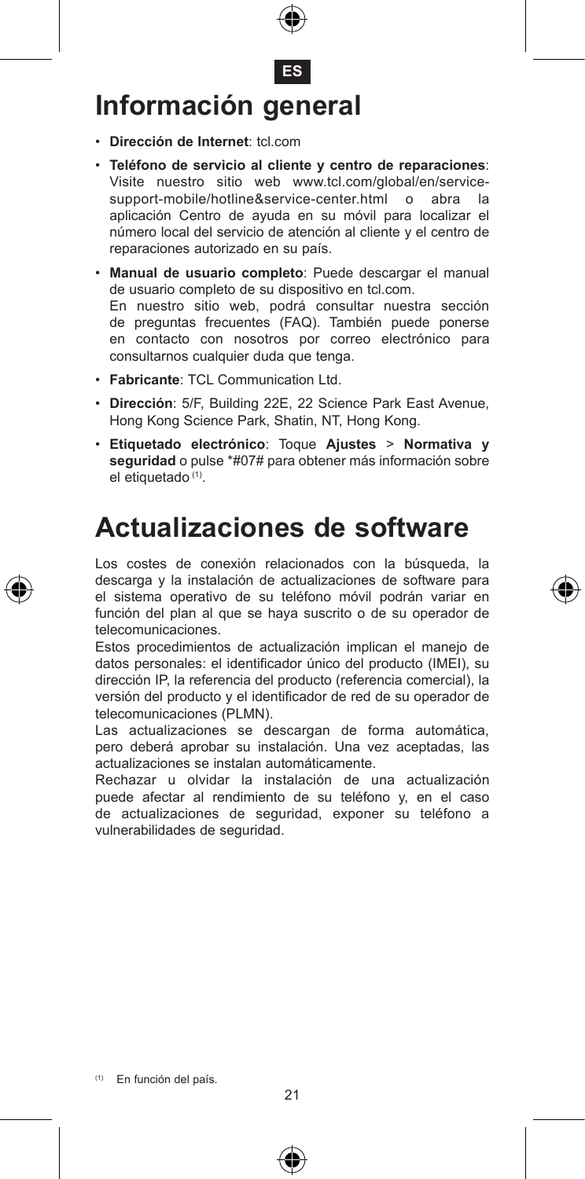ES

# Información general

- **Dirección de Internet**: tcl.com
- **Teléfono de servicio al cliente y centro de reparaciones**: Visite nuestro sitio web www.tcl.com/global/en/service-support-mobile/hotline&service-center.html o abra la aplicación Centro de ayuda en su móvil para localizar el número local del servicio de atención al cliente y el centro de reparaciones autorizado en su país.
- **Manual de usuario completo**: Puede descargar el manual de usuario completo de su dispositivo en tcl.com.
  En nuestro sitio web, podrá consultar nuestra sección de preguntas frecuentes (FAQ). También puede ponerse en contacto con nosotros por correo electrónico para consultarnos cualquier duda que tenga.
- **Fabricante**: TCL Communication Ltd.
- **Dirección**: 5/F, Building 22E, 22 Science Park East Avenue, Hong Kong Science Park, Shatin, NT, Hong Kong.
- **Etiquetado electrónico**: Toque **Ajustes** > **Normativa y seguridad** o pulse *#07# para obtener más información sobre el etiquetado [(1)].

# Actualizaciones de software

Los costes de conexión relacionados con la búsqueda, la descarga y la instalación de actualizaciones de software para el sistema operativo de su teléfono móvil podrán variar en función del plan al que se haya suscrito o de su operador de telecomunicaciones.

Estos procedimientos de actualización implican el manejo de datos personales: el identificador único del producto (IMEI), su dirección IP, la referencia del producto (referencia comercial), la versión del producto y el identificador de red de su operador de telecomunicaciones (PLMN).

Las actualizaciones se descargan de forma automática, pero deberá aprobar su instalación. Una vez aceptadas, las actualizaciones se instalan automáticamente.

Rechazar u olvidar la instalación de una actualización puede afectar al rendimiento de su teléfono y, en el caso de actualizaciones de seguridad, exponer su teléfono a vulnerabilidades de seguridad.

[(1)] En función del país.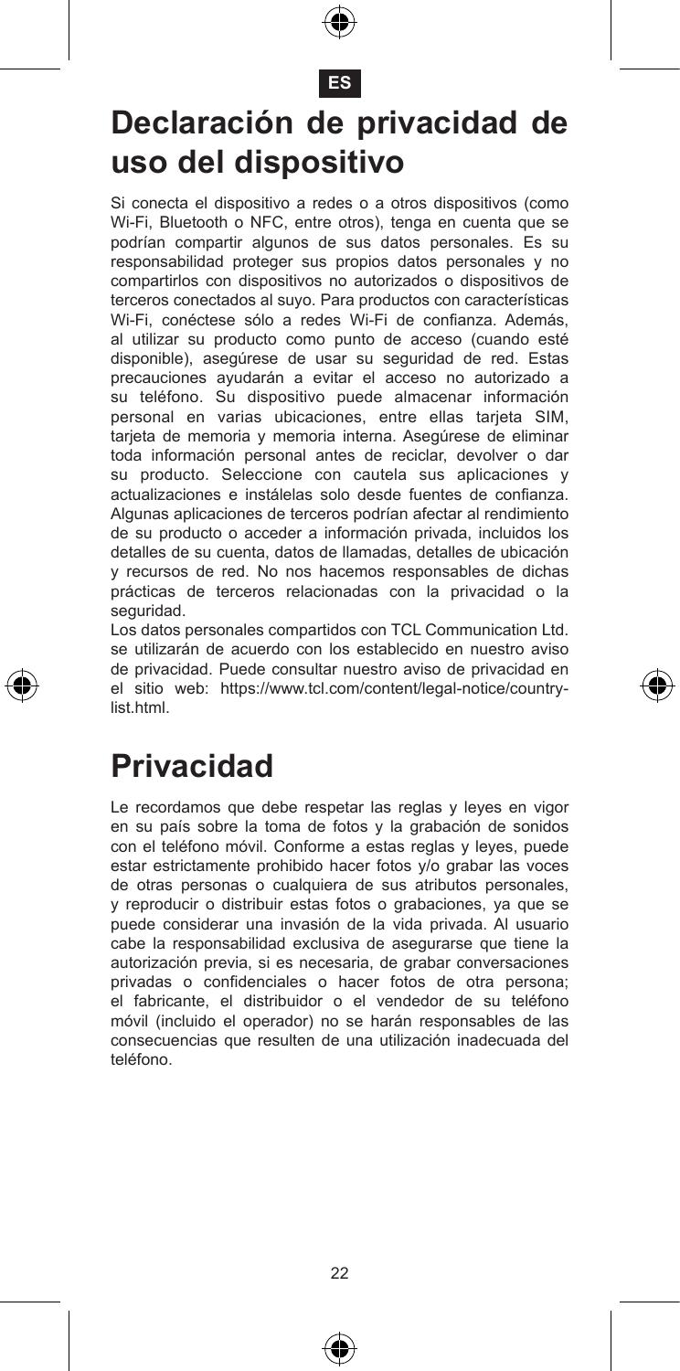# Declaración de privacidad de uso del dispositivo

Si conecta el dispositivo a redes o a otros dispositivos (como Wi-Fi, Bluetooth o NFC, entre otros), tenga en cuenta que se podrían compartir algunos de sus datos personales. Es su responsabilidad proteger sus propios datos personales y no compartirlos con dispositivos no autorizados o dispositivos de terceros conectados al suyo. Para productos con características Wi-Fi, conéctese sólo a redes Wi-Fi de confianza. Además, al utilizar su producto como punto de acceso (cuando esté disponible), asegúrese de usar su seguridad de red. Estas precauciones ayudarán a evitar el acceso no autorizado a su teléfono. Su dispositivo puede almacenar información personal en varias ubicaciones, entre ellas tarjeta SIM, tarjeta de memoria y memoria interna. Asegúrese de eliminar toda información personal antes de reciclar, devolver o dar su producto. Seleccione con cautela sus aplicaciones y actualizaciones e instálelas solo desde fuentes de confianza. Algunas aplicaciones de terceros podrían afectar al rendimiento de su producto o acceder a información privada, incluidos los detalles de su cuenta, datos de llamadas, detalles de ubicación y recursos de red. No nos hacemos responsables de dichas prácticas de terceros relacionadas con la privacidad o la seguridad.

Los datos personales compartidos con TCL Communication Ltd. se utilizarán de acuerdo con los establecido en nuestro aviso de privacidad. Puede consultar nuestro aviso de privacidad en el sitio web: https://www.tcl.com/content/legal-notice/country-list.html.

# Privacidad

Le recordamos que debe respetar las reglas y leyes en vigor en su país sobre la toma de fotos y la grabación de sonidos con el teléfono móvil. Conforme a estas reglas y leyes, puede estar estrictamente prohibido hacer fotos y/o grabar las voces de otras personas o cualquiera de sus atributos personales, y reproducir o distribuir estas fotos o grabaciones, ya que se puede considerar una invasión de la vida privada. Al usuario cabe la responsabilidad exclusiva de asegurarse que tiene la autorización previa, si es necesaria, de grabar conversaciones privadas o confidenciales o hacer fotos de otra persona; el fabricante, el distribuidor o el vendedor de su teléfono móvil (incluido el operador) no se harán responsables de las consecuencias que resulten de una utilización inadecuada del teléfono.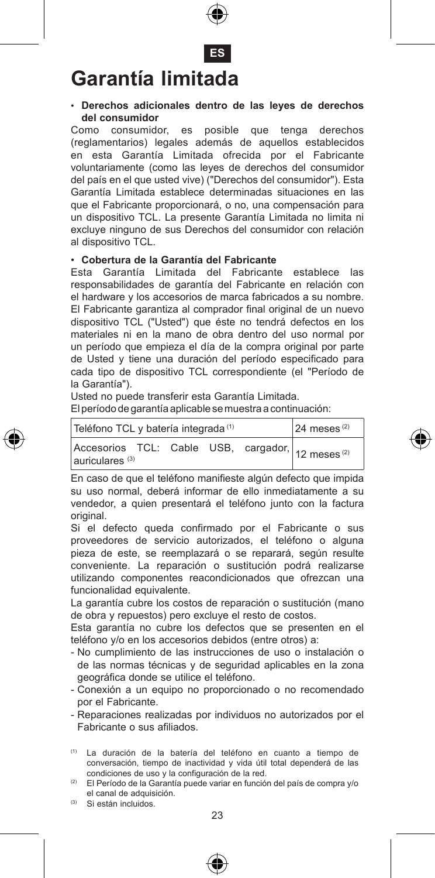ES

# Garantía limitada

- **Derechos adicionales dentro de las leyes de derechos del consumidor**

Como consumidor, es posible que tenga derechos (reglamentarios) legales además de aquellos establecidos en esta Garantía Limitada ofrecida por el Fabricante voluntariamente (como las leyes de derechos del consumidor del país en el que usted vive) ("Derechos del consumidor"). Esta Garantía Limitada establece determinadas situaciones en las que el Fabricante proporcionará, o no, una compensación para un dispositivo TCL. La presente Garantía Limitada no limita ni excluye ninguno de sus Derechos del consumidor con relación al dispositivo TCL.

- **Cobertura de la Garantía del Fabricante**

Esta Garantía Limitada del Fabricante establece las responsabilidades de garantía del Fabricante en relación con el hardware y los accesorios de marca fabricados a su nombre. El Fabricante garantiza al comprador final original de un nuevo dispositivo TCL ("Usted") que éste no tendrá defectos en los materiales ni en la mano de obra dentro del uso normal por un período que empieza el día de la compra original por parte de Usted y tiene una duración del período especificado para cada tipo de dispositivo TCL correspondiente (el "Período de la Garantía").

Usted no puede transferir esta Garantía Limitada.

El período de garantía aplicable se muestra a continuación:

| Teléfono TCL y batería integrada [1] | 24 meses [2] |
|---|---|
| Accesorios TCL: Cable USB, cargador, auriculares [3] | 12 meses [2] |

En caso de que el teléfono manifieste algún defecto que impida su uso normal, deberá informar de ello inmediatamente a su vendedor, a quien presentará el teléfono junto con la factura original.

Si el defecto queda confirmado por el Fabricante o sus proveedores de servicio autorizados, el teléfono o alguna pieza de este, se reemplazará o se reparará, según resulte conveniente. La reparación o sustitución podrá realizarse utilizando componentes reacondicionados que ofrezcan una funcionalidad equivalente.

La garantía cubre los costos de reparación o sustitución (mano de obra y repuestos) pero excluye el resto de costos.

Esta garantía no cubre los defectos que se presenten en el teléfono y/o en los accesorios debidos (entre otros) a:

- No cumplimiento de las instrucciones de uso o instalación o de las normas técnicas y de seguridad aplicables en la zona geográfica donde se utilice el teléfono.
- Conexión a un equipo no proporcionado o no recomendado por el Fabricante.
- Reparaciones realizadas por individuos no autorizados por el Fabricante o sus afiliados.

[1] La duración de la batería del teléfono en cuanto a tiempo de conversación, tiempo de inactividad y vida útil total dependerá de las condiciones de uso y la configuración de la red.

[2] El Período de la Garantía puede variar en función del país de compra y/o el canal de adquisición.

[3] Si están incluidos.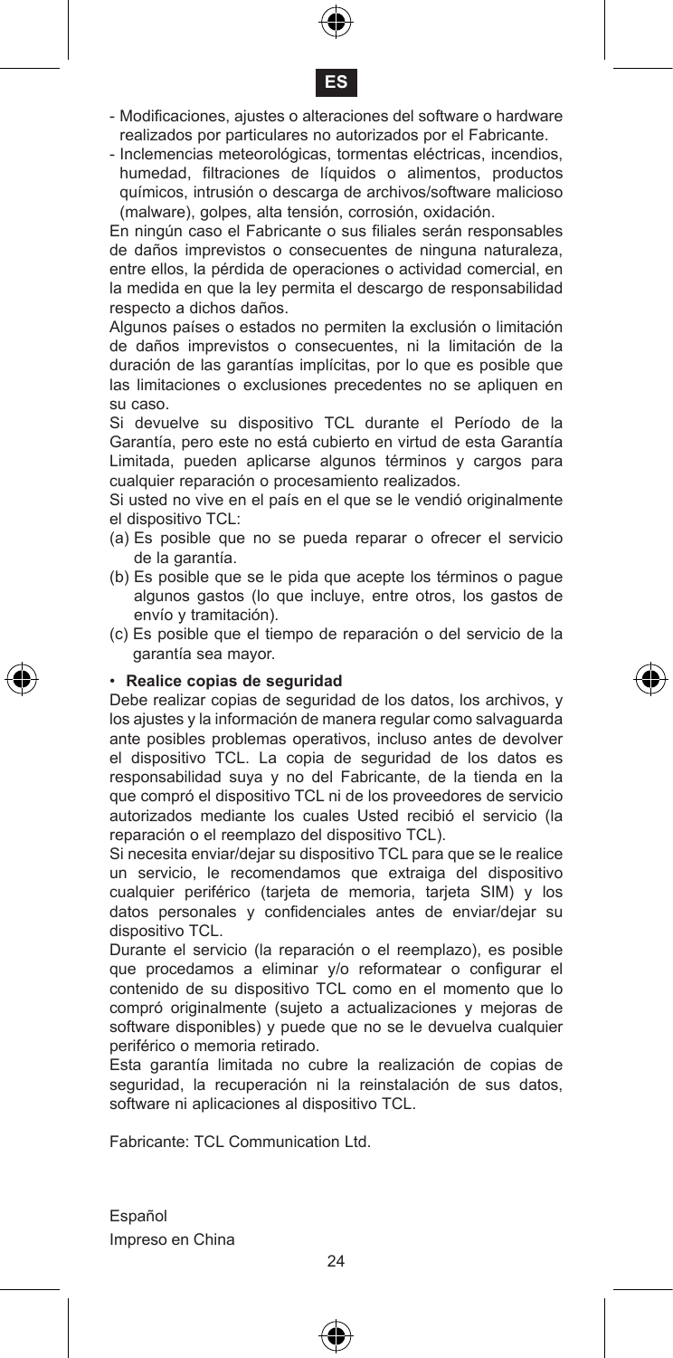- Modificaciones, ajustes o alteraciones del software o hardware realizados por particulares no autorizados por el Fabricante.
- Inclemencias meteorológicas, tormentas eléctricas, incendios, humedad, filtraciones de líquidos o alimentos, productos químicos, intrusión o descarga de archivos/software malicioso (malware), golpes, alta tensión, corrosión, oxidación.

En ningún caso el Fabricante o sus filiales serán responsables de daños imprevistos o consecuentes de ninguna naturaleza, entre ellos, la pérdida de operaciones o actividad comercial, en la medida en que la ley permita el descargo de responsabilidad respecto a dichos daños.

Algunos países o estados no permiten la exclusión o limitación de daños imprevistos o consecuentes, ni la limitación de la duración de las garantías implícitas, por lo que es posible que las limitaciones o exclusiones precedentes no se apliquen en su caso.

Si devuelve su dispositivo TCL durante el Período de la Garantía, pero este no está cubierto en virtud de esta Garantía Limitada, pueden aplicarse algunos términos y cargos para cualquier reparación o procesamiento realizados.

Si usted no vive en el país en el que se le vendió originalmente el dispositivo TCL:

(a) Es posible que no se pueda reparar o ofrecer el servicio de la garantía.
(b) Es posible que se le pida que acepte los términos o pague algunos gastos (lo que incluye, entre otros, los gastos de envío y tramitación).
(c) Es posible que el tiempo de reparación o del servicio de la garantía sea mayor.

- **Realice copias de seguridad**

Debe realizar copias de seguridad de los datos, los archivos, y los ajustes y la información de manera regular como salvaguarda ante posibles problemas operativos, incluso antes de devolver el dispositivo TCL. La copia de seguridad de los datos es responsabilidad suya y no del Fabricante, de la tienda en la que compró el dispositivo TCL ni de los proveedores de servicio autorizados mediante los cuales Usted recibió el servicio (la reparación o el reemplazo del dispositivo TCL).

Si necesita enviar/dejar su dispositivo TCL para que se le realice un servicio, le recomendamos que extraiga del dispositivo cualquier periférico (tarjeta de memoria, tarjeta SIM) y los datos personales y confidenciales antes de enviar/dejar su dispositivo TCL.

Durante el servicio (la reparación o el reemplazo), es posible que procedamos a eliminar y/o reformatear o configurar el contenido de su dispositivo TCL como en el momento que lo compró originalmente (sujeto a actualizaciones y mejoras de software disponibles) y puede que no se le devuelva cualquier periférico o memoria retirado.

Esta garantía limitada no cubre la realización de copias de seguridad, la recuperación ni la reinstalación de sus datos, software ni aplicaciones al dispositivo TCL.

Fabricante: TCL Communication Ltd.

Español
Impreso en China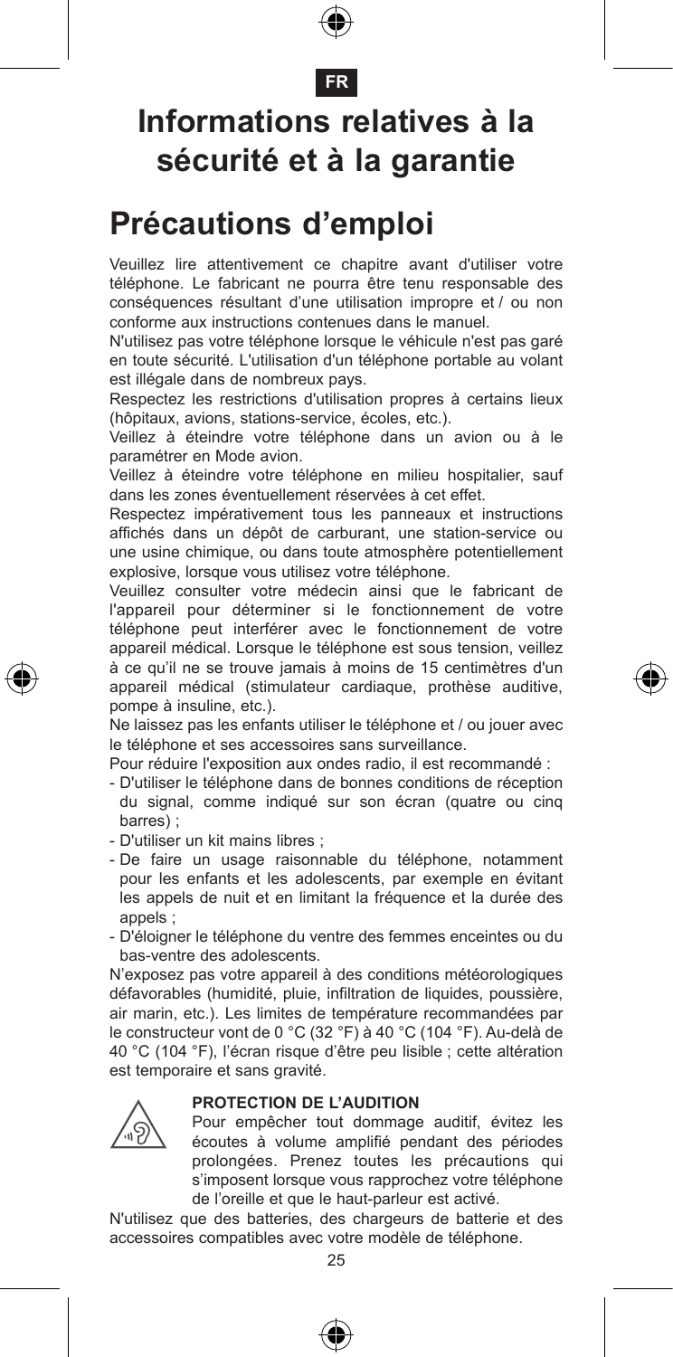FR

# Informations relatives à la sécurité et à la garantie

# Précautions d'emploi

Veuillez lire attentivement ce chapitre avant d'utiliser votre téléphone. Le fabricant ne pourra être tenu responsable des conséquences résultant d'une utilisation impropre et / ou non conforme aux instructions contenues dans le manuel.

N'utilisez pas votre téléphone lorsque le véhicule n'est pas garé en toute sécurité. L'utilisation d'un téléphone portable au volant est illégale dans de nombreux pays.

Respectez les restrictions d'utilisation propres à certains lieux (hôpitaux, avions, stations-service, écoles, etc.).

Veillez à éteindre votre téléphone dans un avion ou à le paramétrer en Mode avion.

Veillez à éteindre votre téléphone en milieu hospitalier, sauf dans les zones éventuellement réservées à cet effet.

Respectez impérativement tous les panneaux et instructions affichés dans un dépôt de carburant, une station-service ou une usine chimique, ou dans toute atmosphère potentiellement explosive, lorsque vous utilisez votre téléphone.

Veuillez consulter votre médecin ainsi que le fabricant de l'appareil pour déterminer si le fonctionnement de votre téléphone peut interférer avec le fonctionnement de votre appareil médical. Lorsque le téléphone est sous tension, veillez à ce qu'il ne se trouve jamais à moins de 15 centimètres d'un appareil médical (stimulateur cardiaque, prothèse auditive, pompe à insuline, etc.).

Ne laissez pas les enfants utiliser le téléphone et / ou jouer avec le téléphone et ses accessoires sans surveillance.

Pour réduire l'exposition aux ondes radio, il est recommandé :

- D'utiliser le téléphone dans de bonnes conditions de réception du signal, comme indiqué sur son écran (quatre ou cinq barres) ;
- D'utiliser un kit mains libres ;
- De faire un usage raisonnable du téléphone, notamment pour les enfants et les adolescents, par exemple en évitant les appels de nuit et en limitant la fréquence et la durée des appels ;
- D'éloigner le téléphone du ventre des femmes enceintes ou du bas-ventre des adolescents.

N'exposez pas votre appareil à des conditions météorologiques défavorables (humidité, pluie, infiltration de liquides, poussière, air marin, etc.). Les limites de température recommandées par le constructeur vont de 0 °C (32 °F) à 40 °C (104 °F). Au-delà de 40 °C (104 °F), l'écran risque d'être peu lisible ; cette altération est temporaire et sans gravité.

**PROTECTION DE L'AUDITION**

Pour empêcher tout dommage auditif, évitez les écoutes à volume amplifié pendant des périodes prolongées. Prenez toutes les précautions qui s'imposent lorsque vous rapprochez votre téléphone de l'oreille et que le haut-parleur est activé.

N'utilisez que des batteries, des chargeurs de batterie et des accessoires compatibles avec votre modèle de téléphone.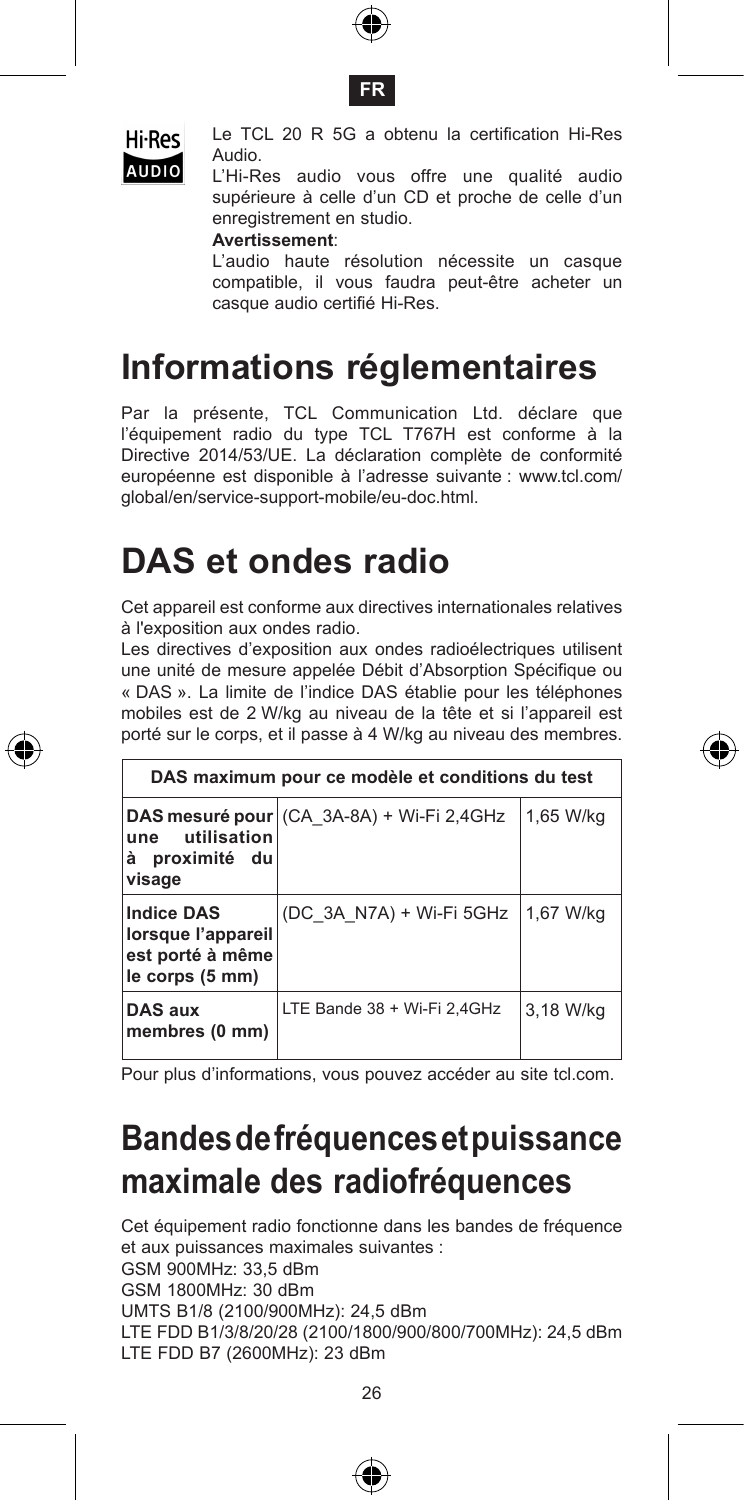Hi-Res AUDIO

Le TCL 20 R 5G a obtenu la certification Hi-Res Audio.

L'Hi-Res audio vous offre une qualité audio supérieure à celle d'un CD et proche de celle d'un enregistrement en studio.

**Avertissement**:

L'audio haute résolution nécessite un casque compatible, il vous faudra peut-être acheter un casque audio certifié Hi-Res.

# Informations réglementaires

Par la présente, TCL Communication Ltd. déclare que l'équipement radio du type TCL T767H est conforme à la Directive 2014/53/UE. La déclaration complète de conformité européenne est disponible à l'adresse suivante : www.tcl.com/global/en/service-support-mobile/eu-doc.html.

# DAS et ondes radio

Cet appareil est conforme aux directives internationales relatives à l'exposition aux ondes radio.

Les directives d'exposition aux ondes radioélectriques utilisent une unité de mesure appelée Débit d'Absorption Spécifique ou « DAS ». La limite de l'indice DAS établie pour les téléphones mobiles est de 2 W/kg au niveau de la tête et si l'appareil est porté sur le corps, et il passe à 4 W/kg au niveau des membres.

| DAS maximum pour ce modèle et conditions du test | | |
|---|---|---|
| **DAS mesuré pour une utilisation à proximité du visage** | (CA_3A-8A) + Wi-Fi 2,4GHz | 1,65 W/kg |
| **Indice DAS lorsque l'appareil est porté à même le corps (5 mm)** | (DC_3A_N7A) + Wi-Fi 5GHz | 1,67 W/kg |
| **DAS aux membres (0 mm)** | LTE Bande 38 + Wi-Fi 2,4GHz | 3,18 W/kg |

Pour plus d'informations, vous pouvez accéder au site tcl.com.

# Bandes de fréquences et puissance maximale des radiofréquences

Cet équipement radio fonctionne dans les bandes de fréquence et aux puissances maximales suivantes :

GSM 900MHz: 33,5 dBm

GSM 1800MHz: 30 dBm

UMTS B1/8 (2100/900MHz): 24,5 dBm

LTE FDD B1/3/8/20/28 (2100/1800/900/800/700MHz): 24,5 dBm

LTE FDD B7 (2600MHz): 23 dBm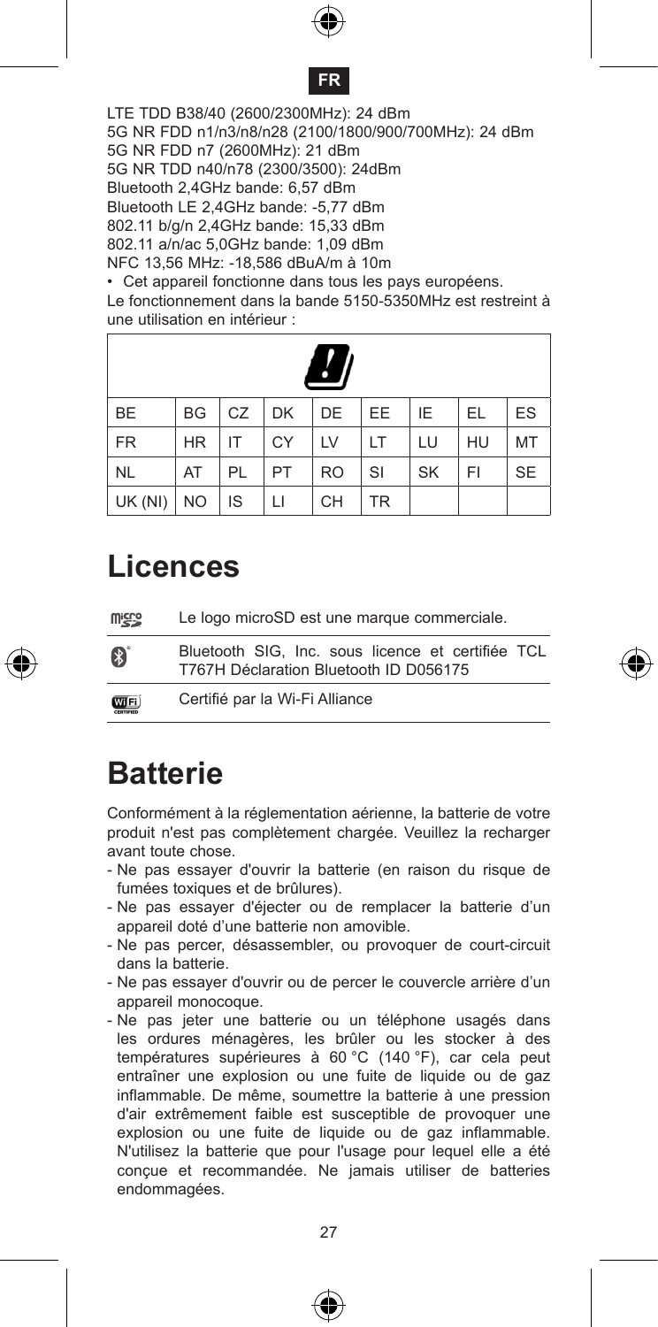LTE TDD B38/40 (2600/2300MHz): 24 dBm
5G NR FDD n1/n3/n8/n28 (2100/1800/900/700MHz): 24 dBm
5G NR FDD n7 (2600MHz): 21 dBm
5G NR TDD n40/n78 (2300/3500): 24dBm
Bluetooth 2,4GHz bande: 6,57 dBm
Bluetooth LE 2,4GHz bande: -5,77 dBm
802.11 b/g/n 2,4GHz bande: 15,33 dBm
802.11 a/n/ac 5,0GHz bande: 1,09 dBm
NFC 13,56 MHz: -18,586 dBuA/m à 10m

- Cet appareil fonctionne dans tous les pays européens.

Le fonctionnement dans la bande 5150-5350MHz est restreint à une utilisation en intérieur :

| BE | BG | CZ | DK | DE | EE | IE | EL | ES |
|---|---|---|---|---|---|---|---|---|
| FR | HR | IT | CY | LV | LT | LU | HU | MT |
| NL | AT | PL | PT | RO | SI | SK | FI | SE |
| UK (NI) | NO | IS | LI | CH | TR | | | |

# Licences

| | |
|---|---|
| microSD | Le logo microSD est une marque commerciale. |
| Bluetooth | Bluetooth SIG, Inc. sous licence et certifiée TCL T767H Déclaration Bluetooth ID D056175 |
| Wi-Fi CERTIFIED | Certifié par la Wi-Fi Alliance |

# Batterie

Conformément à la réglementation aérienne, la batterie de votre produit n'est pas complètement chargée. Veuillez la recharger avant toute chose.

- Ne pas essayer d'ouvrir la batterie (en raison du risque de fumées toxiques et de brûlures).
- Ne pas essayer d'éjecter ou de remplacer la batterie d'un appareil doté d'une batterie non amovible.
- Ne pas percer, désassembler, ou provoquer de court-circuit dans la batterie.
- Ne pas essayer d'ouvrir ou de percer le couvercle arrière d'un appareil monocoque.
- Ne pas jeter une batterie ou un téléphone usagés dans les ordures ménagères, les brûler ou les stocker à des températures supérieures à 60 °C (140 °F), car cela peut entraîner une explosion ou une fuite de liquide ou de gaz inflammable. De même, soumettre la batterie à une pression d'air extrêmement faible est susceptible de provoquer une explosion ou une fuite de liquide ou de gaz inflammable. N'utilisez la batterie que pour l'usage pour lequel elle a été conçue et recommandée. Ne jamais utiliser de batteries endommagées.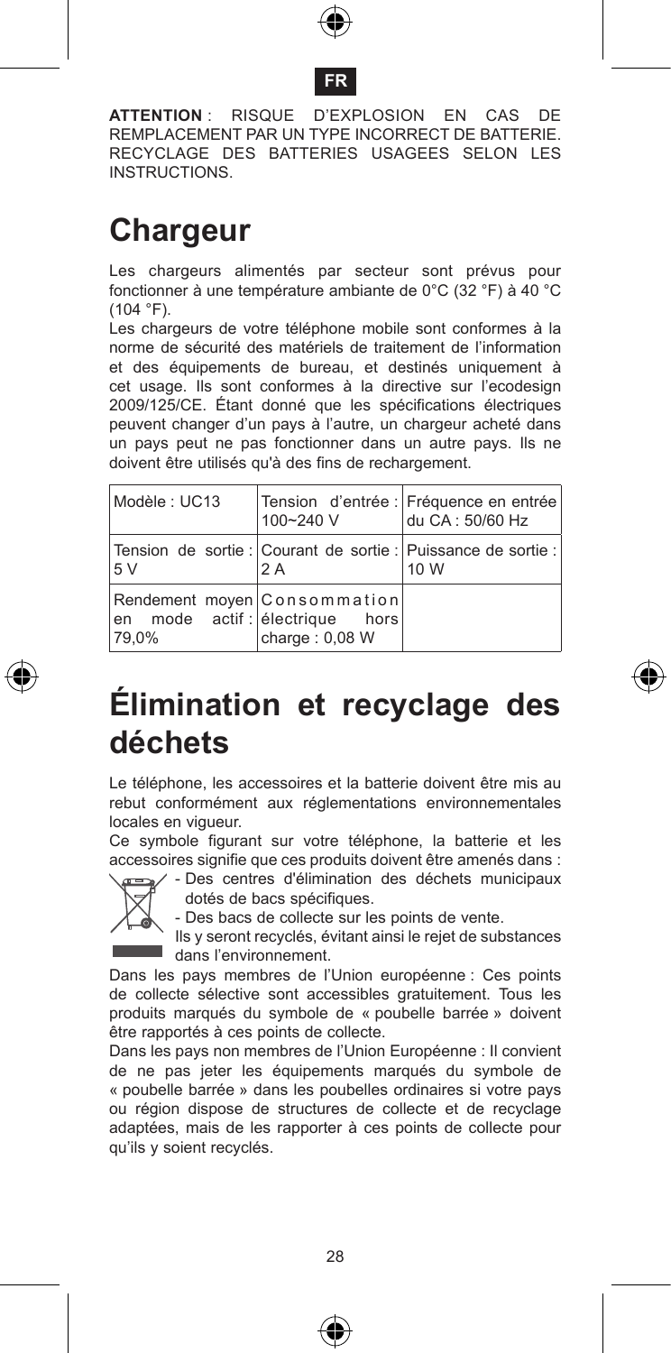FR

**ATTENTION** : RISQUE D'EXPLOSION EN CAS DE REMPLACEMENT PAR UN TYPE INCORRECT DE BATTERIE. RECYCLAGE DES BATTERIES USAGEES SELON LES INSTRUCTIONS.

# Chargeur

Les chargeurs alimentés par secteur sont prévus pour fonctionner à une température ambiante de 0°C (32 °F) à 40 °C (104 °F).

Les chargeurs de votre téléphone mobile sont conformes à la norme de sécurité des matériels de traitement de l'information et des équipements de bureau, et destinés uniquement à cet usage. Ils sont conformes à la directive sur l'ecodesign 2009/125/CE. Étant donné que les spécifications électriques peuvent changer d'un pays à l'autre, un chargeur acheté dans un pays peut ne pas fonctionner dans un autre pays. Ils ne doivent être utilisés qu'à des fins de rechargement.

| Modèle : UC13 | Tension d'entrée : 100~240 V | Fréquence en entrée du CA : 50/60 Hz |
|---|---|---|
| Tension de sortie : 5 V | Courant de sortie : 2 A | Puissance de sortie : 10 W |
| Rendement moyen en mode actif : 79,0% | Consommation électrique hors charge : 0,08 W | |

# Élimination et recyclage des déchets

Le téléphone, les accessoires et la batterie doivent être mis au rebut conformément aux réglementations environnementales locales en vigueur.

Ce symbole figurant sur votre téléphone, la batterie et les accessoires signifie que ces produits doivent être amenés dans :

- Des centres d'élimination des déchets municipaux dotés de bacs spécifiques.
- Des bacs de collecte sur les points de vente.

Ils y seront recyclés, évitant ainsi le rejet de substances dans l'environnement.

Dans les pays membres de l'Union européenne : Ces points de collecte sélective sont accessibles gratuitement. Tous les produits marqués du symbole de « poubelle barrée » doivent être rapportés à ces points de collecte.

Dans les pays non membres de l'Union Européenne : Il convient de ne pas jeter les équipements marqués du symbole de « poubelle barrée » dans les poubelles ordinaires si votre pays ou région dispose de structures de collecte et de recyclage adaptées, mais de les rapporter à ces points de collecte pour qu'ils y soient recyclés.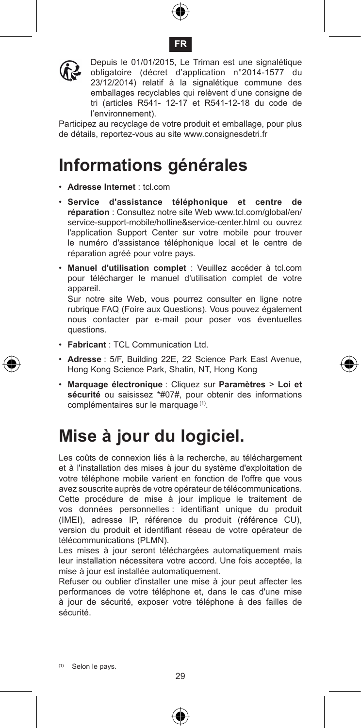FR

Depuis le 01/01/2015, Le Triman est une signalétique obligatoire (décret d'application n°2014-1577 du 23/12/2014) relatif à la signalétique commune des emballages recyclables qui relèvent d'une consigne de tri (articles R541- 12-17 et R541-12-18 du code de l'environnement).

Participez au recyclage de votre produit et emballage, pour plus de détails, reportez-vous au site www.consignesdetri.fr

# Informations générales

- **Adresse Internet** : tcl.com
- **Service d'assistance téléphonique et centre de réparation** : Consultez notre site Web www.tcl.com/global/en/service-support-mobile/hotline&service-center.html ou ouvrez l'application Support Center sur votre mobile pour trouver le numéro d'assistance téléphonique local et le centre de réparation agréé pour votre pays.
- **Manuel d'utilisation complet** : Veuillez accéder à tcl.com pour télécharger le manuel d'utilisation complet de votre appareil.
  Sur notre site Web, vous pourrez consulter en ligne notre rubrique FAQ (Foire aux Questions). Vous pouvez également nous contacter par e-mail pour poser vos éventuelles questions.
- **Fabricant** : TCL Communication Ltd.
- **Adresse** : 5/F, Building 22E, 22 Science Park East Avenue, Hong Kong Science Park, Shatin, NT, Hong Kong
- **Marquage électronique** : Cliquez sur **Paramètres** > **Loi et sécurité** ou saisissez *#07#, pour obtenir des informations complémentaires sur le marquage [(1)].

# Mise à jour du logiciel.

Les coûts de connexion liés à la recherche, au téléchargement et à l'installation des mises à jour du système d'exploitation de votre téléphone mobile varient en fonction de l'offre que vous avez souscrite auprès de votre opérateur de télécommunications. Cette procédure de mise à jour implique le traitement de vos données personnelles : identifiant unique du produit (IMEI), adresse IP, référence du produit (référence CU), version du produit et identifiant réseau de votre opérateur de télécommunications (PLMN).

Les mises à jour seront téléchargées automatiquement mais leur installation nécessitera votre accord. Une fois acceptée, la mise à jour est installée automatiquement.

Refuser ou oublier d'installer une mise à jour peut affecter les performances de votre téléphone et, dans le cas d'une mise à jour de sécurité, exposer votre téléphone à des failles de sécurité.

(1) Selon le pays.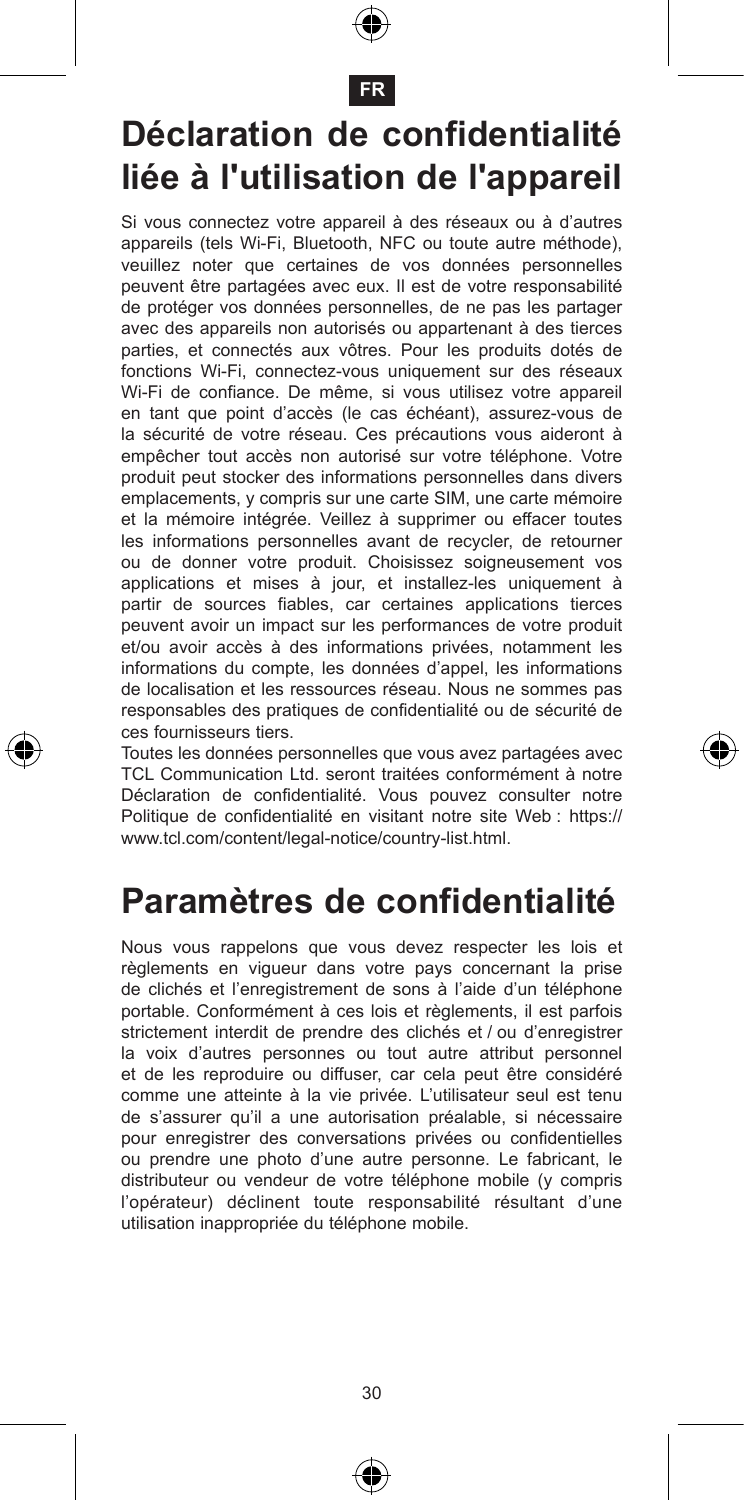# Déclaration de confidentialité liée à l'utilisation de l'appareil

Si vous connectez votre appareil à des réseaux ou à d'autres appareils (tels Wi-Fi, Bluetooth, NFC ou toute autre méthode), veuillez noter que certaines de vos données personnelles peuvent être partagées avec eux. Il est de votre responsabilité de protéger vos données personnelles, de ne pas les partager avec des appareils non autorisés ou appartenant à des tierces parties, et connectés aux vôtres. Pour les produits dotés de fonctions Wi-Fi, connectez-vous uniquement sur des réseaux Wi-Fi de confiance. De même, si vous utilisez votre appareil en tant que point d'accès (le cas échéant), assurez-vous de la sécurité de votre réseau. Ces précautions vous aideront à empêcher tout accès non autorisé sur votre téléphone. Votre produit peut stocker des informations personnelles dans divers emplacements, y compris sur une carte SIM, une carte mémoire et la mémoire intégrée. Veillez à supprimer ou effacer toutes les informations personnelles avant de recycler, de retourner ou de donner votre produit. Choisissez soigneusement vos applications et mises à jour, et installez-les uniquement à partir de sources fiables, car certaines applications tierces peuvent avoir un impact sur les performances de votre produit et/ou avoir accès à des informations privées, notamment les informations du compte, les données d'appel, les informations de localisation et les ressources réseau. Nous ne sommes pas responsables des pratiques de confidentialité ou de sécurité de ces fournisseurs tiers.

Toutes les données personnelles que vous avez partagées avec TCL Communication Ltd. seront traitées conformément à notre Déclaration de confidentialité. Vous pouvez consulter notre Politique de confidentialité en visitant notre site Web : https://www.tcl.com/content/legal-notice/country-list.html.

# Paramètres de confidentialité

Nous vous rappelons que vous devez respecter les lois et règlements en vigueur dans votre pays concernant la prise de clichés et l'enregistrement de sons à l'aide d'un téléphone portable. Conformément à ces lois et règlements, il est parfois strictement interdit de prendre des clichés et / ou d'enregistrer la voix d'autres personnes ou tout autre attribut personnel et de les reproduire ou diffuser, car cela peut être considéré comme une atteinte à la vie privée. L'utilisateur seul est tenu de s'assurer qu'il a une autorisation préalable, si nécessaire pour enregistrer des conversations privées ou confidentielles ou prendre une photo d'une autre personne. Le fabricant, le distributeur ou vendeur de votre téléphone mobile (y compris l'opérateur) déclinent toute responsabilité résultant d'une utilisation inappropriée du téléphone mobile.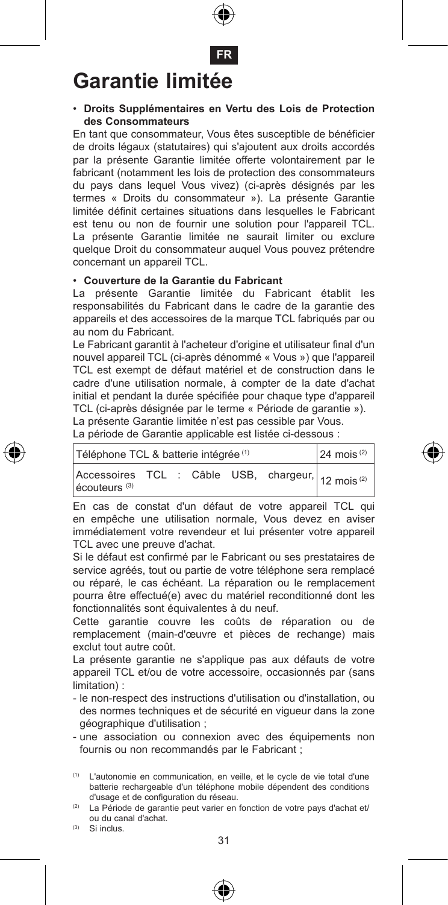FR

# Garantie limitée

- **Droits Supplémentaires en Vertu des Lois de Protection des Consommateurs**

En tant que consommateur, Vous êtes susceptible de bénéficier de droits légaux (statutaires) qui s'ajoutent aux droits accordés par la présente Garantie limitée offerte volontairement par le fabricant (notamment les lois de protection des consommateurs du pays dans lequel Vous vivez) (ci-après désignés par les termes « Droits du consommateur »). La présente Garantie limitée définit certaines situations dans lesquelles le Fabricant est tenu ou non de fournir une solution pour l'appareil TCL. La présente Garantie limitée ne saurait limiter ou exclure quelque Droit du consommateur auquel Vous pouvez prétendre concernant un appareil TCL.

- **Couverture de la Garantie du Fabricant**

La présente Garantie limitée du Fabricant établit les responsabilités du Fabricant dans le cadre de la garantie des appareils et des accessoires de la marque TCL fabriqués par ou au nom du Fabricant.

Le Fabricant garantit à l'acheteur d'origine et utilisateur final d'un nouvel appareil TCL (ci-après dénommé « Vous ») que l'appareil TCL est exempt de défaut matériel et de construction dans le cadre d'une utilisation normale, à compter de la date d'achat initial et pendant la durée spécifiée pour chaque type d'appareil TCL (ci-après désignée par le terme « Période de garantie »).

La présente Garantie limitée n'est pas cessible par Vous.

La période de Garantie applicable est listée ci-dessous :

| Téléphone TCL & batterie intégrée [1] | 24 mois [2] |
|---|---|
| Accessoires TCL : Câble USB, chargeur, écouteurs [3] | 12 mois [2] |

En cas de constat d'un défaut de votre appareil TCL qui en empêche une utilisation normale, Vous devez en aviser immédiatement votre revendeur et lui présenter votre appareil TCL avec une preuve d'achat.

Si le défaut est confirmé par le Fabricant ou ses prestataires de service agréés, tout ou partie de votre téléphone sera remplacé ou réparé, le cas échéant. La réparation ou le remplacement pourra être effectué(e) avec du matériel reconditionné dont les fonctionnalités sont équivalentes à du neuf.

Cette garantie couvre les coûts de réparation ou de remplacement (main-d'œuvre et pièces de rechange) mais exclut tout autre coût.

La présente garantie ne s'applique pas aux défauts de votre appareil TCL et/ou de votre accessoire, occasionnés par (sans limitation) :

- le non-respect des instructions d'utilisation ou d'installation, ou des normes techniques et de sécurité en vigueur dans la zone géographique d'utilisation ;
- une association ou connexion avec des équipements non fournis ou non recommandés par le Fabricant ;

[1] L'autonomie en communication, en veille, et le cycle de vie total d'une batterie rechargeable d'un téléphone mobile dépendent des conditions d'usage et de configuration du réseau.

[2] La Période de garantie peut varier en fonction de votre pays d'achat et/ou du canal d'achat.

[3] Si inclus.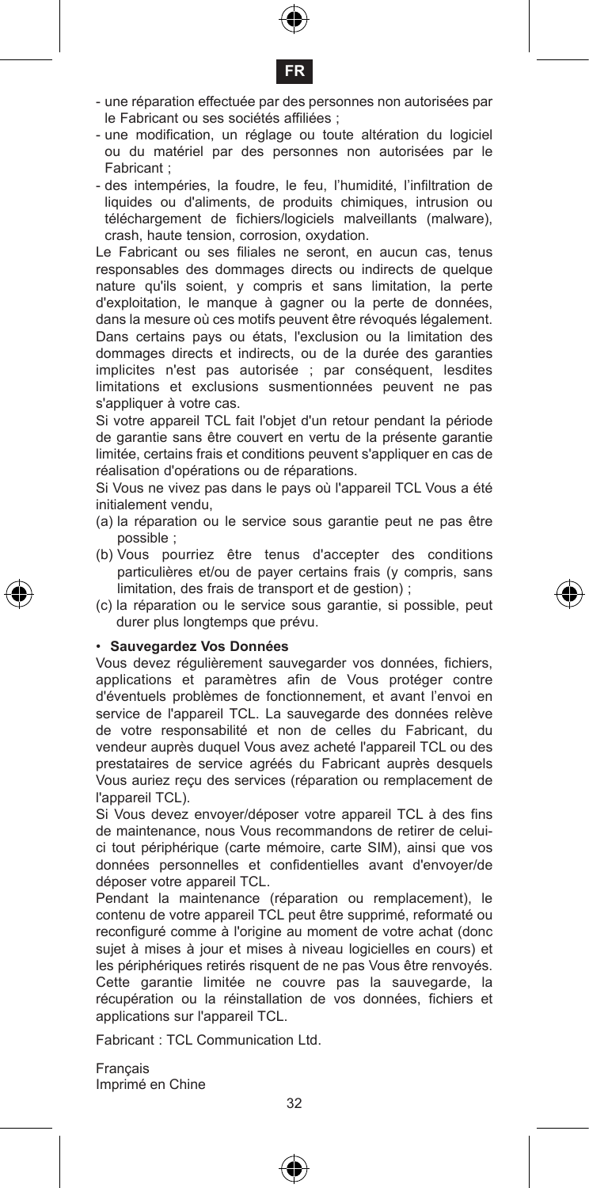- une réparation effectuée par des personnes non autorisées par le Fabricant ou ses sociétés affiliées ;
- une modification, un réglage ou toute altération du logiciel ou du matériel par des personnes non autorisées par le Fabricant ;
- des intempéries, la foudre, le feu, l'humidité, l'infiltration de liquides ou d'aliments, de produits chimiques, intrusion ou téléchargement de fichiers/logiciels malveillants (malware), crash, haute tension, corrosion, oxydation.

Le Fabricant ou ses filiales ne seront, en aucun cas, tenus responsables des dommages directs ou indirects de quelque nature qu'ils soient, y compris et sans limitation, la perte d'exploitation, le manque à gagner ou la perte de données, dans la mesure où ces motifs peuvent être révoqués légalement. Dans certains pays ou états, l'exclusion ou la limitation des dommages directs et indirects, ou de la durée des garanties implicites n'est pas autorisée ; par conséquent, lesdites limitations et exclusions susmentionnées peuvent ne pas s'appliquer à votre cas.

Si votre appareil TCL fait l'objet d'un retour pendant la période de garantie sans être couvert en vertu de la présente garantie limitée, certains frais et conditions peuvent s'appliquer en cas de réalisation d'opérations ou de réparations.

Si Vous ne vivez pas dans le pays où l'appareil TCL Vous a été initialement vendu,

(a) la réparation ou le service sous garantie peut ne pas être possible ;

(b) Vous pourriez être tenus d'accepter des conditions particulières et/ou de payer certains frais (y compris, sans limitation, des frais de transport et de gestion) ;

(c) la réparation ou le service sous garantie, si possible, peut durer plus longtemps que prévu.

- **Sauvegardez Vos Données**

Vous devez régulièrement sauvegarder vos données, fichiers, applications et paramètres afin de Vous protéger contre d'éventuels problèmes de fonctionnement, et avant l'envoi en service de l'appareil TCL. La sauvegarde des données relève de votre responsabilité et non de celles du Fabricant, du vendeur auprès duquel Vous avez acheté l'appareil TCL ou des prestataires de service agréés du Fabricant auprès desquels Vous auriez reçu des services (réparation ou remplacement de l'appareil TCL).

Si Vous devez envoyer/déposer votre appareil TCL à des fins de maintenance, nous Vous recommandons de retirer de celui-ci tout périphérique (carte mémoire, carte SIM), ainsi que vos données personnelles et confidentielles avant d'envoyer/de déposer votre appareil TCL.

Pendant la maintenance (réparation ou remplacement), le contenu de votre appareil TCL peut être supprimé, reformaté ou reconfiguré comme à l'origine au moment de votre achat (donc sujet à mises à jour et mises à niveau logicielles en cours) et les périphériques retirés risquent de ne pas Vous être renvoyés. Cette garantie limitée ne couvre pas la sauvegarde, la récupération ou la réinstallation de vos données, fichiers et applications sur l'appareil TCL.

Fabricant : TCL Communication Ltd.

Français
Imprimé en Chine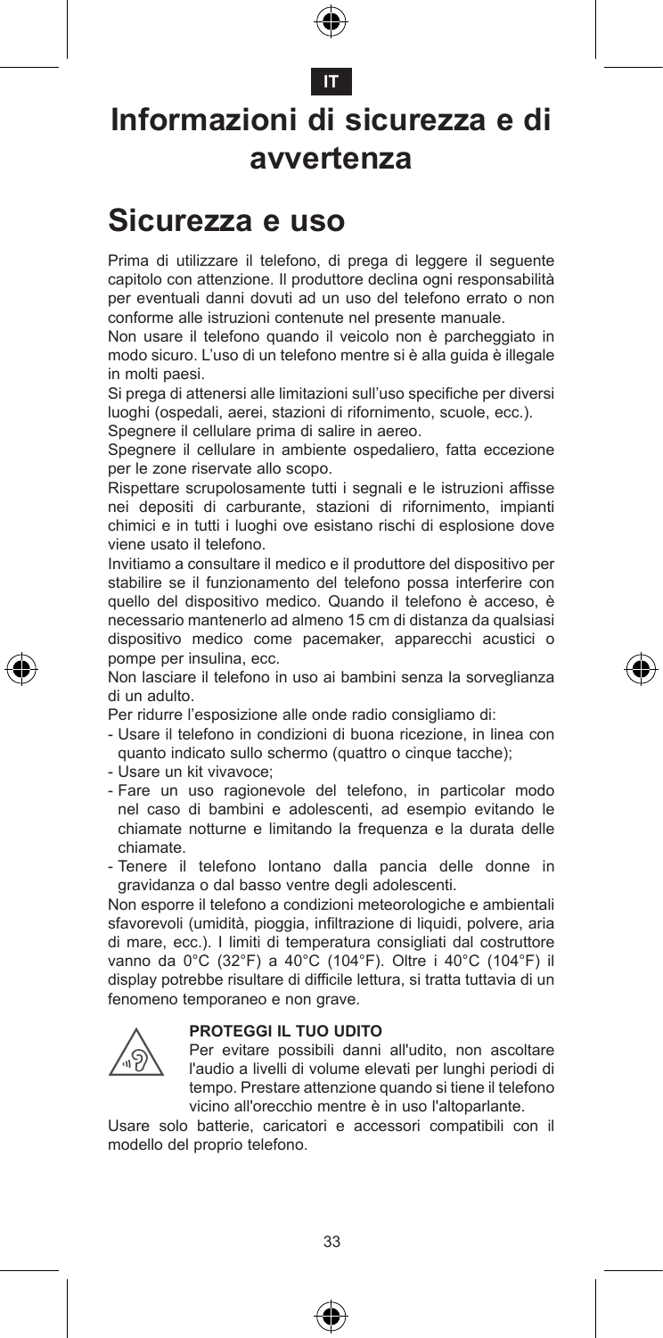IT

# Informazioni di sicurezza e di avvertenza

## Sicurezza e uso

Prima di utilizzare il telefono, di prega di leggere il seguente capitolo con attenzione. Il produttore declina ogni responsabilità per eventuali danni dovuti ad un uso del telefono errato o non conforme alle istruzioni contenute nel presente manuale.

Non usare il telefono quando il veicolo non è parcheggiato in modo sicuro. L'uso di un telefono mentre si è alla guida è illegale in molti paesi.

Si prega di attenersi alle limitazioni sull'uso specifiche per diversi luoghi (ospedali, aerei, stazioni di rifornimento, scuole, ecc.).

Spegnere il cellulare prima di salire in aereo.

Spegnere il cellulare in ambiente ospedaliero, fatta eccezione per le zone riservate allo scopo.

Rispettare scrupolosamente tutti i segnali e le istruzioni affisse nei depositi di carburante, stazioni di rifornimento, impianti chimici e in tutti i luoghi ove esistano rischi di esplosione dove viene usato il telefono.

Invitiamo a consultare il medico e il produttore del dispositivo per stabilire se il funzionamento del telefono possa interferire con quello del dispositivo medico. Quando il telefono è acceso, è necessario mantenerlo ad almeno 15 cm di distanza da qualsiasi dispositivo medico come pacemaker, apparecchi acustici o pompe per insulina, ecc.

Non lasciare il telefono in uso ai bambini senza la sorveglianza di un adulto.

Per ridurre l'esposizione alle onde radio consigliamo di:

- Usare il telefono in condizioni di buona ricezione, in linea con quanto indicato sullo schermo (quattro o cinque tacche);
- Usare un kit vivavoce;
- Fare un uso ragionevole del telefono, in particolar modo nel caso di bambini e adolescenti, ad esempio evitando le chiamate notturne e limitando la frequenza e la durata delle chiamate.
- Tenere il telefono lontano dalla pancia delle donne in gravidanza o dal basso ventre degli adolescenti.

Non esporre il telefono a condizioni meteorologiche e ambientali sfavorevoli (umidità, pioggia, infiltrazione di liquidi, polvere, aria di mare, ecc.). I limiti di temperatura consigliati dal costruttore vanno da 0°C (32°F) a 40°C (104°F). Oltre i 40°C (104°F) il display potrebbe risultare di difficile lettura, si tratta tuttavia di un fenomeno temporaneo e non grave.

**PROTEGGI IL TUO UDITO**

Per evitare possibili danni all'udito, non ascoltare l'audio a livelli di volume elevati per lunghi periodi di tempo. Prestare attenzione quando si tiene il telefono vicino all'orecchio mentre è in uso l'altoparlante.

Usare solo batterie, caricatori e accessori compatibili con il modello del proprio telefono.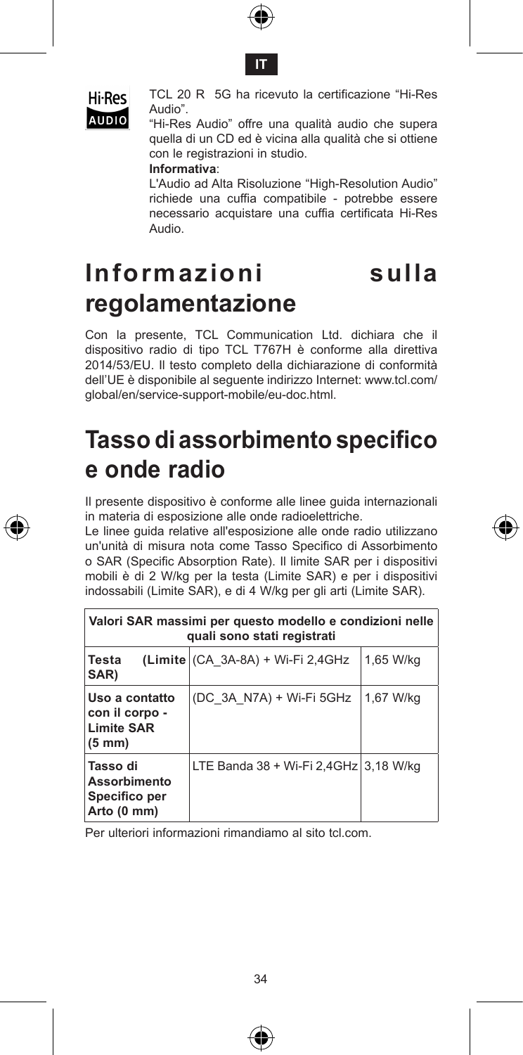TCL 20 R 5G ha ricevuto la certificazione "Hi-Res Audio".

"Hi-Res Audio" offre una qualità audio che supera quella di un CD ed è vicina alla qualità che si ottiene con le registrazioni in studio.

**Informativa**:

L'Audio ad Alta Risoluzione "High-Resolution Audio" richiede una cuffia compatibile - potrebbe essere necessario acquistare una cuffia certificata Hi-Res Audio.

# Informazioni sulla regolamentazione

Con la presente, TCL Communication Ltd. dichiara che il dispositivo radio di tipo TCL T767H è conforme alla direttiva 2014/53/EU. Il testo completo della dichiarazione di conformità dell'UE è disponibile al seguente indirizzo Internet: www.tcl.com/global/en/service-support-mobile/eu-doc.html.

# Tasso di assorbimento specifico e onde radio

Il presente dispositivo è conforme alle linee guida internazionali in materia di esposizione alle onde radioelettriche.

Le linee guida relative all'esposizione alle onde radio utilizzano un'unità di misura nota come Tasso Specifico di Assorbimento o SAR (Specific Absorption Rate). Il limite SAR per i dispositivi mobili è di 2 W/kg per la testa (Limite SAR) e per i dispositivi indossabili (Limite SAR), e di 4 W/kg per gli arti (Limite SAR).

| **Valori SAR massimi per questo modello e condizioni nelle quali sono stati registrati** | | |
|---|---|---|
| **Testa (Limite SAR)** | (CA_3A-8A) + Wi-Fi 2,4GHz | 1,65 W/kg |
| **Uso a contatto con il corpo - Limite SAR (5 mm)** | (DC_3A_N7A) + Wi-Fi 5GHz | 1,67 W/kg |
| **Tasso di Assorbimento Specifico per Arto (0 mm)** | LTE Banda 38 + Wi-Fi 2,4GHz | 3,18 W/kg |

Per ulteriori informazioni rimandiamo al sito tcl.com.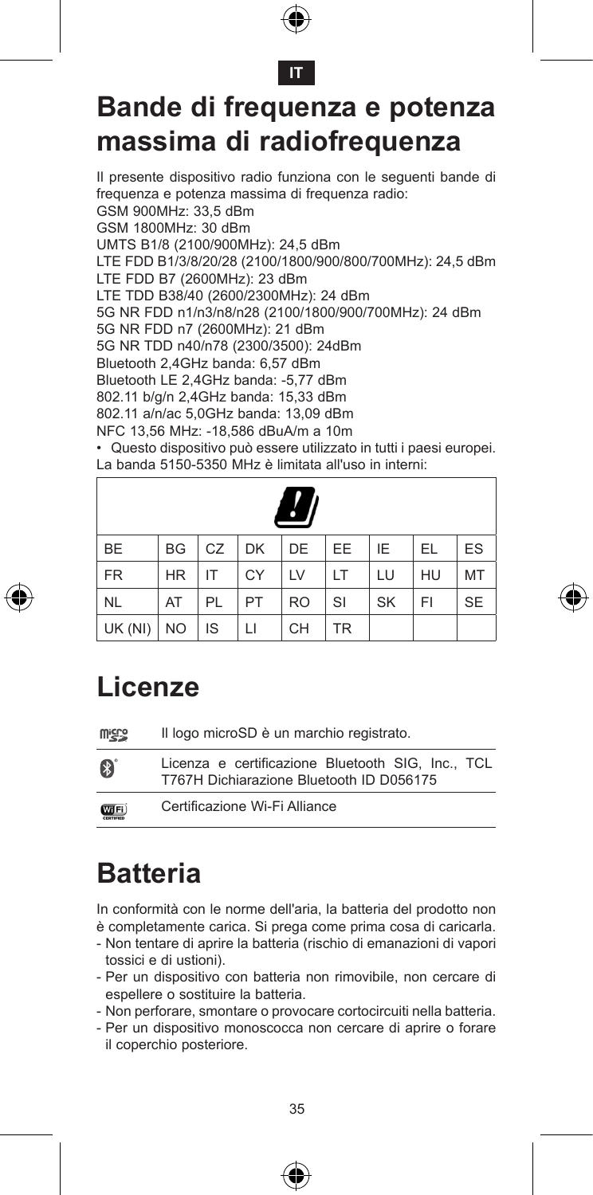IT

# Bande di frequenza e potenza massima di radiofrequenza

Il presente dispositivo radio funziona con le seguenti bande di frequenza e potenza massima di frequenza radio:
GSM 900MHz: 33,5 dBm
GSM 1800MHz: 30 dBm
UMTS B1/8 (2100/900MHz): 24,5 dBm
LTE FDD B1/3/8/20/28 (2100/1800/900/800/700MHz): 24,5 dBm
LTE FDD B7 (2600MHz): 23 dBm
LTE TDD B38/40 (2600/2300MHz): 24 dBm
5G NR FDD n1/n3/n8/n28 (2100/1800/900/700MHz): 24 dBm
5G NR FDD n7 (2600MHz): 21 dBm
5G NR TDD n40/n78 (2300/3500): 24dBm
Bluetooth 2,4GHz banda: 6,57 dBm
Bluetooth LE 2,4GHz banda: -5,77 dBm
802.11 b/g/n 2,4GHz banda: 15,33 dBm
802.11 a/n/ac 5,0GHz banda: 13,09 dBm
NFC 13,56 MHz: -18,586 dBuA/m a 10m

- Questo dispositivo può essere utilizzato in tutti i paesi europei.

La banda 5150-5350 MHz è limitata all'uso in interni:

| | | | | | | | | |
|---|---|---|---|---|---|---|---|---|
| BE | BG | CZ | DK | DE | EE | IE | EL | ES |
| FR | HR | IT | CY | LV | LT | LU | HU | MT |
| NL | AT | PL | PT | RO | SI | SK | FI | SE |
| UK (NI) | NO | IS | LI | CH | TR | | | |

# Licenze

| | |
|---|---|
| microSD | Il logo microSD è un marchio registrato. |
| Bluetooth | Licenza e certificazione Bluetooth SIG, Inc., TCL T767H Dichiarazione Bluetooth ID D056175 |
| Wi-Fi | Certificazione Wi-Fi Alliance |

# Batteria

In conformità con le norme dell'aria, la batteria del prodotto non è completamente carica. Si prega come prima cosa di caricarla.

- Non tentare di aprire la batteria (rischio di emanazioni di vapori tossici e di ustioni).
- Per un dispositivo con batteria non rimovibile, non cercare di espellere o sostituire la batteria.
- Non perforare, smontare o provocare cortocircuiti nella batteria.
- Per un dispositivo monoscocca non cercare di aprire o forare il coperchio posteriore.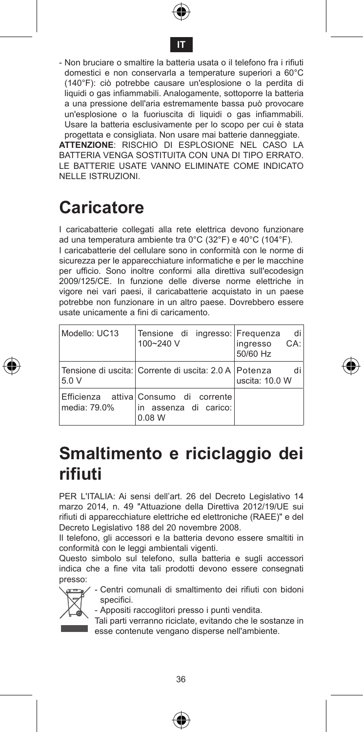- Non bruciare o smaltire la batteria usata o il telefono fra i rifiuti domestici e non conservarla a temperature superiori a 60°C (140°F): ciò potrebbe causare un'esplosione o la perdita di liquidi o gas infiammabili. Analogamente, sottoporre la batteria a una pressione dell'aria estremamente bassa può provocare un'esplosione o la fuoriuscita di liquidi o gas infiammabili. Usare la batteria esclusivamente per lo scopo per cui è stata progettata e consigliata. Non usare mai batterie danneggiate.

**ATTENZIONE**: RISCHIO DI ESPLOSIONE NEL CASO LA BATTERIA VENGA SOSTITUITA CON UNA DI TIPO ERRATO. LE BATTERIE USATE VANNO ELIMINATE COME INDICATO NELLE ISTRUZIONI.

# Caricatore

I caricabatterie collegati alla rete elettrica devono funzionare ad una temperatura ambiente tra 0°C (32°F) e 40°C (104°F).

I caricabatterie del cellulare sono in conformità con le norme di sicurezza per le apparecchiature informatiche e per le macchine per ufficio. Sono inoltre conformi alla direttiva sull'ecodesign 2009/125/CE. In funzione delle diverse norme elettriche in vigore nei vari paesi, il caricabatterie acquistato in un paese potrebbe non funzionare in un altro paese. Dovrebbero essere usate unicamente a fini di caricamento.

| Modello: UC13 | Tensione di ingresso: 100~240 V | Frequenza di ingresso CA: 50/60 Hz |
|---|---|---|
| Tensione di uscita: 5.0 V | Corrente di uscita: 2.0 A | Potenza di uscita: 10.0 W |
| Efficienza attiva media: 79.0% | Consumo di corrente in assenza di carico: 0.08 W | |

# Smaltimento e riciclaggio dei rifiuti

PER L'ITALIA: Ai sensi dell'art. 26 del Decreto Legislativo 14 marzo 2014, n. 49 "Attuazione della Direttiva 2012/19/UE sui rifiuti di apparecchiature elettriche ed elettroniche (RAEE)" e del Decreto Legislativo 188 del 20 novembre 2008.

Il telefono, gli accessori e la batteria devono essere smaltiti in conformità con le leggi ambientali vigenti.

Questo simbolo sul telefono, sulla batteria e sugli accessori indica che a fine vita tali prodotti devono essere consegnati presso:

- Centri comunali di smaltimento dei rifiuti con bidoni specifici.
- Appositi raccoglitori presso i punti vendita.

Tali parti verranno riciclate, evitando che le sostanze in esse contenute vengano disperse nell'ambiente.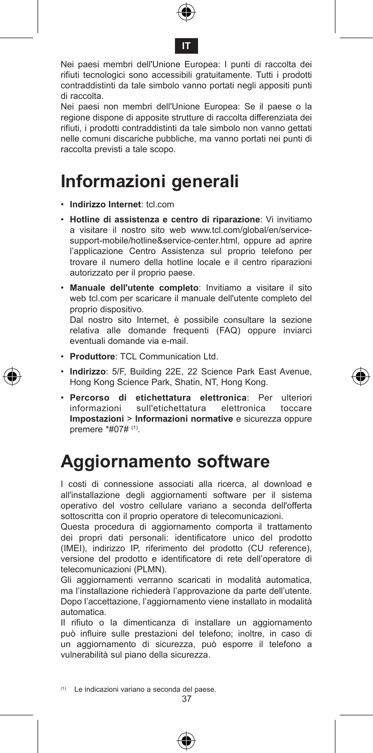Nei paesi membri dell'Unione Europea: I punti di raccolta dei rifiuti tecnologici sono accessibili gratuitamente. Tutti i prodotti contraddistinti da tale simbolo vanno portati negli appositi punti di raccolta.

Nei paesi non membri dell'Unione Europea: Se il paese o la regione dispone di apposite strutture di raccolta differenziata dei rifiuti, i prodotti contraddistinti da tale simbolo non vanno gettati nelle comuni discariche pubbliche, ma vanno portati nei punti di raccolta previsti a tale scopo.

# Informazioni generali

- **Indirizzo Internet**: tcl.com
- **Hotline di assistenza e centro di riparazione**: Vi invitiamo a visitare il nostro sito web www.tcl.com/global/en/service-support-mobile/hotline&service-center.html, oppure ad aprire l'applicazione Centro Assistenza sul proprio telefono per trovare il numero della hotline locale e il centro riparazioni autorizzato per il proprio paese.
- **Manuale dell'utente completo**: Invitiamo a visitare il sito web tcl.com per scaricare il manuale dell'utente completo del proprio dispositivo.
  Dal nostro sito Internet, è possibile consultare la sezione relativa alle domande frequenti (FAQ) oppure inviarci eventuali domande via e-mail.
- **Produttore**: TCL Communication Ltd.
- **Indirizzo**: 5/F, Building 22E, 22 Science Park East Avenue, Hong Kong Science Park, Shatin, NT, Hong Kong.
- **Percorso di etichettatura elettronica**: Per ulteriori informazioni sull'etichettatura elettronica toccare **Impostazioni** > **Informazioni normative** e sicurezza oppure premere *#07# [1].

# Aggiornamento software

I costi di connessione associati alla ricerca, al download e all'installazione degli aggiornamenti software per il sistema operativo del vostro cellulare variano a seconda dell'offerta sottoscritta con il proprio operatore di telecomunicazioni.

Questa procedura di aggiornamento comporta il trattamento dei propri dati personali: identificatore unico del prodotto (IMEI), indirizzo IP, riferimento del prodotto (CU reference), versione del prodotto e identificatore di rete dell'operatore di telecomunicazioni (PLMN).

Gli aggiornamenti verranno scaricati in modalità automatica, ma l'installazione richiederà l'approvazione da parte dell'utente. Dopo l'accettazione, l'aggiornamento viene installato in modalità automatica.

Il rifiuto o la dimenticanza di installare un aggiornamento può influire sulle prestazioni del telefono; inoltre, in caso di un aggiornamento di sicurezza, può esporre il telefono a vulnerabilità sul piano della sicurezza.

[1] Le indicazioni variano a seconda del paese.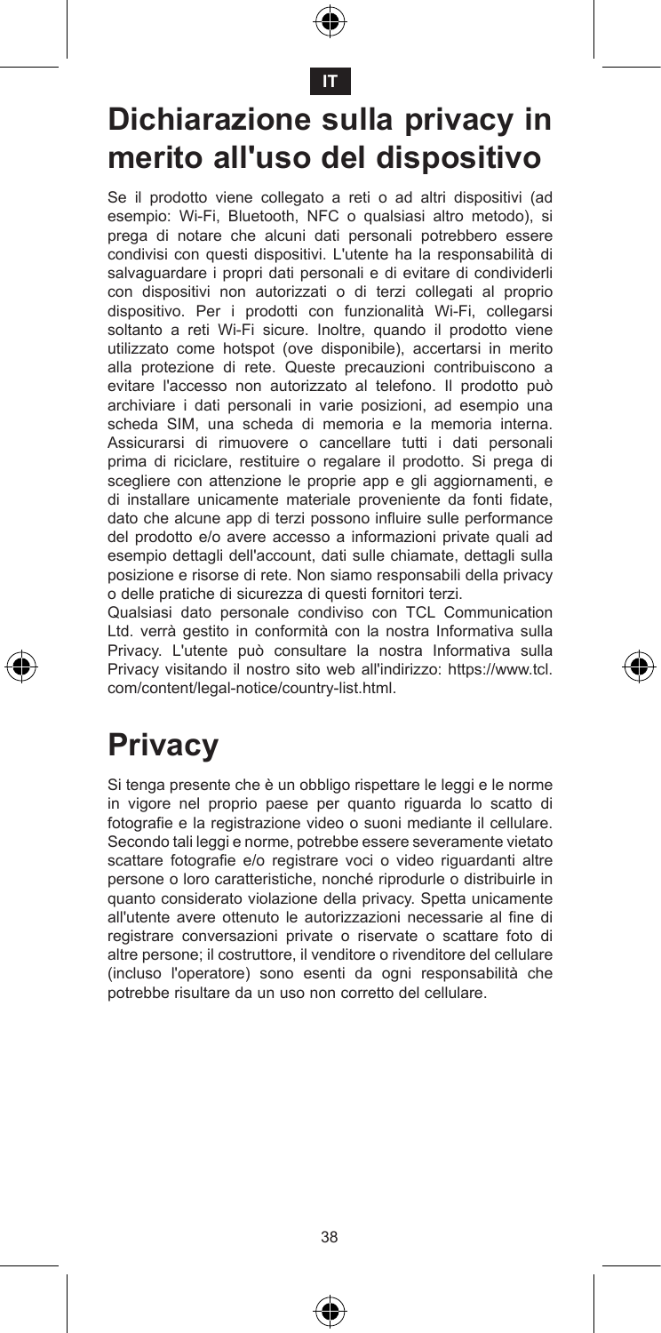# Dichiarazione sulla privacy in merito all'uso del dispositivo

Se il prodotto viene collegato a reti o ad altri dispositivi (ad esempio: Wi-Fi, Bluetooth, NFC o qualsiasi altro metodo), si prega di notare che alcuni dati personali potrebbero essere condivisi con questi dispositivi. L'utente ha la responsabilità di salvaguardare i propri dati personali e di evitare di condividerli con dispositivi non autorizzati o di terzi collegati al proprio dispositivo. Per i prodotti con funzionalità Wi-Fi, collegarsi soltanto a reti Wi-Fi sicure. Inoltre, quando il prodotto viene utilizzato come hotspot (ove disponibile), accertarsi in merito alla protezione di rete. Queste precauzioni contribuiscono a evitare l'accesso non autorizzato al telefono. Il prodotto può archiviare i dati personali in varie posizioni, ad esempio una scheda SIM, una scheda di memoria e la memoria interna. Assicurarsi di rimuovere o cancellare tutti i dati personali prima di riciclare, restituire o regalare il prodotto. Si prega di scegliere con attenzione le proprie app e gli aggiornamenti, e di installare unicamente materiale proveniente da fonti fidate, dato che alcune app di terzi possono influire sulle performance del prodotto e/o avere accesso a informazioni private quali ad esempio dettagli dell'account, dati sulle chiamate, dettagli sulla posizione e risorse di rete. Non siamo responsabili della privacy o delle pratiche di sicurezza di questi fornitori terzi.

Qualsiasi dato personale condiviso con TCL Communication Ltd. verrà gestito in conformità con la nostra Informativa sulla Privacy. L'utente può consultare la nostra Informativa sulla Privacy visitando il nostro sito web all'indirizzo: https://www.tcl.com/content/legal-notice/country-list.html.

# Privacy

Si tenga presente che è un obbligo rispettare le leggi e le norme in vigore nel proprio paese per quanto riguarda lo scatto di fotografie e la registrazione video o suoni mediante il cellulare. Secondo tali leggi e norme, potrebbe essere severamente vietato scattare fotografie e/o registrare voci o video riguardanti altre persone o loro caratteristiche, nonché riprodurle o distribuirle in quanto considerato violazione della privacy. Spetta unicamente all'utente avere ottenuto le autorizzazioni necessarie al fine di registrare conversazioni private o riservate o scattare foto di altre persone; il costruttore, il venditore o rivenditore del cellulare (incluso l'operatore) sono esenti da ogni responsabilità che potrebbe risultare da un uso non corretto del cellulare.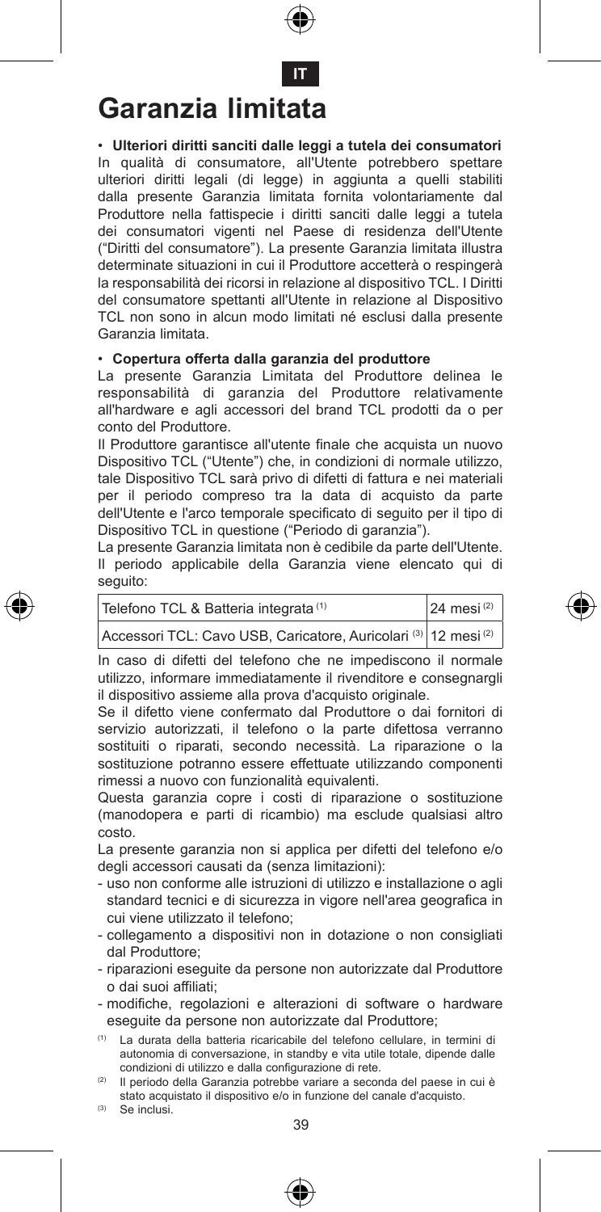# Garanzia limitata

- **Ulteriori diritti sanciti dalle leggi a tutela dei consumatori**

In qualità di consumatore, all'Utente potrebbero spettare ulteriori diritti legali (di legge) in aggiunta a quelli stabiliti dalla presente Garanzia limitata fornita volontariamente dal Produttore nella fattispecie i diritti sanciti dalle leggi a tutela dei consumatori vigenti nel Paese di residenza dell'Utente ("Diritti del consumatore"). La presente Garanzia limitata illustra determinate situazioni in cui il Produttore accetterà o respingerà la responsabilità dei ricorsi in relazione al dispositivo TCL. I Diritti del consumatore spettanti all'Utente in relazione al Dispositivo TCL non sono in alcun modo limitati né esclusi dalla presente Garanzia limitata.

- **Copertura offerta dalla garanzia del produttore**

La presente Garanzia Limitata del Produttore delinea le responsabilità di garanzia del Produttore relativamente all'hardware e agli accessori del brand TCL prodotti da o per conto del Produttore.

Il Produttore garantisce all'utente finale che acquista un nuovo Dispositivo TCL ("Utente") che, in condizioni di normale utilizzo, tale Dispositivo TCL sarà privo di difetti di fattura e nei materiali per il periodo compreso tra la data di acquisto da parte dell'Utente e l'arco temporale specificato di seguito per il tipo di Dispositivo TCL in questione ("Periodo di garanzia").

La presente Garanzia limitata non è cedibile da parte dell'Utente. Il periodo applicabile della Garanzia viene elencato qui di seguito:

| | |
|---|---|
| Telefono TCL & Batteria integrata [1] | 24 mesi [2] |
| Accessori TCL: Cavo USB, Caricatore, Auricolari [3] | 12 mesi [2] |

In caso di difetti del telefono che ne impediscono il normale utilizzo, informare immediatamente il rivenditore e consegnargli il dispositivo assieme alla prova d'acquisto originale.

Se il difetto viene confermato dal Produttore o dai fornitori di servizio autorizzati, il telefono o la parte difettosa verranno sostituiti o riparati, secondo necessità. La riparazione o la sostituzione potranno essere effettuate utilizzando componenti rimessi a nuovo con funzionalità equivalenti.

Questa garanzia copre i costi di riparazione o sostituzione (manodopera e parti di ricambio) ma esclude qualsiasi altro costo.

La presente garanzia non si applica per difetti del telefono e/o degli accessori causati da (senza limitazioni):

- uso non conforme alle istruzioni di utilizzo e installazione o agli standard tecnici e di sicurezza in vigore nell'area geografica in cui viene utilizzato il telefono;
- collegamento a dispositivi non in dotazione o non consigliati dal Produttore;
- riparazioni eseguite da persone non autorizzate dal Produttore o dai suoi affiliati;
- modifiche, regolazioni e alterazioni di software o hardware eseguite da persone non autorizzate dal Produttore;

[1] La durata della batteria ricaricabile del telefono cellulare, in termini di autonomia di conversazione, in standby e vita utile totale, dipende dalle condizioni di utilizzo e dalla configurazione di rete.

[2] Il periodo della Garanzia potrebbe variare a seconda del paese in cui è stato acquistato il dispositivo e/o in funzione del canale d'acquisto.

[3] Se inclusi.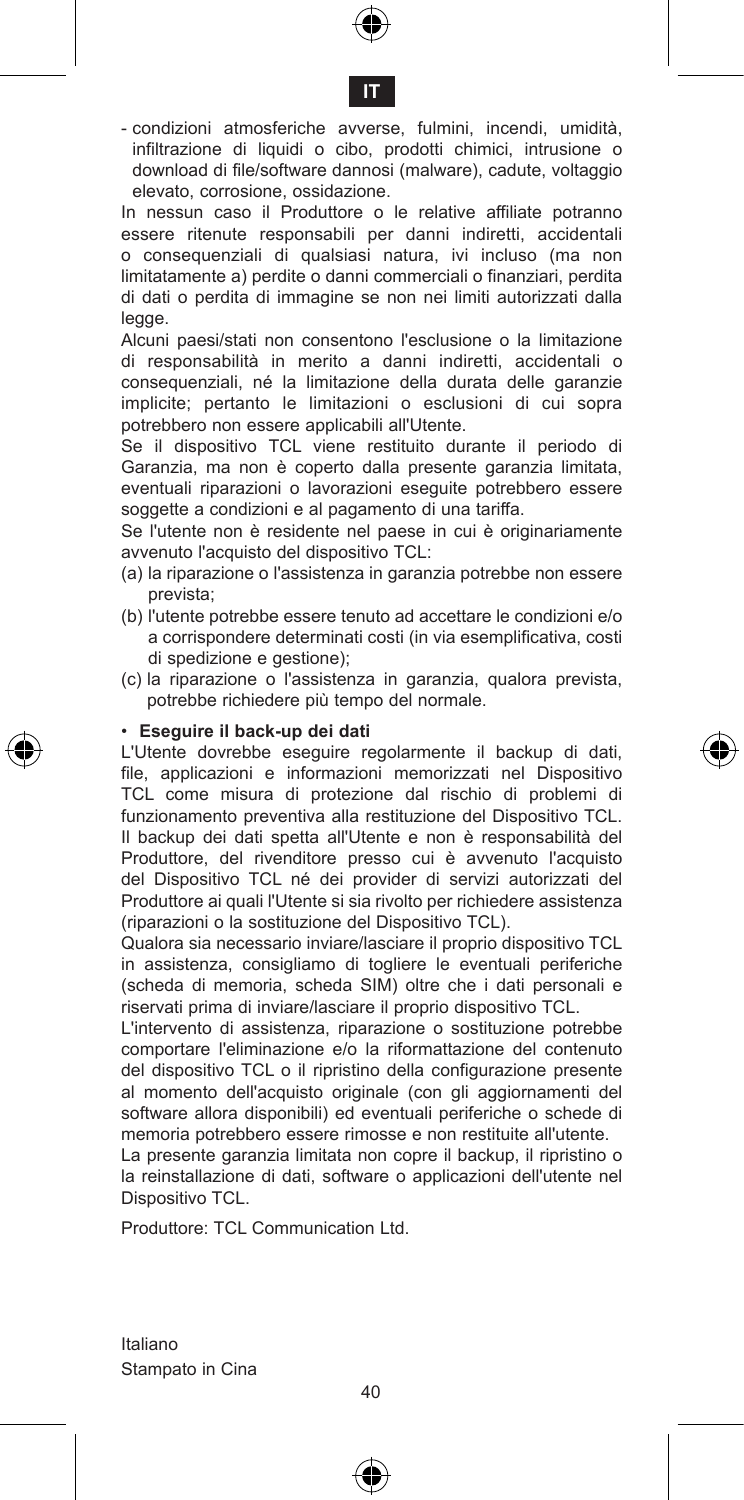- condizioni atmosferiche avverse, fulmini, incendi, umidità, infiltrazione di liquidi o cibo, prodotti chimici, intrusione o download di file/software dannosi (malware), cadute, voltaggio elevato, corrosione, ossidazione.

In nessun caso il Produttore o le relative affiliate potranno essere ritenute responsabili per danni indiretti, accidentali o consequenziali di qualsiasi natura, ivi incluso (ma non limitatamente a) perdite o danni commerciali o finanziari, perdita di dati o perdita di immagine se non nei limiti autorizzati dalla legge.

Alcuni paesi/stati non consentono l'esclusione o la limitazione di responsabilità in merito a danni indiretti, accidentali o consequenziali, né la limitazione della durata delle garanzie implicite; pertanto le limitazioni o esclusioni di cui sopra potrebbero non essere applicabili all'Utente.

Se il dispositivo TCL viene restituito durante il periodo di Garanzia, ma non è coperto dalla presente garanzia limitata, eventuali riparazioni o lavorazioni eseguite potrebbero essere soggette a condizioni e al pagamento di una tariffa.

Se l'utente non è residente nel paese in cui è originariamente avvenuto l'acquisto del dispositivo TCL:

(a) la riparazione o l'assistenza in garanzia potrebbe non essere prevista;

(b) l'utente potrebbe essere tenuto ad accettare le condizioni e/o a corrispondere determinati costi (in via esemplificativa, costi di spedizione e gestione);

(c) la riparazione o l'assistenza in garanzia, qualora prevista, potrebbe richiedere più tempo del normale.

- **Eseguire il back-up dei dati**

L'Utente dovrebbe eseguire regolarmente il backup di dati, file, applicazioni e informazioni memorizzati nel Dispositivo TCL come misura di protezione dal rischio di problemi di funzionamento preventiva alla restituzione del Dispositivo TCL. Il backup dei dati spetta all'Utente e non è responsabilità del Produttore, del rivenditore presso cui è avvenuto l'acquisto del Dispositivo TCL né dei provider di servizi autorizzati del Produttore ai quali l'Utente si sia rivolto per richiedere assistenza (riparazioni o la sostituzione del Dispositivo TCL).

Qualora sia necessario inviare/lasciare il proprio dispositivo TCL in assistenza, consigliamo di togliere le eventuali periferiche (scheda di memoria, scheda SIM) oltre che i dati personali e riservati prima di inviare/lasciare il proprio dispositivo TCL.

L'intervento di assistenza, riparazione o sostituzione potrebbe comportare l'eliminazione e/o la riformattazione del contenuto del dispositivo TCL o il ripristino della configurazione presente al momento dell'acquisto originale (con gli aggiornamenti del software allora disponibili) ed eventuali periferiche o schede di memoria potrebbero essere rimosse e non restituite all'utente.

La presente garanzia limitata non copre il backup, il ripristino o la reinstallazione di dati, software o applicazioni dell'utente nel Dispositivo TCL.

Produttore: TCL Communication Ltd.

Italiano
Stampato in Cina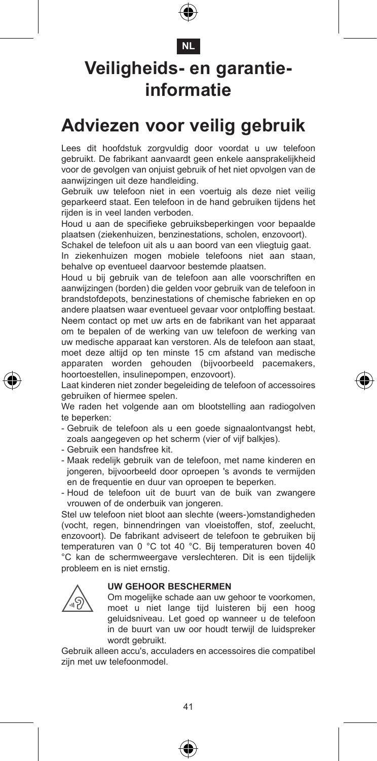NL

# Veiligheids- en garantie-informatie

# Adviezen voor veilig gebruik

Lees dit hoofdstuk zorgvuldig door voordat u uw telefoon gebruikt. De fabrikant aanvaardt geen enkele aansprakelijkheid voor de gevolgen van onjuist gebruik of het niet opvolgen van de aanwijzingen uit deze handleiding.

Gebruik uw telefoon niet in een voertuig als deze niet veilig geparkeerd staat. Een telefoon in de hand gebruiken tijdens het rijden is in veel landen verboden.

Houd u aan de specifieke gebruiksbeperkingen voor bepaalde plaatsen (ziekenhuizen, benzinestations, scholen, enzovoort).

Schakel de telefoon uit als u aan boord van een vliegtuig gaat.

In ziekenhuizen mogen mobiele telefoons niet aan staan, behalve op eventueel daarvoor bestemde plaatsen.

Houd u bij gebruik van de telefoon aan alle voorschriften en aanwijzingen (borden) die gelden voor gebruik van de telefoon in brandstofdepots, benzinestations of chemische fabrieken en op andere plaatsen waar eventueel gevaar voor ontploffing bestaat.

Neem contact op met uw arts en de fabrikant van het apparaat om te bepalen of de werking van uw telefoon de werking van uw medische apparaat kan verstoren. Als de telefoon aan staat, moet deze altijd op ten minste 15 cm afstand van medische apparaten worden gehouden (bijvoorbeeld pacemakers, hoortoestellen, insulinepompen, enzovoort).

Laat kinderen niet zonder begeleiding de telefoon of accessoires gebruiken of hiermee spelen.

We raden het volgende aan om blootstelling aan radiogolven te beperken:

- Gebruik de telefoon als u een goede signaalontvangst hebt, zoals aangegeven op het scherm (vier of vijf balkjes).
- Gebruik een handsfree kit.
- Maak redelijk gebruik van de telefoon, met name kinderen en jongeren, bijvoorbeeld door oproepen 's avonds te vermijden en de frequentie en duur van oproepen te beperken.
- Houd de telefoon uit de buurt van de buik van zwangere vrouwen of de onderbuik van jongeren.

Stel uw telefoon niet bloot aan slechte (weers-)omstandigheden (vocht, regen, binnendringen van vloeistoffen, stof, zeelucht, enzovoort). De fabrikant adviseert de telefoon te gebruiken bij temperaturen van 0 °C tot 40 °C. Bij temperaturen boven 40 °C kan de schermweergave verslechteren. Dit is een tijdelijk probleem en is niet ernstig.

**UW GEHOOR BESCHERMEN**

Om mogelijke schade aan uw gehoor te voorkomen, moet u niet lange tijd luisteren bij een hoog geluidsniveau. Let goed op wanneer u de telefoon in de buurt van uw oor houdt terwijl de luidspreker wordt gebruikt.

Gebruik alleen accu's, acculaders en accessoires die compatibel zijn met uw telefoonmodel.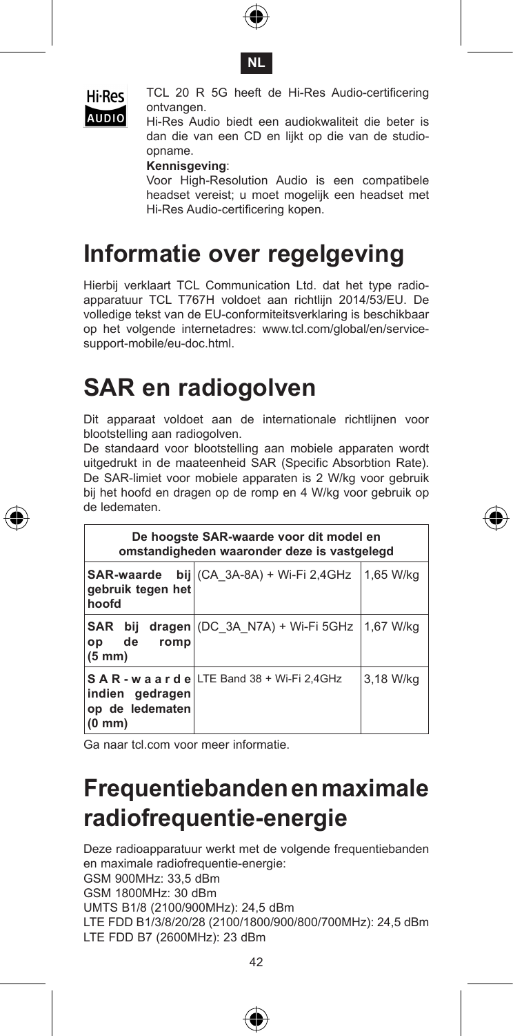TCL 20 R 5G heeft de Hi-Res Audio-certificering ontvangen.

Hi-Res Audio biedt een audiokwaliteit die beter is dan die van een CD en lijkt op die van de studio-opname.

**Kennisgeving**:

Voor High-Resolution Audio is een compatibele headset vereist; u moet mogelijk een headset met Hi-Res Audio-certificering kopen.

# Informatie over regelgeving

Hierbij verklaart TCL Communication Ltd. dat het type radioapparatuur TCL T767H voldoet aan richtlijn 2014/53/EU. De volledige tekst van de EU-conformiteitsverklaring is beschikbaar op het volgende internetadres: www.tcl.com/global/en/service-support-mobile/eu-doc.html.

# SAR en radiogolven

Dit apparaat voldoet aan de internationale richtlijnen voor blootstelling aan radiogolven.

De standaard voor blootstelling aan mobiele apparaten wordt uitgedrukt in de maateenheid SAR (Specific Absorbtion Rate). De SAR-limiet voor mobiele apparaten is 2 W/kg voor gebruik bij het hoofd en dragen op de romp en 4 W/kg voor gebruik op de ledematen.

| De hoogste SAR-waarde voor dit model en omstandigheden waaronder deze is vastgelegd | | |
|---|---|---|
| **SAR-waarde bij gebruik tegen het hoofd** | (CA_3A-8A) + Wi-Fi 2,4GHz | 1,65 W/kg |
| **SAR bij dragen op de romp (5 mm)** | (DC_3A_N7A) + Wi-Fi 5GHz | 1,67 W/kg |
| **SAR-waarde indien gedragen op de ledematen (0 mm)** | LTE Band 38 + Wi-Fi 2,4GHz | 3,18 W/kg |

Ga naar tcl.com voor meer informatie.

# Frequentiebanden en maximale radiofrequentie-energie

Deze radioapparatuur werkt met de volgende frequentiebanden en maximale radiofrequentie-energie:

GSM 900MHz: 33,5 dBm

GSM 1800MHz: 30 dBm

UMTS B1/8 (2100/900MHz): 24,5 dBm

LTE FDD B1/3/8/20/28 (2100/1800/900/800/700MHz): 24,5 dBm

LTE FDD B7 (2600MHz): 23 dBm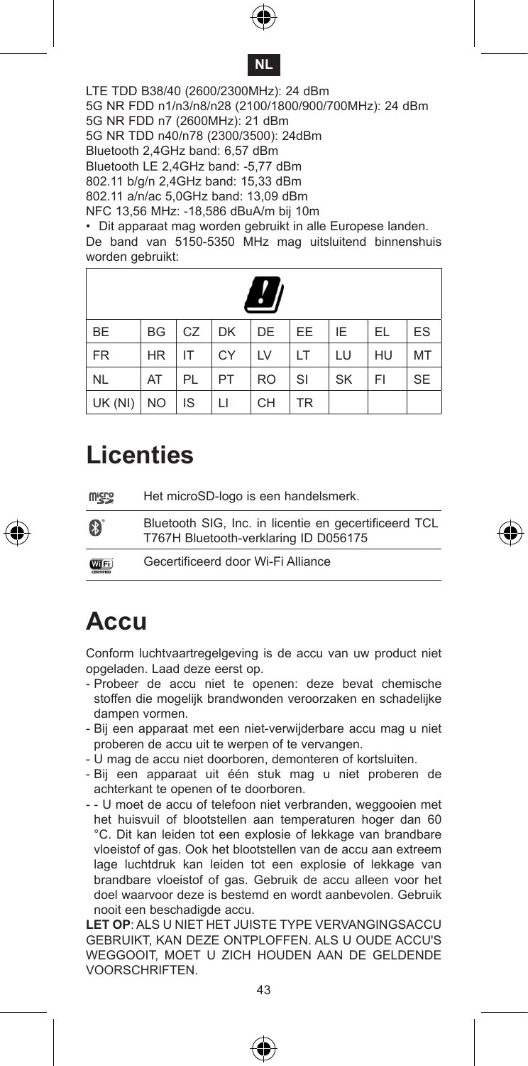LTE TDD B38/40 (2600/2300MHz): 24 dBm
5G NR FDD n1/n3/n8/n28 (2100/1800/900/700MHz): 24 dBm
5G NR FDD n7 (2600MHz): 21 dBm
5G NR TDD n40/n78 (2300/3500): 24dBm
Bluetooth 2,4GHz band: 6,57 dBm
Bluetooth LE 2,4GHz band: -5,77 dBm
802.11 b/g/n 2,4GHz band: 15,33 dBm
802.11 a/n/ac 5,0GHz band: 13,09 dBm
NFC 13,56 MHz: -18,586 dBuA/m bij 10m

- Dit apparaat mag worden gebruikt in alle Europese landen.

De band van 5150-5350 MHz mag uitsluitend binnenshuis worden gebruikt:

| | | | | | | | | |
|---|---|---|---|---|---|---|---|---|
| BE | BG | CZ | DK | DE | EE | IE | EL | ES |
| FR | HR | IT | CY | LV | LT | LU | HU | MT |
| NL | AT | PL | PT | RO | SI | SK | FI | SE |
| UK (NI) | NO | IS | LI | CH | TR | | | |

# Licenties

| | |
|---|---|
| microSD | Het microSD-logo is een handelsmerk. |
| Bluetooth | Bluetooth SIG, Inc. in licentie en gecertificeerd TCL T767H Bluetooth-verklaring ID D056175 |
| Wi-Fi CERTIFIED | Gecertificeerd door Wi-Fi Alliance |

# Accu

Conform luchtvaartregelgeving is de accu van uw product niet opgeladen. Laad deze eerst op.

- Probeer de accu niet te openen: deze bevat chemische stoffen die mogelijk brandwonden veroorzaken en schadelijke dampen vormen.
- Bij een apparaat met een niet-verwijderbare accu mag u niet proberen de accu uit te werpen of te vervangen.
- U mag de accu niet doorboren, demonteren of kortsluiten.
- Bij een apparaat uit één stuk mag u niet proberen de achterkant te openen of te doorboren.
- - U moet de accu of telefoon niet verbranden, weggooien met het huisvuil of blootstellen aan temperaturen hoger dan 60 °C. Dit kan leiden tot een explosie of lekkage van brandbare vloeistof of gas. Ook het blootstellen van de accu aan extreem lage luchtdruk kan leiden tot een explosie of lekkage van brandbare vloeistof of gas. Gebruik de accu alleen voor het doel waarvoor deze is bestemd en wordt aanbevolen. Gebruik nooit een beschadigde accu.

**LET OP**: ALS U NIET HET JUISTE TYPE VERVANGINGSACCU GEBRUIKT, KAN DEZE ONTPLOFFEN. ALS U OUDE ACCU'S WEGGOOIT, MOET U ZICH HOUDEN AAN DE GELDENDE VOORSCHRIFTEN.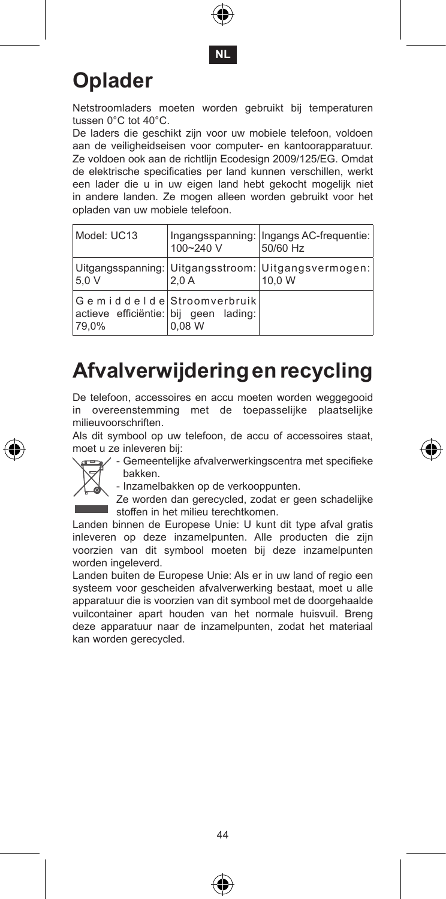# Oplader

Netstroomladers moeten worden gebruikt bij temperaturen tussen 0°C tot 40°C.

De laders die geschikt zijn voor uw mobiele telefoon, voldoen aan de veiligheidseisen voor computer- en kantoorapparatuur. Ze voldoen ook aan de richtlijn Ecodesign 2009/125/EG. Omdat de elektrische specificaties per land kunnen verschillen, werkt een lader die u in uw eigen land hebt gekocht mogelijk niet in andere landen. Ze mogen alleen worden gebruikt voor het opladen van uw mobiele telefoon.

| Model: UC13 | Ingangsspanning: 100~240 V | Ingangs AC-frequentie: 50/60 Hz |
|---|---|---|
| Uitgangsspanning: 5,0 V | Uitgangsstroom: 2,0 A | Uitgangsvermogen: 10,0 W |
| Gemiddelde actieve efficiëntie: 79,0% | Stroomverbruik bij geen lading: 0,08 W | |

# Afvalverwijdering en recycling

De telefoon, accessoires en accu moeten worden weggegooid in overeenstemming met de toepasselijke plaatselijke milieuvoorschriften.

Als dit symbool op uw telefoon, de accu of accessoires staat, moet u ze inleveren bij:

- Gemeentelijke afvalverwerkingscentra met specifieke bakken.
- Inzamelbakken op de verkooppunten.

Ze worden dan gerecycled, zodat er geen schadelijke stoffen in het milieu terechtkomen.

Landen binnen de Europese Unie: U kunt dit type afval gratis inleveren op deze inzamelpunten. Alle producten die zijn voorzien van dit symbool moeten bij deze inzamelpunten worden ingeleverd.

Landen buiten de Europese Unie: Als er in uw land of regio een systeem voor gescheiden afvalverwerking bestaat, moet u alle apparatuur die is voorzien van dit symbool met de doorgehaalde vuilcontainer apart houden van het normale huisvuil. Breng deze apparatuur naar de inzamelpunten, zodat het materiaal kan worden gerecycled.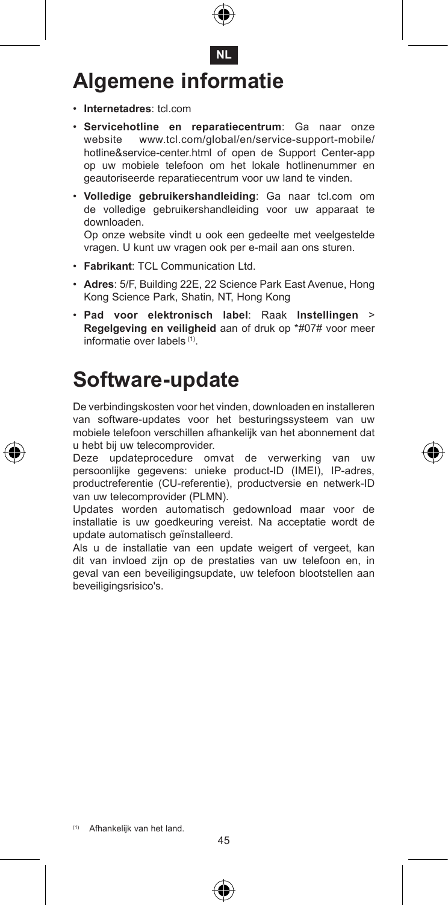NL

# Algemene informatie

- **Internetadres**: tcl.com
- **Servicehotline en reparatiecentrum**: Ga naar onze website www.tcl.com/global/en/service-support-mobile/hotline&service-center.html of open de Support Center-app op uw mobiele telefoon om het lokale hotlinenummer en geautoriseerde reparatiecentrum voor uw land te vinden.
- **Volledige gebruikershandleiding**: Ga naar tcl.com om de volledige gebruikershandleiding voor uw apparaat te downloaden.
  Op onze website vindt u ook een gedeelte met veelgestelde vragen. U kunt uw vragen ook per e-mail aan ons sturen.
- **Fabrikant**: TCL Communication Ltd.
- **Adres**: 5/F, Building 22E, 22 Science Park East Avenue, Hong Kong Science Park, Shatin, NT, Hong Kong
- **Pad voor elektronisch label**: Raak **Instellingen** > **Regelgeving en veiligheid** aan of druk op *#07# voor meer informatie over labels [(1)].

# Software-update

De verbindingskosten voor het vinden, downloaden en installeren van software-updates voor het besturingssysteem van uw mobiele telefoon verschillen afhankelijk van het abonnement dat u hebt bij uw telecomprovider.
Deze updateprocedure omvat de verwerking van uw persoonlijke gegevens: unieke product-ID (IMEI), IP-adres, productreferentie (CU-referentie), productversie en netwerk-ID van uw telecomprovider (PLMN).
Updates worden automatisch gedownload maar voor de installatie is uw goedkeuring vereist. Na acceptatie wordt de update automatisch geïnstalleerd.
Als u de installatie van een update weigert of vergeet, kan dit van invloed zijn op de prestaties van uw telefoon en, in geval van een beveiligingsupdate, uw telefoon blootstellen aan beveiligingsrisico's.

[(1)] Afhankelijk van het land.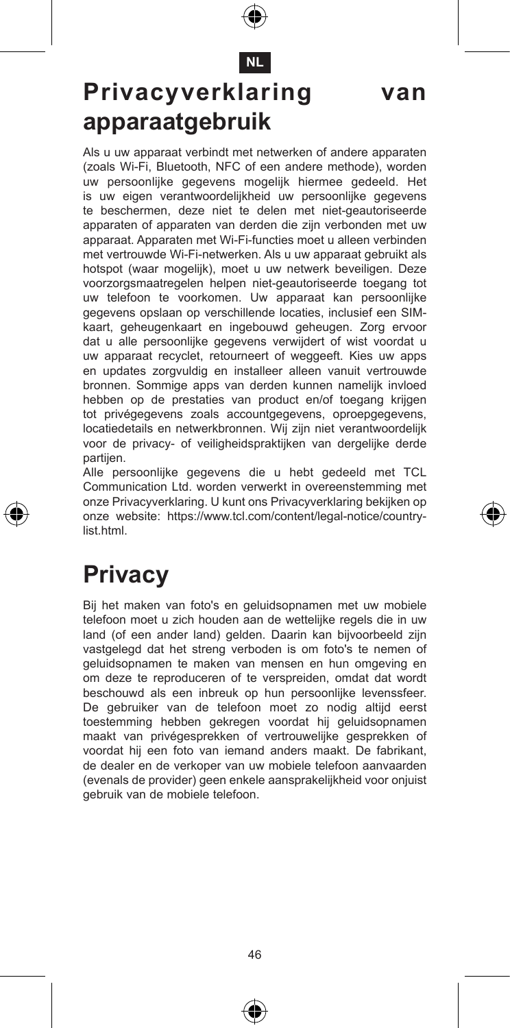# Privacyverklaring van apparaatgebruik

Als u uw apparaat verbindt met netwerken of andere apparaten (zoals Wi-Fi, Bluetooth, NFC of een andere methode), worden uw persoonlijke gegevens mogelijk hiermee gedeeld. Het is uw eigen verantwoordelijkheid uw persoonlijke gegevens te beschermen, deze niet te delen met niet-geautoriseerde apparaten of apparaten van derden die zijn verbonden met uw apparaat. Apparaten met Wi-Fi-functies moet u alleen verbinden met vertrouwde Wi-Fi-netwerken. Als u uw apparaat gebruikt als hotspot (waar mogelijk), moet u uw netwerk beveiligen. Deze voorzorgsmaatregelen helpen niet-geautoriseerde toegang tot uw telefoon te voorkomen. Uw apparaat kan persoonlijke gegevens opslaan op verschillende locaties, inclusief een SIM-kaart, geheugenkaart en ingebouwd geheugen. Zorg ervoor dat u alle persoonlijke gegevens verwijdert of wist voordat u uw apparaat recyclet, retourneert of weggeeft. Kies uw apps en updates zorgvuldig en installeer alleen vanuit vertrouwde bronnen. Sommige apps van derden kunnen namelijk invloed hebben op de prestaties van product en/of toegang krijgen tot privégegevens zoals accountgegevens, oproepgegevens, locatiedetails en netwerkbronnen. Wij zijn niet verantwoordelijk voor de privacy- of veiligheidspraktijken van dergelijke derde partijen.

Alle persoonlijke gegevens die u hebt gedeeld met TCL Communication Ltd. worden verwerkt in overeenstemming met onze Privacyverklaring. U kunt ons Privacyverklaring bekijken op onze website: https://www.tcl.com/content/legal-notice/country-list.html.

# Privacy

Bij het maken van foto's en geluidsopnamen met uw mobiele telefoon moet u zich houden aan de wettelijke regels die in uw land (of een ander land) gelden. Daarin kan bijvoorbeeld zijn vastgelegd dat het streng verboden is om foto's te nemen of geluidsopnamen te maken van mensen en hun omgeving en om deze te reproduceren of te verspreiden, omdat dat wordt beschouwd als een inbreuk op hun persoonlijke levenssfeer. De gebruiker van de telefoon moet zo nodig altijd eerst toestemming hebben gekregen voordat hij geluidsopnamen maakt van privégesprekken of vertrouwelijke gesprekken of voordat hij een foto van iemand anders maakt. De fabrikant, de dealer en de verkoper van uw mobiele telefoon aanvaarden (evenals de provider) geen enkele aansprakelijkheid voor onjuist gebruik van de mobiele telefoon.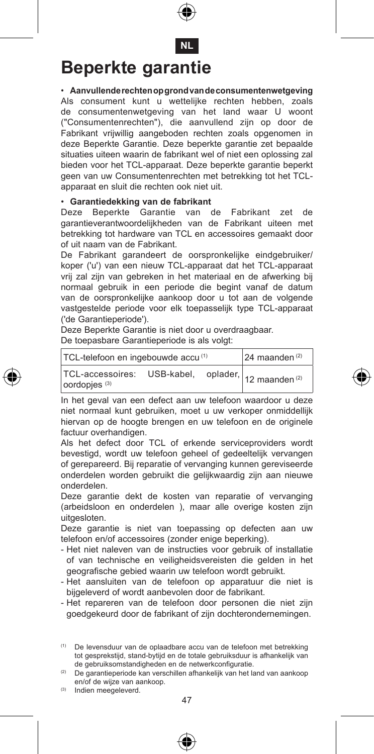NL

# Beperkte garantie

• **Aanvullende rechten op grond van de consumentenwetgeving**

Als consument kunt u wettelijke rechten hebben, zoals de consumentenwetgeving van het land waar U woont ("Consumentenrechten"), die aanvullend zijn op door de Fabrikant vrijwillig aangeboden rechten zoals opgenomen in deze Beperkte Garantie. Deze beperkte garantie zet bepaalde situaties uiteen waarin de fabrikant wel of niet een oplossing zal bieden voor het TCL-apparaat. Deze beperkte garantie beperkt geen van uw Consumentenrechten met betrekking tot het TCL-apparaat en sluit die rechten ook niet uit.

• **Garantiedekking van de fabrikant**

Deze Beperkte Garantie van de Fabrikant zet de garantieverantwoordelijkheden van de Fabrikant uiteen met betrekking tot hardware van TCL en accessoires gemaakt door of uit naam van de Fabrikant.

De Fabrikant garandeert de oorspronkelijke eindgebruiker/koper ('u') van een nieuw TCL-apparaat dat het TCL-apparaat vrij zal zijn van gebreken in het materiaal en de afwerking bij normaal gebruik in een periode die begint vanaf de datum van de oorspronkelijke aankoop door u tot aan de volgende vastgestelde periode voor elk toepasselijk type TCL-apparaat ('de Garantieperiode').

Deze Beperkte Garantie is niet door u overdraagbaar.

De toepasbare Garantieperiode is als volgt:

| TCL-telefoon en ingebouwde accu [(1)] | 24 maanden [(2)] |
|---|---|
| TCL-accessoires: USB-kabel, oplader, oordopjes [(3)] | 12 maanden [(2)] |

In het geval van een defect aan uw telefoon waardoor u deze niet normaal kunt gebruiken, moet u uw verkoper onmiddellijk hiervan op de hoogte brengen en uw telefoon en de originele factuur overhandigen.

Als het defect door TCL of erkende serviceproviders wordt bevestigd, wordt uw telefoon geheel of gedeeltelijk vervangen of gerepareerd. Bij reparatie of vervanging kunnen gereviseerde onderdelen worden gebruikt die gelijkwaardig zijn aan nieuwe onderdelen.

Deze garantie dekt de kosten van reparatie of vervanging (arbeidsloon en onderdelen ), maar alle overige kosten zijn uitgesloten.

Deze garantie is niet van toepassing op defecten aan uw telefoon en/of accessoires (zonder enige beperking).

- Het niet naleven van de instructies voor gebruik of installatie of van technische en veiligheidsvereisten die gelden in het geografische gebied waarin uw telefoon wordt gebruikt.
- Het aansluiten van de telefoon op apparatuur die niet is bijgeleverd of wordt aanbevolen door de fabrikant.
- Het repareren van de telefoon door personen die niet zijn goedgekeurd door de fabrikant of zijn dochterondernemingen.

[(1)] De levensduur van de oplaadbare accu van de telefoon met betrekking tot gesprekstijd, stand-bytijd en de totale gebruiksduur is afhankelijk van de gebruiksomstandigheden en de netwerkconfiguratie.

[(2)] De garantieperiode kan verschillen afhankelijk van het land van aankoop en/of de wijze van aankoop.

[(3)] Indien meegeleverd.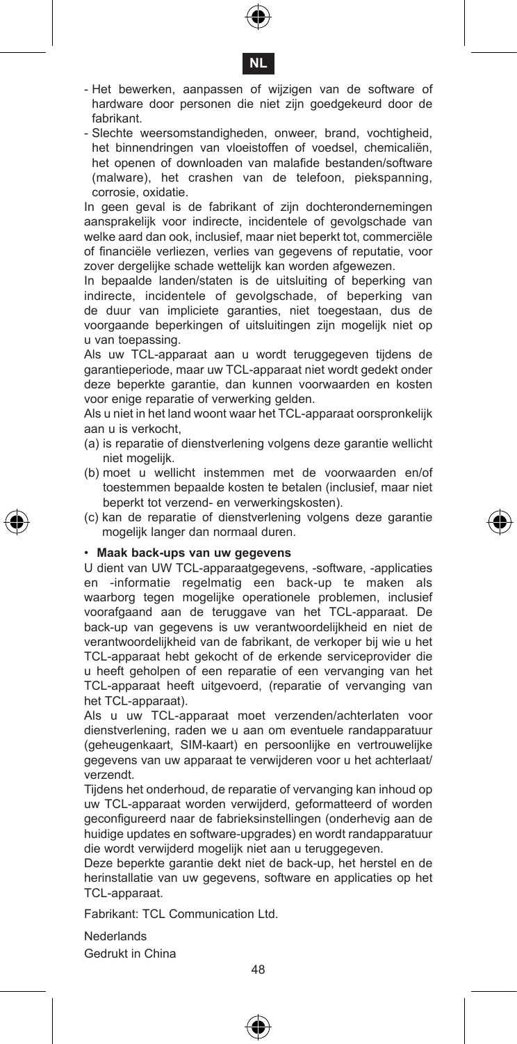- Het bewerken, aanpassen of wijzigen van de software of hardware door personen die niet zijn goedgekeurd door de fabrikant.
- Slechte weersomstandigheden, onweer, brand, vochtigheid, het binnendringen van vloeistoffen of voedsel, chemicaliën, het openen of downloaden van malafide bestanden/software (malware), het crashen van de telefoon, piekspanning, corrosie, oxidatie.

In geen geval is de fabrikant of zijn dochterondernemingen aansprakelijk voor indirecte, incidentele of gevolgschade van welke aard dan ook, inclusief, maar niet beperkt tot, commerciële of financiële verliezen, verlies van gegevens of reputatie, voor zover dergelijke schade wettelijk kan worden afgewezen.

In bepaalde landen/staten is de uitsluiting of beperking van indirecte, incidentele of gevolgschade, of beperking van de duur van impliciete garanties, niet toegestaan, dus de voorgaande beperkingen of uitsluitingen zijn mogelijk niet op u van toepassing.

Als uw TCL-apparaat aan u wordt teruggegeven tijdens de garantieperiode, maar uw TCL-apparaat niet wordt gedekt onder deze beperkte garantie, dan kunnen voorwaarden en kosten voor enige reparatie of verwerking gelden.

Als u niet in het land woont waar het TCL-apparaat oorspronkelijk aan u is verkocht,

(a) is reparatie of dienstverlening volgens deze garantie wellicht niet mogelijk.
(b) moet u wellicht instemmen met de voorwaarden en/of toestemmen bepaalde kosten te betalen (inclusief, maar niet beperkt tot verzend- en verwerkingskosten).
(c) kan de reparatie of dienstverlening volgens deze garantie mogelijk langer dan normaal duren.

- **Maak back-ups van uw gegevens**

U dient van UW TCL-apparaatgegevens, -software, -applicaties en -informatie regelmatig een back-up te maken als waarborg tegen mogelijke operationele problemen, inclusief voorafgaand aan de teruggave van het TCL-apparaat. De back-up van gegevens is uw verantwoordelijkheid en niet de verantwoordelijkheid van de fabrikant, de verkoper bij wie u het TCL-apparaat hebt gekocht of de erkende serviceprovider die u heeft geholpen of een reparatie of een vervanging van het TCL-apparaat heeft uitgevoerd, (reparatie of vervanging van het TCL-apparaat).

Als u uw TCL-apparaat moet verzenden/achterlaten voor dienstverlening, raden we u aan om eventuele randapparatuur (geheugenkaart, SIM-kaart) en persoonlijke en vertrouwelijke gegevens van uw apparaat te verwijderen voor u het achterlaat/verzendt.

Tijdens het onderhoud, de reparatie of vervanging kan inhoud op uw TCL-apparaat worden verwijderd, geformatteerd of worden geconfigureerd naar de fabrieksinstellingen (onderhevig aan de huidige updates en software-upgrades) en wordt randapparatuur die wordt verwijderd mogelijk niet aan u teruggegeven.

Deze beperkte garantie dekt niet de back-up, het herstel en de herinstallatie van uw gegevens, software en applicaties op het TCL-apparaat.

Fabrikant: TCL Communication Ltd.

Nederlands
Gedrukt in China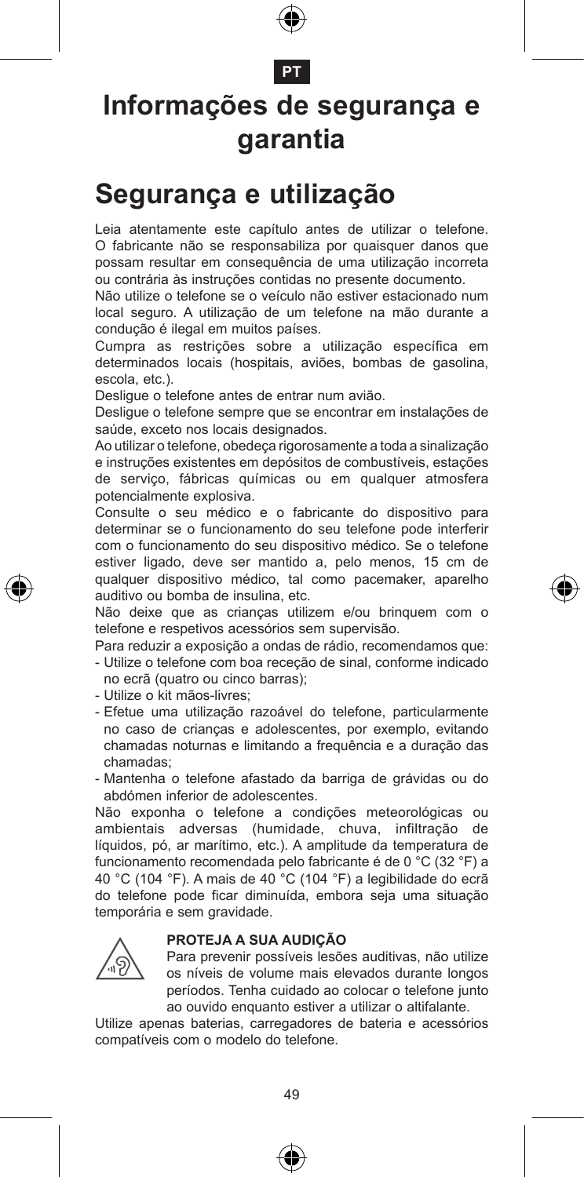PT

# Informações de segurança e garantia

# Segurança e utilização

Leia atentamente este capítulo antes de utilizar o telefone. O fabricante não se responsabiliza por quaisquer danos que possam resultar em consequência de uma utilização incorreta ou contrária às instruções contidas no presente documento.

Não utilize o telefone se o veículo não estiver estacionado num local seguro. A utilização de um telefone na mão durante a condução é ilegal em muitos países.

Cumpra as restrições sobre a utilização específica em determinados locais (hospitais, aviões, bombas de gasolina, escola, etc.).

Desligue o telefone antes de entrar num avião.

Desligue o telefone sempre que se encontrar em instalações de saúde, exceto nos locais designados.

Ao utilizar o telefone, obedeça rigorosamente a toda a sinalização e instruções existentes em depósitos de combustíveis, estações de serviço, fábricas químicas ou em qualquer atmosfera potencialmente explosiva.

Consulte o seu médico e o fabricante do dispositivo para determinar se o funcionamento do seu telefone pode interferir com o funcionamento do seu dispositivo médico. Se o telefone estiver ligado, deve ser mantido a, pelo menos, 15 cm de qualquer dispositivo médico, tal como pacemaker, aparelho auditivo ou bomba de insulina, etc.

Não deixe que as crianças utilizem e/ou brinquem com o telefone e respetivos acessórios sem supervisão.

Para reduzir a exposição a ondas de rádio, recomendamos que:

- Utilize o telefone com boa receção de sinal, conforme indicado no ecrã (quatro ou cinco barras);
- Utilize o kit mãos-livres;
- Efetue uma utilização razoável do telefone, particularmente no caso de crianças e adolescentes, por exemplo, evitando chamadas noturnas e limitando a frequência e a duração das chamadas;
- Mantenha o telefone afastado da barriga de grávidas ou do abdómen inferior de adolescentes.

Não exponha o telefone a condições meteorológicas ou ambientais adversas (humidade, chuva, infiltração de líquidos, pó, ar marítimo, etc.). A amplitude da temperatura de funcionamento recomendada pelo fabricante é de 0 °C (32 °F) a 40 °C (104 °F). A mais de 40 °C (104 °F) a legibilidade do ecrã do telefone pode ficar diminuída, embora seja uma situação temporária e sem gravidade.

**PROTEJA A SUA AUDIÇÃO**

Para prevenir possíveis lesões auditivas, não utilize os níveis de volume mais elevados durante longos períodos. Tenha cuidado ao colocar o telefone junto ao ouvido enquanto estiver a utilizar o altifalante.

Utilize apenas baterias, carregadores de bateria e acessórios compatíveis com o modelo do telefone.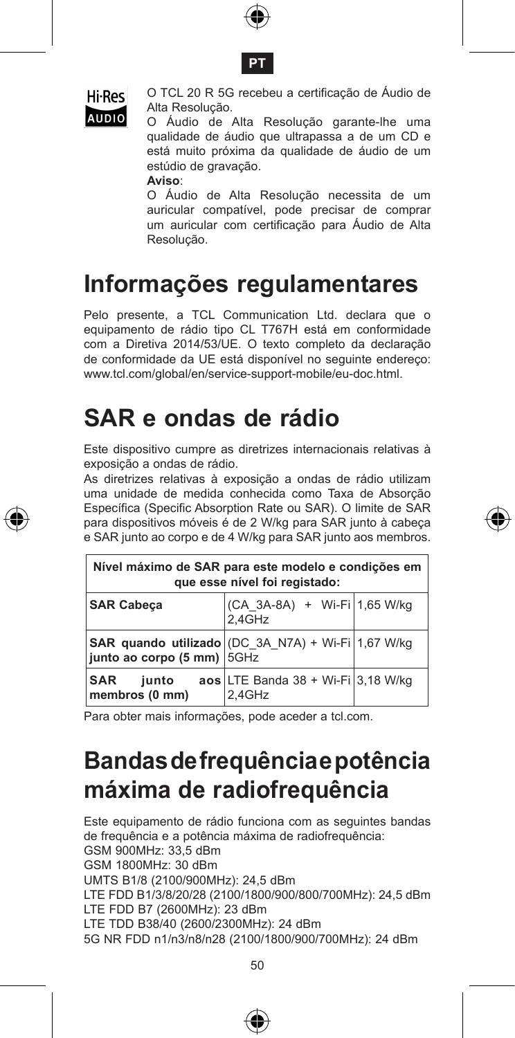O TCL 20 R 5G recebeu a certificação de Áudio de Alta Resolução.

O Áudio de Alta Resolução garante-lhe uma qualidade de áudio que ultrapassa a de um CD e está muito próxima da qualidade de áudio de um estúdio de gravação.

**Aviso**:

O Áudio de Alta Resolução necessita de um auricular compatível, pode precisar de comprar um auricular com certificação para Áudio de Alta Resolução.

# Informações regulamentares

Pelo presente, a TCL Communication Ltd. declara que o equipamento de rádio tipo CL T767H está em conformidade com a Diretiva 2014/53/UE. O texto completo da declaração de conformidade da UE está disponível no seguinte endereço: www.tcl.com/global/en/service-support-mobile/eu-doc.html.

# SAR e ondas de rádio

Este dispositivo cumpre as diretrizes internacionais relativas à exposição a ondas de rádio.

As diretrizes relativas à exposição a ondas de rádio utilizam uma unidade de medida conhecida como Taxa de Absorção Específica (Specific Absorption Rate ou SAR). O limite de SAR para dispositivos móveis é de 2 W/kg para SAR junto à cabeça e SAR junto ao corpo e de 4 W/kg para SAR junto aos membros.

| **Nível máximo de SAR para este modelo e condições em que esse nível foi registado:** | | |
|---|---|---|
| **SAR Cabeça** | (CA_3A-8A) + Wi-Fi 2,4GHz | 1,65 W/kg |
| **SAR quando utilizado junto ao corpo (5 mm)** | (DC_3A_N7A) + Wi-Fi 5GHz | 1,67 W/kg |
| **SAR junto aos membros (0 mm)** | LTE Banda 38 + Wi-Fi 2,4GHz | 3,18 W/kg |

Para obter mais informações, pode aceder a tcl.com.

# Bandas de frequência e potência máxima de radiofrequência

Este equipamento de rádio funciona com as seguintes bandas de frequência e a potência máxima de radiofrequência:

GSM 900MHz: 33,5 dBm

GSM 1800MHz: 30 dBm

UMTS B1/8 (2100/900MHz): 24,5 dBm

LTE FDD B1/3/8/20/28 (2100/1800/900/800/700MHz): 24,5 dBm

LTE FDD B7 (2600MHz): 23 dBm

LTE TDD B38/40 (2600/2300MHz): 24 dBm

5G NR FDD n1/n3/n8/n28 (2100/1800/900/700MHz): 24 dBm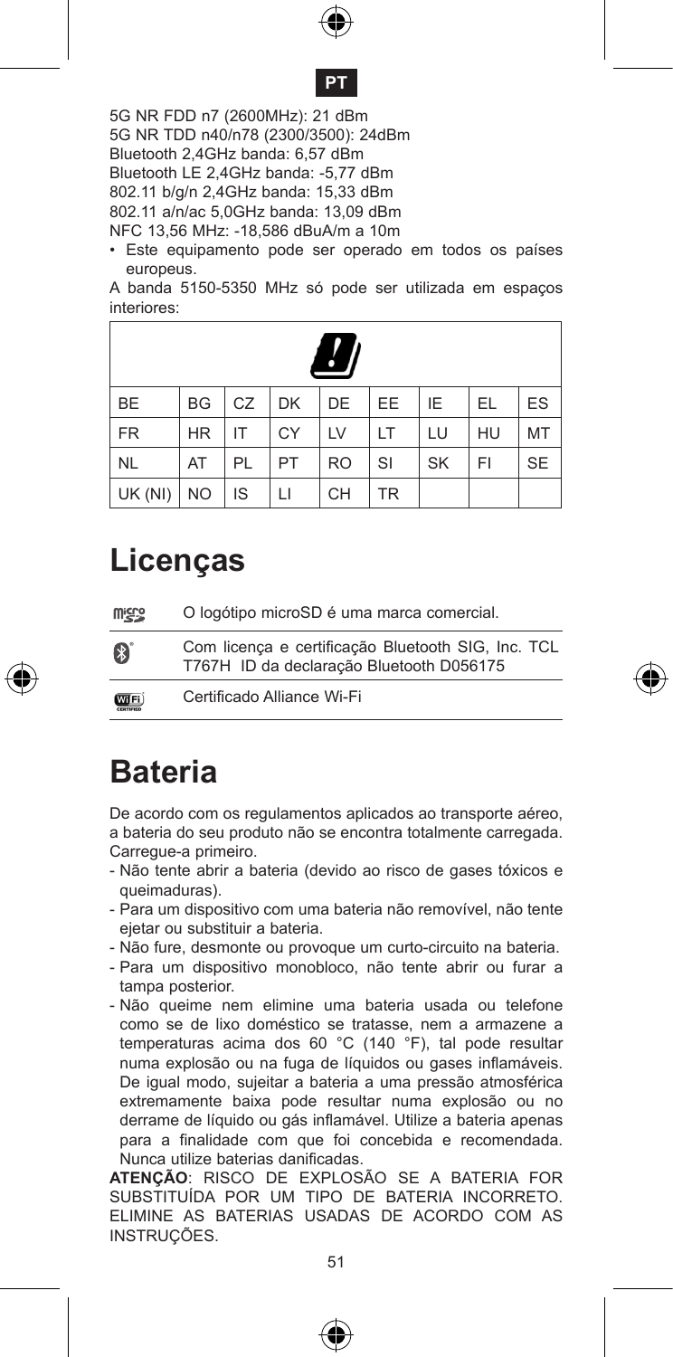5G NR FDD n7 (2600MHz): 21 dBm
5G NR TDD n40/n78 (2300/3500): 24dBm
Bluetooth 2,4GHz banda: 6,57 dBm
Bluetooth LE 2,4GHz banda: -5,77 dBm
802.11 b/g/n 2,4GHz banda: 15,33 dBm
802.11 a/n/ac 5,0GHz banda: 13,09 dBm
NFC 13,56 MHz: -18,586 dBuA/m a 10m

- Este equipamento pode ser operado em todos os países europeus.

A banda 5150-5350 MHz só pode ser utilizada em espaços interiores:

| BE | BG | CZ | DK | DE | EE | IE | EL | ES |
|---|---|---|---|---|---|---|---|---|
| FR | HR | IT | CY | LV | LT | LU | HU | MT |
| NL | AT | PL | PT | RO | SI | SK | FI | SE |
| UK (NI) | NO | IS | LI | CH | TR | | | |

# Licenças

| | |
|---|---|
| microSD | O logótipo microSD é uma marca comercial. |
| Bluetooth | Com licença e certificação Bluetooth SIG, Inc. TCL T767H ID da declaração Bluetooth D056175 |
| Wi-Fi | Certificado Alliance Wi-Fi |

# Bateria

De acordo com os regulamentos aplicados ao transporte aéreo, a bateria do seu produto não se encontra totalmente carregada. Carregue-a primeiro.

- Não tente abrir a bateria (devido ao risco de gases tóxicos e queimaduras).
- Para um dispositivo com uma bateria não removível, não tente ejetar ou substituir a bateria.
- Não fure, desmonte ou provoque um curto-circuito na bateria.
- Para um dispositivo monobloco, não tente abrir ou furar a tampa posterior.
- Não queime nem elimine uma bateria usada ou telefone como se de lixo doméstico se tratasse, nem a armazene a temperaturas acima dos 60 °C (140 °F), tal pode resultar numa explosão ou na fuga de líquidos ou gases inflamáveis. De igual modo, sujeitar a bateria a uma pressão atmosférica extremamente baixa pode resultar numa explosão ou no derrame de líquido ou gás inflamável. Utilize a bateria apenas para a finalidade com que foi concebida e recomendada. Nunca utilize baterias danificadas.

**ATENÇÃO**: RISCO DE EXPLOSÃO SE A BATERIA FOR SUBSTITUÍDA POR UM TIPO DE BATERIA INCORRETO. ELIMINE AS BATERIAS USADAS DE ACORDO COM AS INSTRUÇÕES.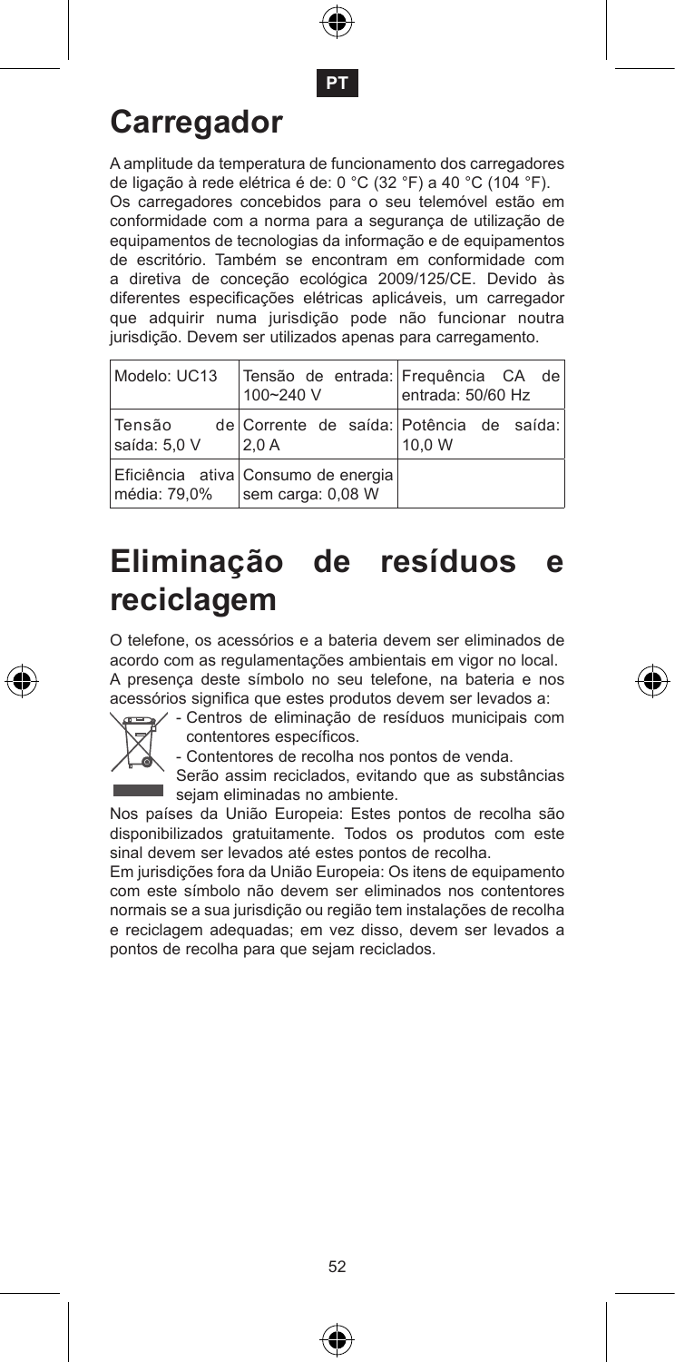PT

# Carregador

A amplitude da temperatura de funcionamento dos carregadores de ligação à rede elétrica é de: 0 °C (32 °F) a 40 °C (104 °F).
Os carregadores concebidos para o seu telemóvel estão em conformidade com a norma para a segurança de utilização de equipamentos de tecnologias da informação e de equipamentos de escritório. Também se encontram em conformidade com a diretiva de conceção ecológica 2009/125/CE. Devido às diferentes especificações elétricas aplicáveis, um carregador que adquirir numa jurisdição pode não funcionar noutra jurisdição. Devem ser utilizados apenas para carregamento.

| Modelo: UC13 | Tensão de entrada: 100~240 V | Frequência CA de entrada: 50/60 Hz |
|---|---|---|
| Tensão de saída: 5,0 V | Corrente de saída: 2,0 A | Potência de saída: 10,0 W |
| Eficiência ativa média: 79,0% | Consumo de energia sem carga: 0,08 W | |

# Eliminação de resíduos e reciclagem

O telefone, os acessórios e a bateria devem ser eliminados de acordo com as regulamentações ambientais em vigor no local.
A presença deste símbolo no seu telefone, na bateria e nos acessórios significa que estes produtos devem ser levados a:

- Centros de eliminação de resíduos municipais com contentores específicos.
- Contentores de recolha nos pontos de venda.

Serão assim reciclados, evitando que as substâncias sejam eliminadas no ambiente.

Nos países da União Europeia: Estes pontos de recolha são disponibilizados gratuitamente. Todos os produtos com este sinal devem ser levados até estes pontos de recolha.
Em jurisdições fora da União Europeia: Os itens de equipamento com este símbolo não devem ser eliminados nos contentores normais se a sua jurisdição ou região tem instalações de recolha e reciclagem adequadas; em vez disso, devem ser levados a pontos de recolha para que sejam reciclados.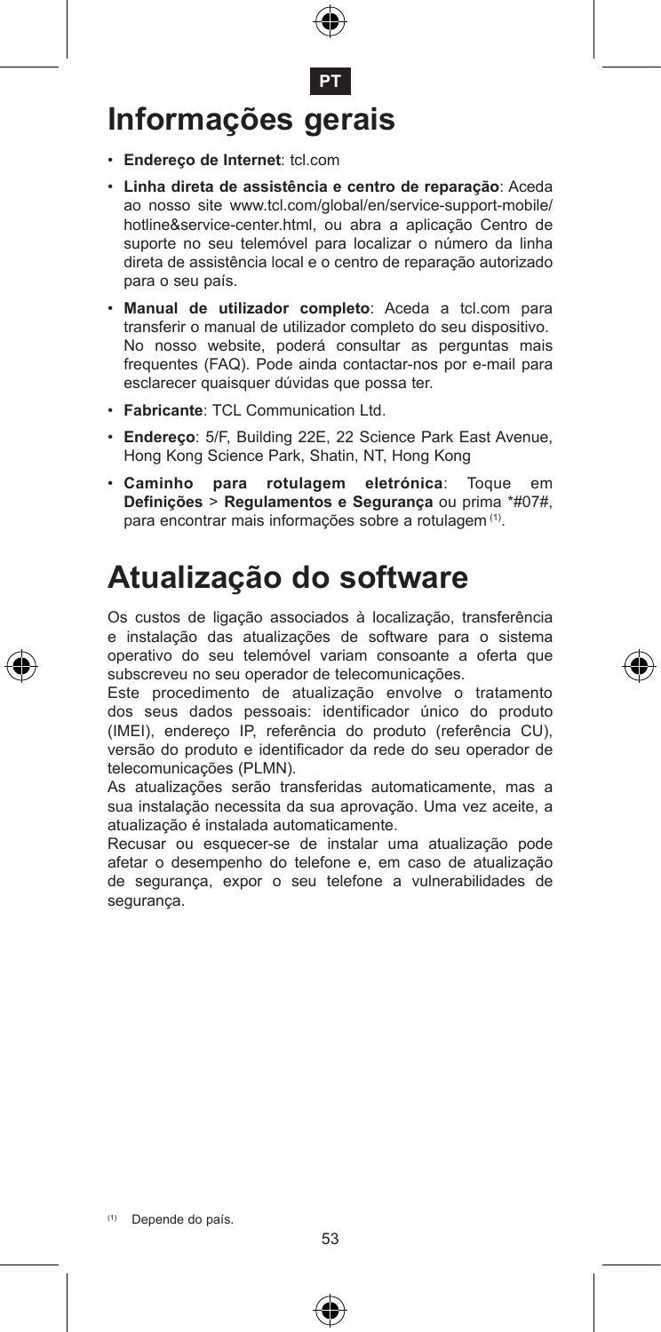PT

# Informações gerais

- **Endereço de Internet**: tcl.com
- **Linha direta de assistência e centro de reparação**: Aceda ao nosso site www.tcl.com/global/en/service-support-mobile/hotline&service-center.html, ou abra a aplicação Centro de suporte no seu telemóvel para localizar o número da linha direta de assistência local e o centro de reparação autorizado para o seu país.
- **Manual de utilizador completo**: Aceda a tcl.com para transferir o manual de utilizador completo do seu dispositivo. No nosso website, poderá consultar as perguntas mais frequentes (FAQ). Pode ainda contactar-nos por e-mail para esclarecer quaisquer dúvidas que possa ter.
- **Fabricante**: TCL Communication Ltd.
- **Endereço**: 5/F, Building 22E, 22 Science Park East Avenue, Hong Kong Science Park, Shatin, NT, Hong Kong
- **Caminho para rotulagem eletrónica**: Toque em **Definições** > **Regulamentos e Segurança** ou prima *#07#, para encontrar mais informações sobre a rotulagem [(1)].

# Atualização do software

Os custos de ligação associados à localização, transferência e instalação das atualizações de software para o sistema operativo do seu telemóvel variam consoante a oferta que subscreveu no seu operador de telecomunicações.

Este procedimento de atualização envolve o tratamento dos seus dados pessoais: identificador único do produto (IMEI), endereço IP, referência do produto (referência CU), versão do produto e identificador da rede do seu operador de telecomunicações (PLMN).

As atualizações serão transferidas automaticamente, mas a sua instalação necessita da sua aprovação. Uma vez aceite, a atualização é instalada automaticamente.

Recusar ou esquecer-se de instalar uma atualização pode afetar o desempenho do telefone e, em caso de atualização de segurança, expor o seu telefone a vulnerabilidades de segurança.

[(1)] Depende do país.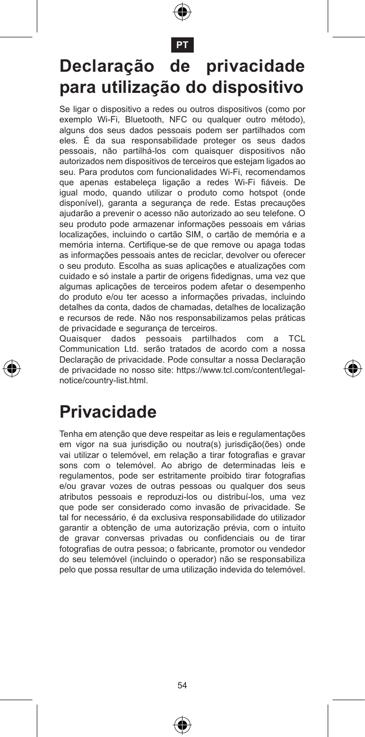# Declaração de privacidade para utilização do dispositivo

Se ligar o dispositivo a redes ou outros dispositivos (como por exemplo Wi-Fi, Bluetooth, NFC ou qualquer outro método), alguns dos seus dados pessoais podem ser partilhados com eles. É da sua responsabilidade proteger os seus dados pessoais, não partilhá-los com quaisquer dispositivos não autorizados nem dispositivos de terceiros que estejam ligados ao seu. Para produtos com funcionalidades Wi-Fi, recomendamos que apenas estabeleça ligação a redes Wi-Fi fiáveis. De igual modo, quando utilizar o produto como hotspot (onde disponível), garanta a segurança de rede. Estas precauções ajudarão a prevenir o acesso não autorizado ao seu telefone. O seu produto pode armazenar informações pessoais em várias localizações, incluindo o cartão SIM, o cartão de memória e a memória interna. Certifique-se de que remove ou apaga todas as informações pessoais antes de reciclar, devolver ou oferecer o seu produto. Escolha as suas aplicações e atualizações com cuidado e só instale a partir de origens fidedignas, uma vez que algumas aplicações de terceiros podem afetar o desempenho do produto e/ou ter acesso a informações privadas, incluindo detalhes da conta, dados de chamadas, detalhes de localização e recursos de rede. Não nos responsabilizamos pelas práticas de privacidade e segurança de terceiros.

Quaisquer dados pessoais partilhados com a TCL Communication Ltd. serão tratados de acordo com a nossa Declaração de privacidade. Pode consultar a nossa Declaração de privacidade no nosso site: https://www.tcl.com/content/legal-notice/country-list.html.

# Privacidade

Tenha em atenção que deve respeitar as leis e regulamentações em vigor na sua jurisdição ou noutra(s) jurisdição(ões) onde vai utilizar o telemóvel, em relação a tirar fotografias e gravar sons com o telemóvel. Ao abrigo de determinadas leis e regulamentos, pode ser estritamente proibido tirar fotografias e/ou gravar vozes de outras pessoas ou qualquer dos seus atributos pessoais e reproduzi-los ou distribuí-los, uma vez que pode ser considerado como invasão de privacidade. Se tal for necessário, é da exclusiva responsabilidade do utilizador garantir a obtenção de uma autorização prévia, com o intuito de gravar conversas privadas ou confidenciais ou de tirar fotografias de outra pessoa; o fabricante, promotor ou vendedor do seu telemóvel (incluindo o operador) não se responsabiliza pelo que possa resultar de uma utilização indevida do telemóvel.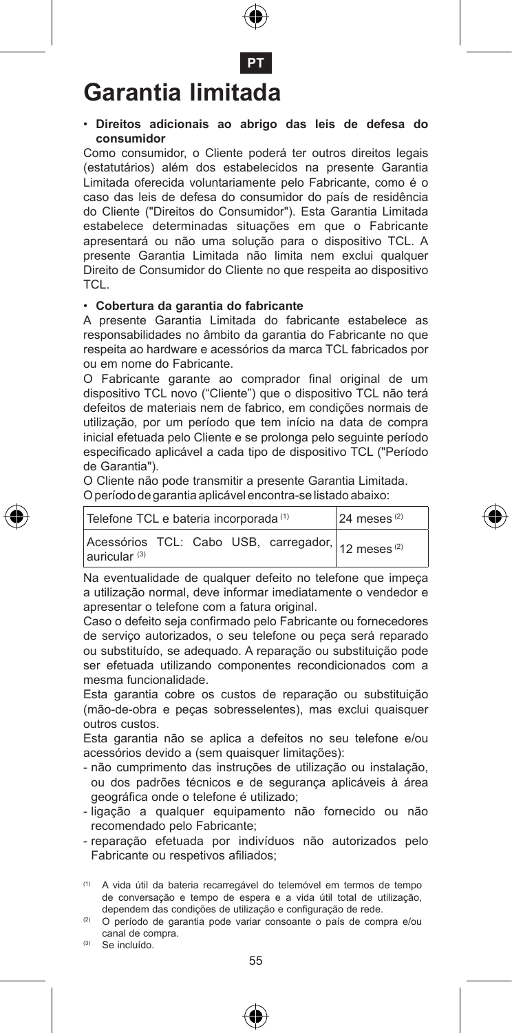PT

# Garantia limitada

- **Direitos adicionais ao abrigo das leis de defesa do consumidor**

Como consumidor, o Cliente poderá ter outros direitos legais (estatutários) além dos estabelecidos na presente Garantia Limitada oferecida voluntariamente pelo Fabricante, como é o caso das leis de defesa do consumidor do país de residência do Cliente ("Direitos do Consumidor"). Esta Garantia Limitada estabelece determinadas situações em que o Fabricante apresentará ou não uma solução para o dispositivo TCL. A presente Garantia Limitada não limita nem exclui qualquer Direito de Consumidor do Cliente no que respeita ao dispositivo TCL.

- **Cobertura da garantia do fabricante**

A presente Garantia Limitada do fabricante estabelece as responsabilidades no âmbito da garantia do Fabricante no que respeita ao hardware e acessórios da marca TCL fabricados por ou em nome do Fabricante.

O Fabricante garante ao comprador final original de um dispositivo TCL novo ("Cliente") que o dispositivo TCL não terá defeitos de materiais nem de fabrico, em condições normais de utilização, por um período que tem início na data de compra inicial efetuada pelo Cliente e se prolonga pelo seguinte período especificado aplicável a cada tipo de dispositivo TCL ("Período de Garantia").

O Cliente não pode transmitir a presente Garantia Limitada.

O período de garantia aplicável encontra-se listado abaixo:

| Telefone TCL e bateria incorporada [1] | 24 meses [2] |
|---|---|
| Acessórios TCL: Cabo USB, carregador, auricular [3] | 12 meses [2] |

Na eventualidade de qualquer defeito no telefone que impeça a utilização normal, deve informar imediatamente o vendedor e apresentar o telefone com a fatura original.

Caso o defeito seja confirmado pelo Fabricante ou fornecedores de serviço autorizados, o seu telefone ou peça será reparado ou substituído, se adequado. A reparação ou substituição pode ser efetuada utilizando componentes recondicionados com a mesma funcionalidade.

Esta garantia cobre os custos de reparação ou substituição (mão-de-obra e peças sobresselentes), mas exclui quaisquer outros custos.

Esta garantia não se aplica a defeitos no seu telefone e/ou acessórios devido a (sem quaisquer limitações):

- não cumprimento das instruções de utilização ou instalação, ou dos padrões técnicos e de segurança aplicáveis à área geográfica onde o telefone é utilizado;
- ligação a qualquer equipamento não fornecido ou não recomendado pelo Fabricante;
- reparação efetuada por indivíduos não autorizados pelo Fabricante ou respetivos afiliados;

[1] A vida útil da bateria recarregável do telemóvel em termos de tempo de conversação e tempo de espera e a vida útil total de utilização, dependem das condições de utilização e configuração de rede.

[2] O período de garantia pode variar consoante o país de compra e/ou canal de compra.

[3] Se incluído.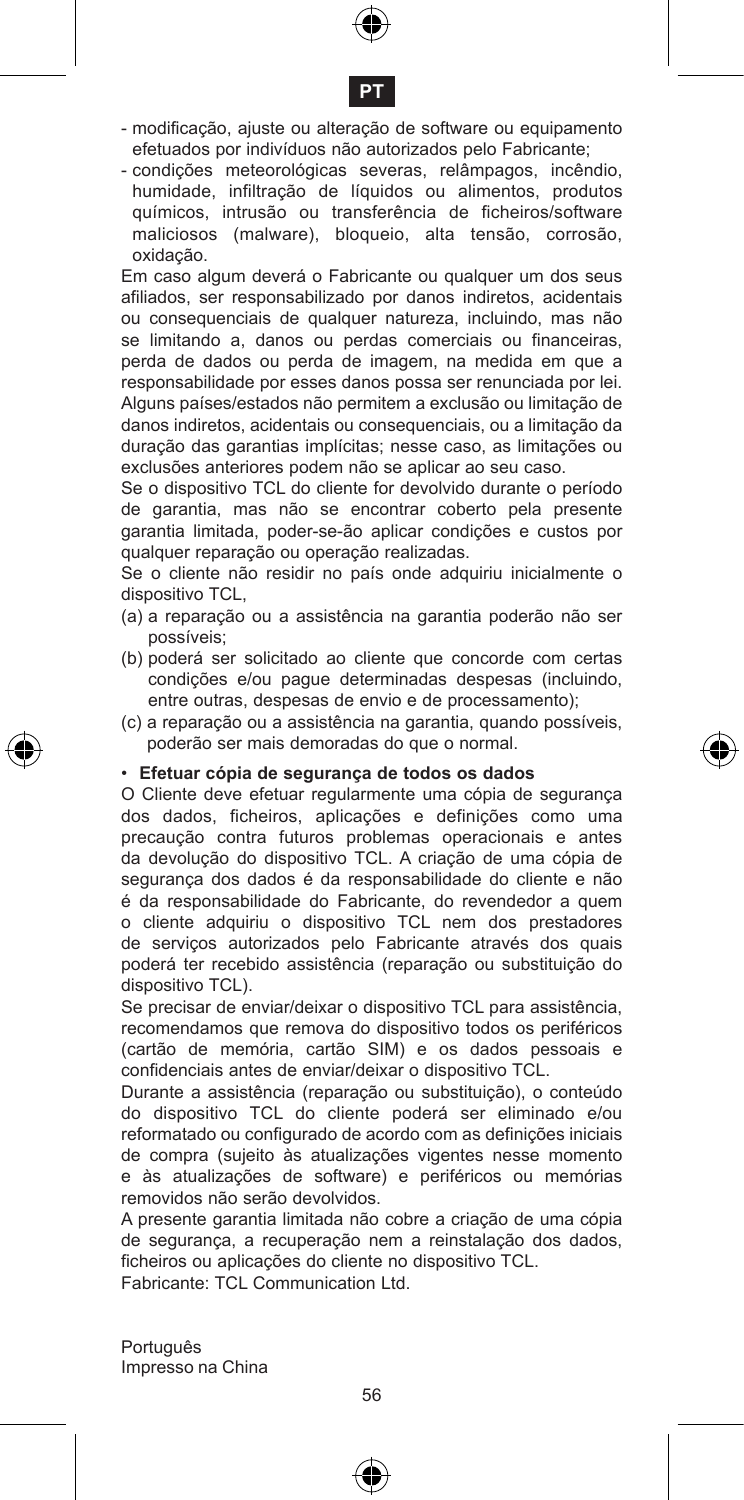- modificação, ajuste ou alteração de software ou equipamento efetuados por indivíduos não autorizados pelo Fabricante;
- condições meteorológicas severas, relâmpagos, incêndio, humidade, infiltração de líquidos ou alimentos, produtos químicos, intrusão ou transferência de ficheiros/software maliciosos (malware), bloqueio, alta tensão, corrosão, oxidação.

Em caso algum deverá o Fabricante ou qualquer um dos seus afiliados, ser responsabilizado por danos indiretos, acidentais ou consequenciais de qualquer natureza, incluindo, mas não se limitando a, danos ou perdas comerciais ou financeiras, perda de dados ou perda de imagem, na medida em que a responsabilidade por esses danos possa ser renunciada por lei. Alguns países/estados não permitem a exclusão ou limitação de danos indiretos, acidentais ou consequenciais, ou a limitação da duração das garantias implícitas; nesse caso, as limitações ou exclusões anteriores podem não se aplicar ao seu caso.

Se o dispositivo TCL do cliente for devolvido durante o período de garantia, mas não se encontrar coberto pela presente garantia limitada, poder-se-ão aplicar condições e custos por qualquer reparação ou operação realizadas.

Se o cliente não residir no país onde adquiriu inicialmente o dispositivo TCL,

(a) a reparação ou a assistência na garantia poderão não ser possíveis;
(b) poderá ser solicitado ao cliente que concorde com certas condições e/ou pague determinadas despesas (incluindo, entre outras, despesas de envio e de processamento);
(c) a reparação ou a assistência na garantia, quando possíveis, poderão ser mais demoradas do que o normal.

- **Efetuar cópia de segurança de todos os dados**

O Cliente deve efetuar regularmente uma cópia de segurança dos dados, ficheiros, aplicações e definições como uma precaução contra futuros problemas operacionais e antes da devolução do dispositivo TCL. A criação de uma cópia de segurança dos dados é da responsabilidade do cliente e não é da responsabilidade do Fabricante, do revendedor a quem o cliente adquiriu o dispositivo TCL nem dos prestadores de serviços autorizados pelo Fabricante através dos quais poderá ter recebido assistência (reparação ou substituição do dispositivo TCL).

Se precisar de enviar/deixar o dispositivo TCL para assistência, recomendamos que remova do dispositivo todos os periféricos (cartão de memória, cartão SIM) e os dados pessoais e confidenciais antes de enviar/deixar o dispositivo TCL.

Durante a assistência (reparação ou substituição), o conteúdo do dispositivo TCL do cliente poderá ser eliminado e/ou reformatado ou configurado de acordo com as definições iniciais de compra (sujeito às atualizações vigentes nesse momento e às atualizações de software) e periféricos ou memórias removidos não serão devolvidos.

A presente garantia limitada não cobre a criação de uma cópia de segurança, a recuperação nem a reinstalação dos dados, ficheiros ou aplicações do cliente no dispositivo TCL.

Fabricante: TCL Communication Ltd.

Português
Impresso na China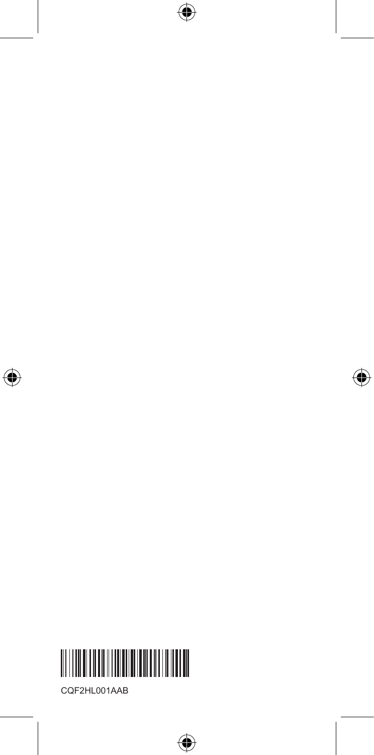CQF2HL001AAB